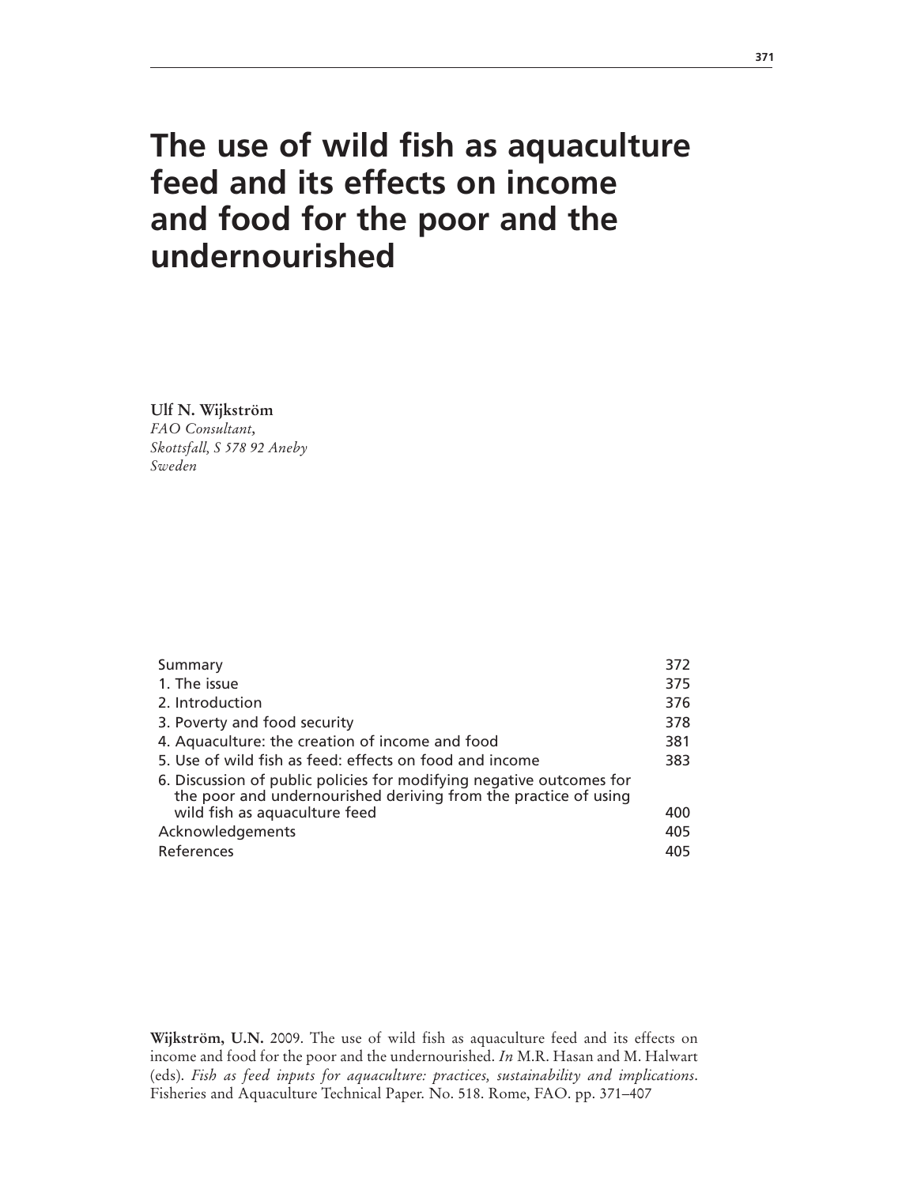# The use of wild fish as aquaculture feed and its effects on income and food for the poor and the undernourished

**Ulf N. Wijkström**
*FAO Consultant,*
*Skottsfall, S 578 92 Aneby*
*Sweden*

| | |
|---|---|
| Summary | 372 |
| 1. The issue | 375 |
| 2. Introduction | 376 |
| 3. Poverty and food security | 378 |
| 4. Aquaculture: the creation of income and food | 381 |
| 5. Use of wild fish as feed: effects on food and income | 383 |
| 6. Discussion of public policies for modifying negative outcomes for the poor and undernourished deriving from the practice of using wild fish as aquaculture feed | 400 |
| Acknowledgements | 405 |
| References | 405 |

**Wijkström, U.N.** 2009. The use of wild fish as aquaculture feed and its effects on income and food for the poor and the undernourished. *In* M.R. Hasan and M. Halwart (eds). *Fish as feed inputs for aquaculture: practices, sustainability and implications*. Fisheries and Aquaculture Technical Paper. No. 518. Rome, FAO. pp. 371–407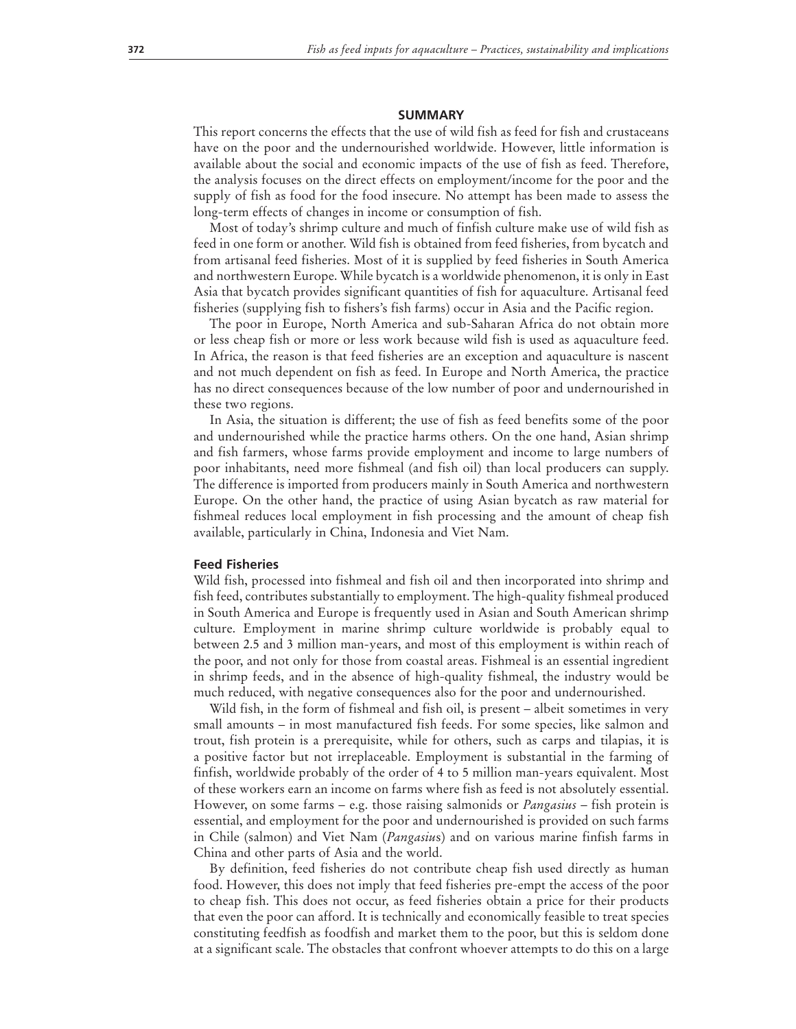## SUMMARY

This report concerns the effects that the use of wild fish as feed for fish and crustaceans have on the poor and the undernourished worldwide. However, little information is available about the social and economic impacts of the use of fish as feed. Therefore, the analysis focuses on the direct effects on employment/income for the poor and the supply of fish as food for the food insecure. No attempt has been made to assess the long-term effects of changes in income or consumption of fish.

Most of today's shrimp culture and much of finfish culture make use of wild fish as feed in one form or another. Wild fish is obtained from feed fisheries, from bycatch and from artisanal feed fisheries. Most of it is supplied by feed fisheries in South America and northwestern Europe. While bycatch is a worldwide phenomenon, it is only in East Asia that bycatch provides significant quantities of fish for aquaculture. Artisanal feed fisheries (supplying fish to fishers's fish farms) occur in Asia and the Pacific region.

The poor in Europe, North America and sub-Saharan Africa do not obtain more or less cheap fish or more or less work because wild fish is used as aquaculture feed. In Africa, the reason is that feed fisheries are an exception and aquaculture is nascent and not much dependent on fish as feed. In Europe and North America, the practice has no direct consequences because of the low number of poor and undernourished in these two regions.

In Asia, the situation is different; the use of fish as feed benefits some of the poor and undernourished while the practice harms others. On the one hand, Asian shrimp and fish farmers, whose farms provide employment and income to large numbers of poor inhabitants, need more fishmeal (and fish oil) than local producers can supply. The difference is imported from producers mainly in South America and northwestern Europe. On the other hand, the practice of using Asian bycatch as raw material for fishmeal reduces local employment in fish processing and the amount of cheap fish available, particularly in China, Indonesia and Viet Nam.

### Feed Fisheries

Wild fish, processed into fishmeal and fish oil and then incorporated into shrimp and fish feed, contributes substantially to employment. The high-quality fishmeal produced in South America and Europe is frequently used in Asian and South American shrimp culture. Employment in marine shrimp culture worldwide is probably equal to between 2.5 and 3 million man-years, and most of this employment is within reach of the poor, and not only for those from coastal areas. Fishmeal is an essential ingredient in shrimp feeds, and in the absence of high-quality fishmeal, the industry would be much reduced, with negative consequences also for the poor and undernourished.

Wild fish, in the form of fishmeal and fish oil, is present – albeit sometimes in very small amounts – in most manufactured fish feeds. For some species, like salmon and trout, fish protein is a prerequisite, while for others, such as carps and tilapias, it is a positive factor but not irreplaceable. Employment is substantial in the farming of finfish, worldwide probably of the order of 4 to 5 million man-years equivalent. Most of these workers earn an income on farms where fish as feed is not absolutely essential. However, on some farms – e.g. those raising salmonids or *Pangasius* – fish protein is essential, and employment for the poor and undernourished is provided on such farms in Chile (salmon) and Viet Nam (*Pangasius*) and on various marine finfish farms in China and other parts of Asia and the world.

By definition, feed fisheries do not contribute cheap fish used directly as human food. However, this does not imply that feed fisheries pre-empt the access of the poor to cheap fish. This does not occur, as feed fisheries obtain a price for their products that even the poor can afford. It is technically and economically feasible to treat species constituting feedfish as foodfish and market them to the poor, but this is seldom done at a significant scale. The obstacles that confront whoever attempts to do this on a large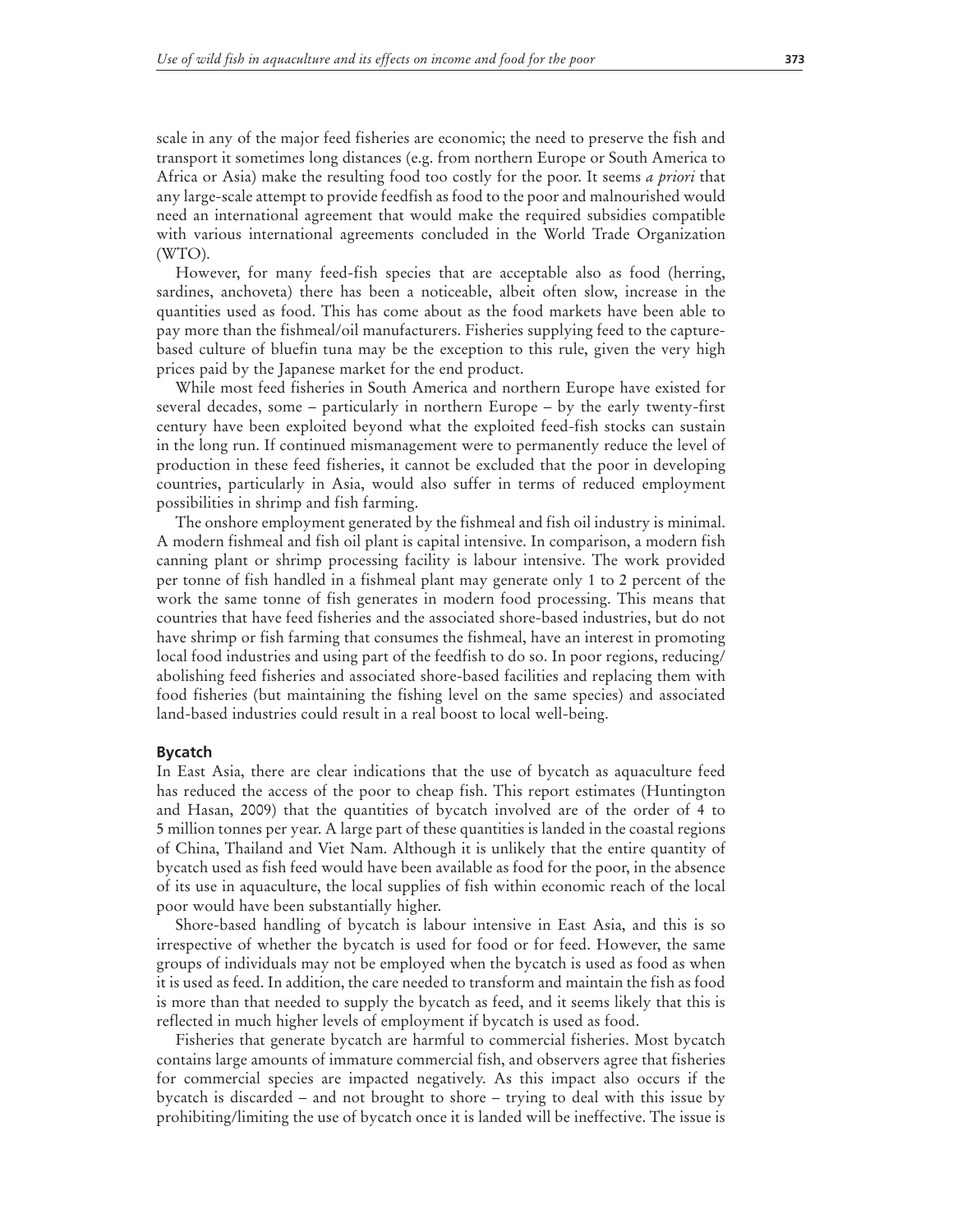scale in any of the major feed fisheries are economic; the need to preserve the fish and transport it sometimes long distances (e.g. from northern Europe or South America to Africa or Asia) make the resulting food too costly for the poor. It seems *a priori* that any large-scale attempt to provide feedfish as food to the poor and malnourished would need an international agreement that would make the required subsidies compatible with various international agreements concluded in the World Trade Organization (WTO).

However, for many feed-fish species that are acceptable also as food (herring, sardines, anchoveta) there has been a noticeable, albeit often slow, increase in the quantities used as food. This has come about as the food markets have been able to pay more than the fishmeal/oil manufacturers. Fisheries supplying feed to the capture-based culture of bluefin tuna may be the exception to this rule, given the very high prices paid by the Japanese market for the end product.

While most feed fisheries in South America and northern Europe have existed for several decades, some – particularly in northern Europe – by the early twenty-first century have been exploited beyond what the exploited feed-fish stocks can sustain in the long run. If continued mismanagement were to permanently reduce the level of production in these feed fisheries, it cannot be excluded that the poor in developing countries, particularly in Asia, would also suffer in terms of reduced employment possibilities in shrimp and fish farming.

The onshore employment generated by the fishmeal and fish oil industry is minimal. A modern fishmeal and fish oil plant is capital intensive. In comparison, a modern fish canning plant or shrimp processing facility is labour intensive. The work provided per tonne of fish handled in a fishmeal plant may generate only 1 to 2 percent of the work the same tonne of fish generates in modern food processing. This means that countries that have feed fisheries and the associated shore-based industries, but do not have shrimp or fish farming that consumes the fishmeal, have an interest in promoting local food industries and using part of the feedfish to do so. In poor regions, reducing/abolishing feed fisheries and associated shore-based facilities and replacing them with food fisheries (but maintaining the fishing level on the same species) and associated land-based industries could result in a real boost to local well-being.

### Bycatch

In East Asia, there are clear indications that the use of bycatch as aquaculture feed has reduced the access of the poor to cheap fish. This report estimates (Huntington and Hasan, 2009) that the quantities of bycatch involved are of the order of 4 to 5 million tonnes per year. A large part of these quantities is landed in the coastal regions of China, Thailand and Viet Nam. Although it is unlikely that the entire quantity of bycatch used as fish feed would have been available as food for the poor, in the absence of its use in aquaculture, the local supplies of fish within economic reach of the local poor would have been substantially higher.

Shore-based handling of bycatch is labour intensive in East Asia, and this is so irrespective of whether the bycatch is used for food or for feed. However, the same groups of individuals may not be employed when the bycatch is used as food as when it is used as feed. In addition, the care needed to transform and maintain the fish as food is more than that needed to supply the bycatch as feed, and it seems likely that this is reflected in much higher levels of employment if bycatch is used as food.

Fisheries that generate bycatch are harmful to commercial fisheries. Most bycatch contains large amounts of immature commercial fish, and observers agree that fisheries for commercial species are impacted negatively. As this impact also occurs if the bycatch is discarded – and not brought to shore – trying to deal with this issue by prohibiting/limiting the use of bycatch once it is landed will be ineffective. The issue is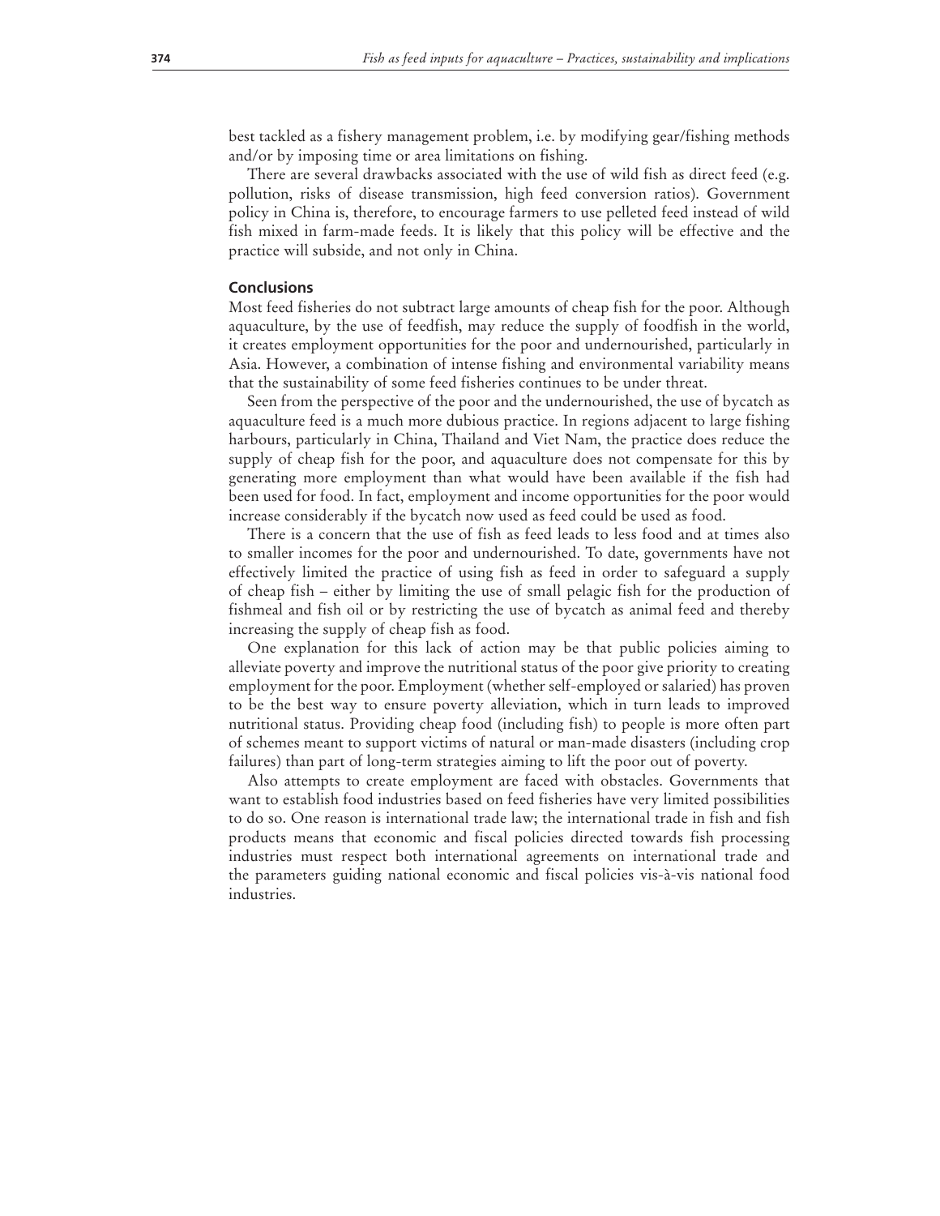best tackled as a fishery management problem, i.e. by modifying gear/fishing methods and/or by imposing time or area limitations on fishing.

There are several drawbacks associated with the use of wild fish as direct feed (e.g. pollution, risks of disease transmission, high feed conversion ratios). Government policy in China is, therefore, to encourage farmers to use pelleted feed instead of wild fish mixed in farm-made feeds. It is likely that this policy will be effective and the practice will subside, and not only in China.

## Conclusions

Most feed fisheries do not subtract large amounts of cheap fish for the poor. Although aquaculture, by the use of feedfish, may reduce the supply of foodfish in the world, it creates employment opportunities for the poor and undernourished, particularly in Asia. However, a combination of intense fishing and environmental variability means that the sustainability of some feed fisheries continues to be under threat.

Seen from the perspective of the poor and the undernourished, the use of bycatch as aquaculture feed is a much more dubious practice. In regions adjacent to large fishing harbours, particularly in China, Thailand and Viet Nam, the practice does reduce the supply of cheap fish for the poor, and aquaculture does not compensate for this by generating more employment than what would have been available if the fish had been used for food. In fact, employment and income opportunities for the poor would increase considerably if the bycatch now used as feed could be used as food.

There is a concern that the use of fish as feed leads to less food and at times also to smaller incomes for the poor and undernourished. To date, governments have not effectively limited the practice of using fish as feed in order to safeguard a supply of cheap fish – either by limiting the use of small pelagic fish for the production of fishmeal and fish oil or by restricting the use of bycatch as animal feed and thereby increasing the supply of cheap fish as food.

One explanation for this lack of action may be that public policies aiming to alleviate poverty and improve the nutritional status of the poor give priority to creating employment for the poor. Employment (whether self-employed or salaried) has proven to be the best way to ensure poverty alleviation, which in turn leads to improved nutritional status. Providing cheap food (including fish) to people is more often part of schemes meant to support victims of natural or man-made disasters (including crop failures) than part of long-term strategies aiming to lift the poor out of poverty.

Also attempts to create employment are faced with obstacles. Governments that want to establish food industries based on feed fisheries have very limited possibilities to do so. One reason is international trade law; the international trade in fish and fish products means that economic and fiscal policies directed towards fish processing industries must respect both international agreements on international trade and the parameters guiding national economic and fiscal policies vis-à-vis national food industries.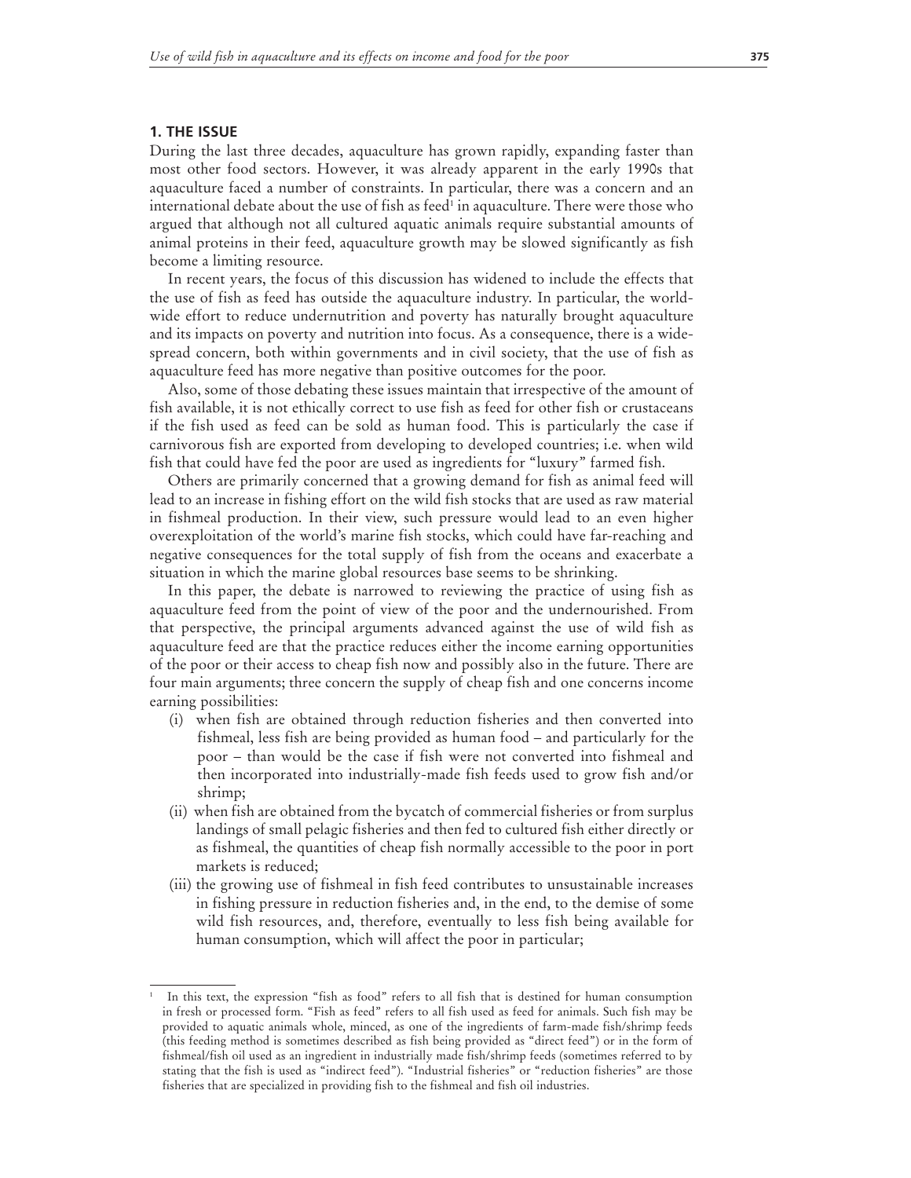## 1. THE ISSUE

During the last three decades, aquaculture has grown rapidly, expanding faster than most other food sectors. However, it was already apparent in the early 1990s that aquaculture faced a number of constraints. In particular, there was a concern and an international debate about the use of fish as feed[1] in aquaculture. There were those who argued that although not all cultured aquatic animals require substantial amounts of animal proteins in their feed, aquaculture growth may be slowed significantly as fish become a limiting resource.

In recent years, the focus of this discussion has widened to include the effects that the use of fish as feed has outside the aquaculture industry. In particular, the world-wide effort to reduce undernutrition and poverty has naturally brought aquaculture and its impacts on poverty and nutrition into focus. As a consequence, there is a wide-spread concern, both within governments and in civil society, that the use of fish as aquaculture feed has more negative than positive outcomes for the poor.

Also, some of those debating these issues maintain that irrespective of the amount of fish available, it is not ethically correct to use fish as feed for other fish or crustaceans if the fish used as feed can be sold as human food. This is particularly the case if carnivorous fish are exported from developing to developed countries; i.e. when wild fish that could have fed the poor are used as ingredients for "luxury" farmed fish.

Others are primarily concerned that a growing demand for fish as animal feed will lead to an increase in fishing effort on the wild fish stocks that are used as raw material in fishmeal production. In their view, such pressure would lead to an even higher overexploitation of the world's marine fish stocks, which could have far-reaching and negative consequences for the total supply of fish from the oceans and exacerbate a situation in which the marine global resources base seems to be shrinking.

In this paper, the debate is narrowed to reviewing the practice of using fish as aquaculture feed from the point of view of the poor and the undernourished. From that perspective, the principal arguments advanced against the use of wild fish as aquaculture feed are that the practice reduces either the income earning opportunities of the poor or their access to cheap fish now and possibly also in the future. There are four main arguments; three concern the supply of cheap fish and one concerns income earning possibilities:

- (i) when fish are obtained through reduction fisheries and then converted into fishmeal, less fish are being provided as human food – and particularly for the poor – than would be the case if fish were not converted into fishmeal and then incorporated into industrially-made fish feeds used to grow fish and/or shrimp;
- (ii) when fish are obtained from the bycatch of commercial fisheries or from surplus landings of small pelagic fisheries and then fed to cultured fish either directly or as fishmeal, the quantities of cheap fish normally accessible to the poor in port markets is reduced;
- (iii) the growing use of fishmeal in fish feed contributes to unsustainable increases in fishing pressure in reduction fisheries and, in the end, to the demise of some wild fish resources, and, therefore, eventually to less fish being available for human consumption, which will affect the poor in particular;

[1] In this text, the expression "fish as food" refers to all fish that is destined for human consumption in fresh or processed form. "Fish as feed" refers to all fish used as feed for animals. Such fish may be provided to aquatic animals whole, minced, as one of the ingredients of farm-made fish/shrimp feeds (this feeding method is sometimes described as fish being provided as "direct feed") or in the form of fishmeal/fish oil used as an ingredient in industrially made fish/shrimp feeds (sometimes referred to by stating that the fish is used as "indirect feed"). "Industrial fisheries" or "reduction fisheries" are those fisheries that are specialized in providing fish to the fishmeal and fish oil industries.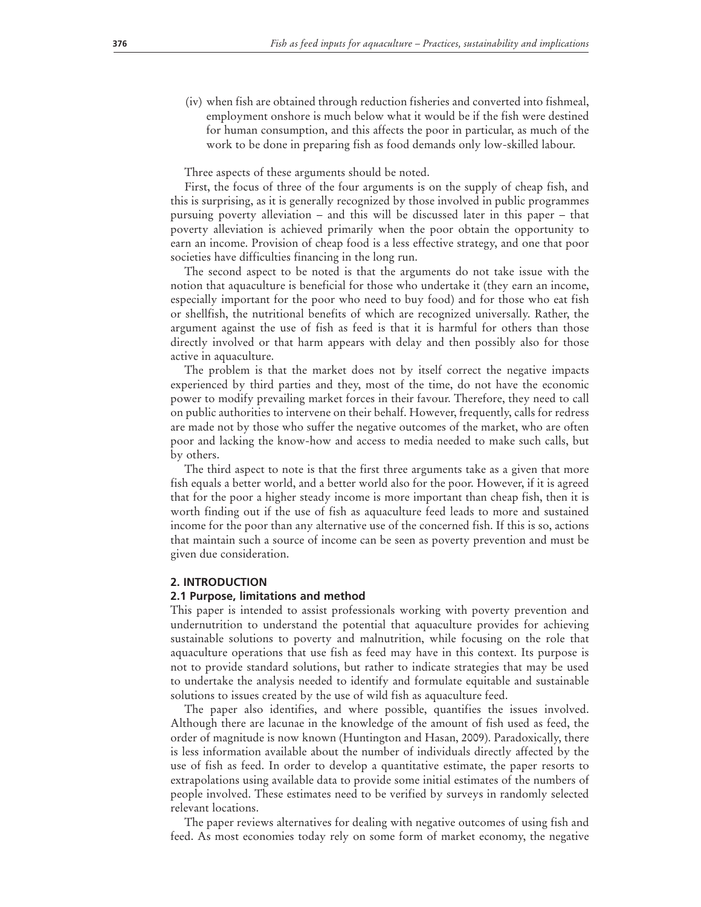(iv) when fish are obtained through reduction fisheries and converted into fishmeal, employment onshore is much below what it would be if the fish were destined for human consumption, and this affects the poor in particular, as much of the work to be done in preparing fish as food demands only low-skilled labour.

Three aspects of these arguments should be noted.

First, the focus of three of the four arguments is on the supply of cheap fish, and this is surprising, as it is generally recognized by those involved in public programmes pursuing poverty alleviation – and this will be discussed later in this paper – that poverty alleviation is achieved primarily when the poor obtain the opportunity to earn an income. Provision of cheap food is a less effective strategy, and one that poor societies have difficulties financing in the long run.

The second aspect to be noted is that the arguments do not take issue with the notion that aquaculture is beneficial for those who undertake it (they earn an income, especially important for the poor who need to buy food) and for those who eat fish or shellfish, the nutritional benefits of which are recognized universally. Rather, the argument against the use of fish as feed is that it is harmful for others than those directly involved or that harm appears with delay and then possibly also for those active in aquaculture.

The problem is that the market does not by itself correct the negative impacts experienced by third parties and they, most of the time, do not have the economic power to modify prevailing market forces in their favour. Therefore, they need to call on public authorities to intervene on their behalf. However, frequently, calls for redress are made not by those who suffer the negative outcomes of the market, who are often poor and lacking the know-how and access to media needed to make such calls, but by others.

The third aspect to note is that the first three arguments take as a given that more fish equals a better world, and a better world also for the poor. However, if it is agreed that for the poor a higher steady income is more important than cheap fish, then it is worth finding out if the use of fish as aquaculture feed leads to more and sustained income for the poor than any alternative use of the concerned fish. If this is so, actions that maintain such a source of income can be seen as poverty prevention and must be given due consideration.

## 2. INTRODUCTION

### 2.1 Purpose, limitations and method

This paper is intended to assist professionals working with poverty prevention and undernutrition to understand the potential that aquaculture provides for achieving sustainable solutions to poverty and malnutrition, while focusing on the role that aquaculture operations that use fish as feed may have in this context. Its purpose is not to provide standard solutions, but rather to indicate strategies that may be used to undertake the analysis needed to identify and formulate equitable and sustainable solutions to issues created by the use of wild fish as aquaculture feed.

The paper also identifies, and where possible, quantifies the issues involved. Although there are lacunae in the knowledge of the amount of fish used as feed, the order of magnitude is now known (Huntington and Hasan, 2009). Paradoxically, there is less information available about the number of individuals directly affected by the use of fish as feed. In order to develop a quantitative estimate, the paper resorts to extrapolations using available data to provide some initial estimates of the numbers of people involved. These estimates need to be verified by surveys in randomly selected relevant locations.

The paper reviews alternatives for dealing with negative outcomes of using fish and feed. As most economies today rely on some form of market economy, the negative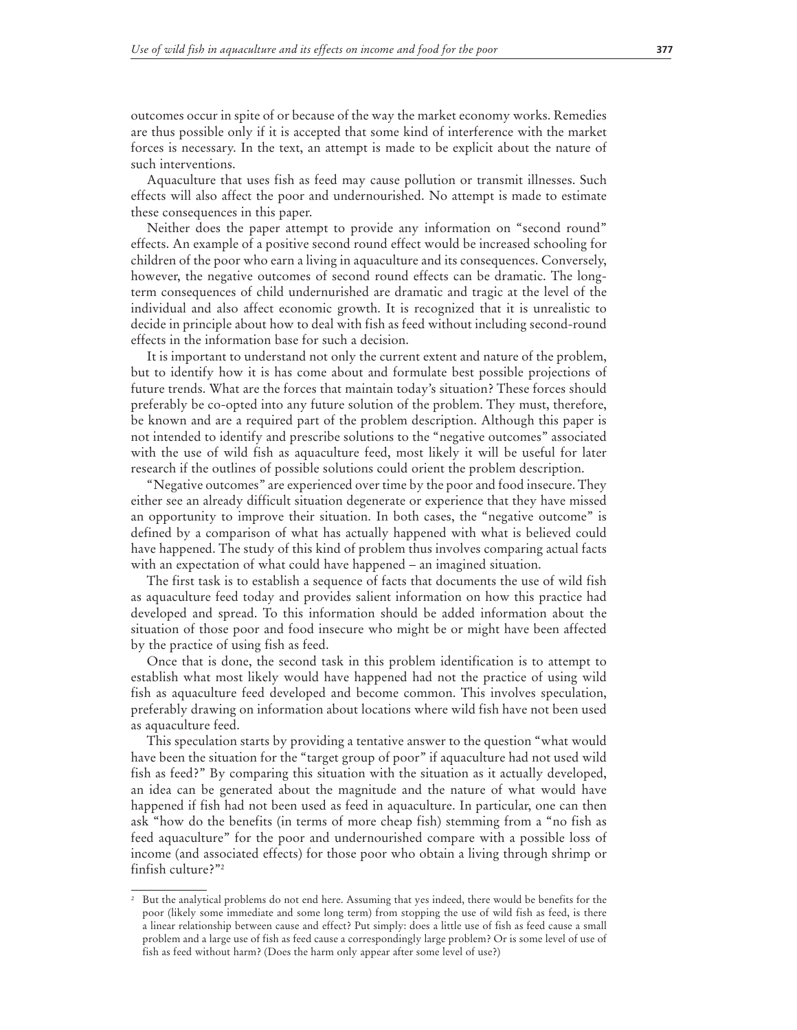outcomes occur in spite of or because of the way the market economy works. Remedies are thus possible only if it is accepted that some kind of interference with the market forces is necessary. In the text, an attempt is made to be explicit about the nature of such interventions.

Aquaculture that uses fish as feed may cause pollution or transmit illnesses. Such effects will also affect the poor and undernourished. No attempt is made to estimate these consequences in this paper.

Neither does the paper attempt to provide any information on "second round" effects. An example of a positive second round effect would be increased schooling for children of the poor who earn a living in aquaculture and its consequences. Conversely, however, the negative outcomes of second round effects can be dramatic. The long-term consequences of child undernurished are dramatic and tragic at the level of the individual and also affect economic growth. It is recognized that it is unrealistic to decide in principle about how to deal with fish as feed without including second-round effects in the information base for such a decision.

It is important to understand not only the current extent and nature of the problem, but to identify how it is has come about and formulate best possible projections of future trends. What are the forces that maintain today's situation? These forces should preferably be co-opted into any future solution of the problem. They must, therefore, be known and are a required part of the problem description. Although this paper is not intended to identify and prescribe solutions to the "negative outcomes" associated with the use of wild fish as aquaculture feed, most likely it will be useful for later research if the outlines of possible solutions could orient the problem description.

"Negative outcomes" are experienced over time by the poor and food insecure. They either see an already difficult situation degenerate or experience that they have missed an opportunity to improve their situation. In both cases, the "negative outcome" is defined by a comparison of what has actually happened with what is believed could have happened. The study of this kind of problem thus involves comparing actual facts with an expectation of what could have happened – an imagined situation.

The first task is to establish a sequence of facts that documents the use of wild fish as aquaculture feed today and provides salient information on how this practice had developed and spread. To this information should be added information about the situation of those poor and food insecure who might be or might have been affected by the practice of using fish as feed.

Once that is done, the second task in this problem identification is to attempt to establish what most likely would have happened had not the practice of using wild fish as aquaculture feed developed and become common. This involves speculation, preferably drawing on information about locations where wild fish have not been used as aquaculture feed.

This speculation starts by providing a tentative answer to the question "what would have been the situation for the "target group of poor" if aquaculture had not used wild fish as feed?" By comparing this situation with the situation as it actually developed, an idea can be generated about the magnitude and the nature of what would have happened if fish had not been used as feed in aquaculture. In particular, one can then ask "how do the benefits (in terms of more cheap fish) stemming from a "no fish as feed aquaculture" for the poor and undernourished compare with a possible loss of income (and associated effects) for those poor who obtain a living through shrimp or finfish culture?"[2]

---

[2] But the analytical problems do not end here. Assuming that yes indeed, there would be benefits for the poor (likely some immediate and some long term) from stopping the use of wild fish as feed, is there a linear relationship between cause and effect? Put simply: does a little use of fish as feed cause a small problem and a large use of fish as feed cause a correspondingly large problem? Or is some level of use of fish as feed without harm? (Does the harm only appear after some level of use?)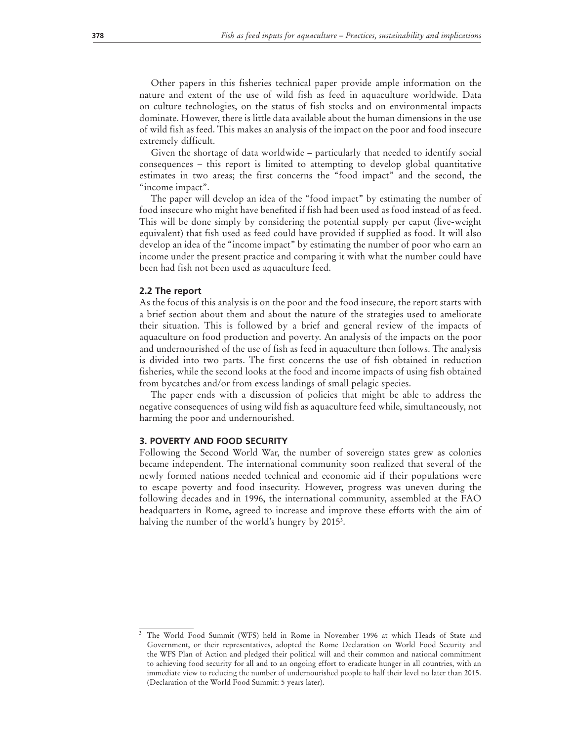Other papers in this fisheries technical paper provide ample information on the nature and extent of the use of wild fish as feed in aquaculture worldwide. Data on culture technologies, on the status of fish stocks and on environmental impacts dominate. However, there is little data available about the human dimensions in the use of wild fish as feed. This makes an analysis of the impact on the poor and food insecure extremely difficult.

Given the shortage of data worldwide – particularly that needed to identify social consequences – this report is limited to attempting to develop global quantitative estimates in two areas; the first concerns the "food impact" and the second, the "income impact".

The paper will develop an idea of the "food impact" by estimating the number of food insecure who might have benefited if fish had been used as food instead of as feed. This will be done simply by considering the potential supply per caput (live-weight equivalent) that fish used as feed could have provided if supplied as food. It will also develop an idea of the "income impact" by estimating the number of poor who earn an income under the present practice and comparing it with what the number could have been had fish not been used as aquaculture feed.

### 2.2 The report

As the focus of this analysis is on the poor and the food insecure, the report starts with a brief section about them and about the nature of the strategies used to ameliorate their situation. This is followed by a brief and general review of the impacts of aquaculture on food production and poverty. An analysis of the impacts on the poor and undernourished of the use of fish as feed in aquaculture then follows. The analysis is divided into two parts. The first concerns the use of fish obtained in reduction fisheries, while the second looks at the food and income impacts of using fish obtained from bycatches and/or from excess landings of small pelagic species.

The paper ends with a discussion of policies that might be able to address the negative consequences of using wild fish as aquaculture feed while, simultaneously, not harming the poor and undernourished.

## 3. POVERTY AND FOOD SECURITY

Following the Second World War, the number of sovereign states grew as colonies became independent. The international community soon realized that several of the newly formed nations needed technical and economic aid if their populations were to escape poverty and food insecurity. However, progress was uneven during the following decades and in 1996, the international community, assembled at the FAO headquarters in Rome, agreed to increase and improve these efforts with the aim of halving the number of the world's hungry by 2015[3].

---

[3] The World Food Summit (WFS) held in Rome in November 1996 at which Heads of State and Government, or their representatives, adopted the Rome Declaration on World Food Security and the WFS Plan of Action and pledged their political will and their common and national commitment to achieving food security for all and to an ongoing effort to eradicate hunger in all countries, with an immediate view to reducing the number of undernourished people to half their level no later than 2015. (Declaration of the World Food Summit: 5 years later).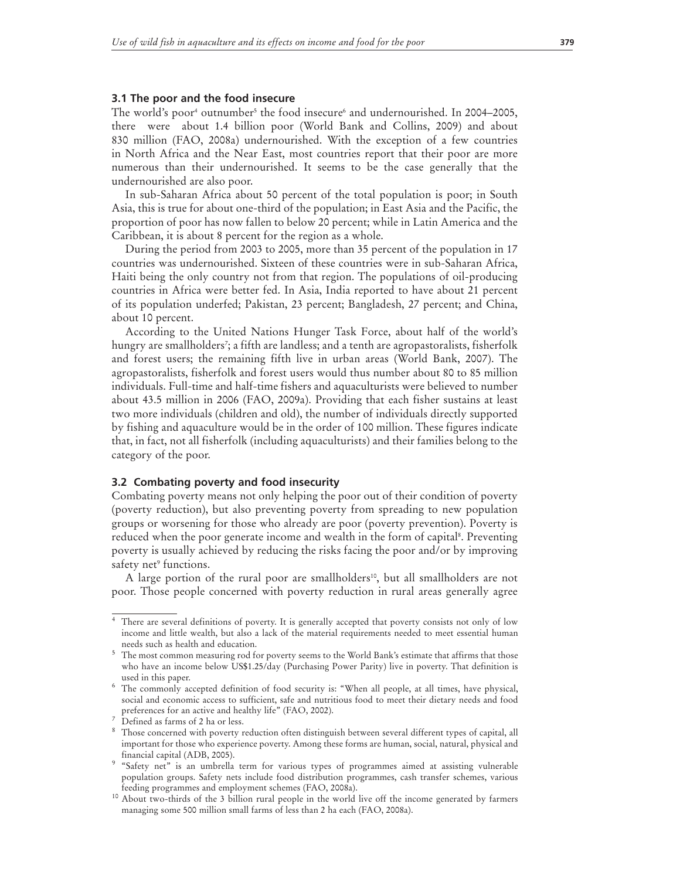### 3.1 The poor and the food insecure

The world's poor[4] outnumber[5] the food insecure[6] and undernourished. In 2004–2005, there were about 1.4 billion poor (World Bank and Collins, 2009) and about 830 million (FAO, 2008a) undernourished. With the exception of a few countries in North Africa and the Near East, most countries report that their poor are more numerous than their undernourished. It seems to be the case generally that the undernourished are also poor.

In sub-Saharan Africa about 50 percent of the total population is poor; in South Asia, this is true for about one-third of the population; in East Asia and the Pacific, the proportion of poor has now fallen to below 20 percent; while in Latin America and the Caribbean, it is about 8 percent for the region as a whole.

During the period from 2003 to 2005, more than 35 percent of the population in 17 countries was undernourished. Sixteen of these countries were in sub-Saharan Africa, Haiti being the only country not from that region. The populations of oil-producing countries in Africa were better fed. In Asia, India reported to have about 21 percent of its population underfed; Pakistan, 23 percent; Bangladesh, 27 percent; and China, about 10 percent.

According to the United Nations Hunger Task Force, about half of the world's hungry are smallholders[7]; a fifth are landless; and a tenth are agropastoralists, fisherfolk and forest users; the remaining fifth live in urban areas (World Bank, 2007). The agropastoralists, fisherfolk and forest users would thus number about 80 to 85 million individuals. Full-time and half-time fishers and aquaculturists were believed to number about 43.5 million in 2006 (FAO, 2009a). Providing that each fisher sustains at least two more individuals (children and old), the number of individuals directly supported by fishing and aquaculture would be in the order of 100 million. These figures indicate that, in fact, not all fisherfolk (including aquaculturists) and their families belong to the category of the poor.

### 3.2 Combating poverty and food insecurity

Combating poverty means not only helping the poor out of their condition of poverty (poverty reduction), but also preventing poverty from spreading to new population groups or worsening for those who already are poor (poverty prevention). Poverty is reduced when the poor generate income and wealth in the form of capital[8]. Preventing poverty is usually achieved by reducing the risks facing the poor and/or by improving safety net[9] functions.

A large portion of the rural poor are smallholders[10], but all smallholders are not poor. Those people concerned with poverty reduction in rural areas generally agree

---

[4] There are several definitions of poverty. It is generally accepted that poverty consists not only of low income and little wealth, but also a lack of the material requirements needed to meet essential human needs such as health and education.

[5] The most common measuring rod for poverty seems to the World Bank's estimate that affirms that those who have an income below US$1.25/day (Purchasing Power Parity) live in poverty. That definition is used in this paper.

[6] The commonly accepted definition of food security is: "When all people, at all times, have physical, social and economic access to sufficient, safe and nutritious food to meet their dietary needs and food preferences for an active and healthy life" (FAO, 2002).

[7] Defined as farms of 2 ha or less.

[8] Those concerned with poverty reduction often distinguish between several different types of capital, all important for those who experience poverty. Among these forms are human, social, natural, physical and financial capital (ADB, 2005).

[9] "Safety net" is an umbrella term for various types of programmes aimed at assisting vulnerable population groups. Safety nets include food distribution programmes, cash transfer schemes, various feeding programmes and employment schemes (FAO, 2008a).

[10] About two-thirds of the 3 billion rural people in the world live off the income generated by farmers managing some 500 million small farms of less than 2 ha each (FAO, 2008a).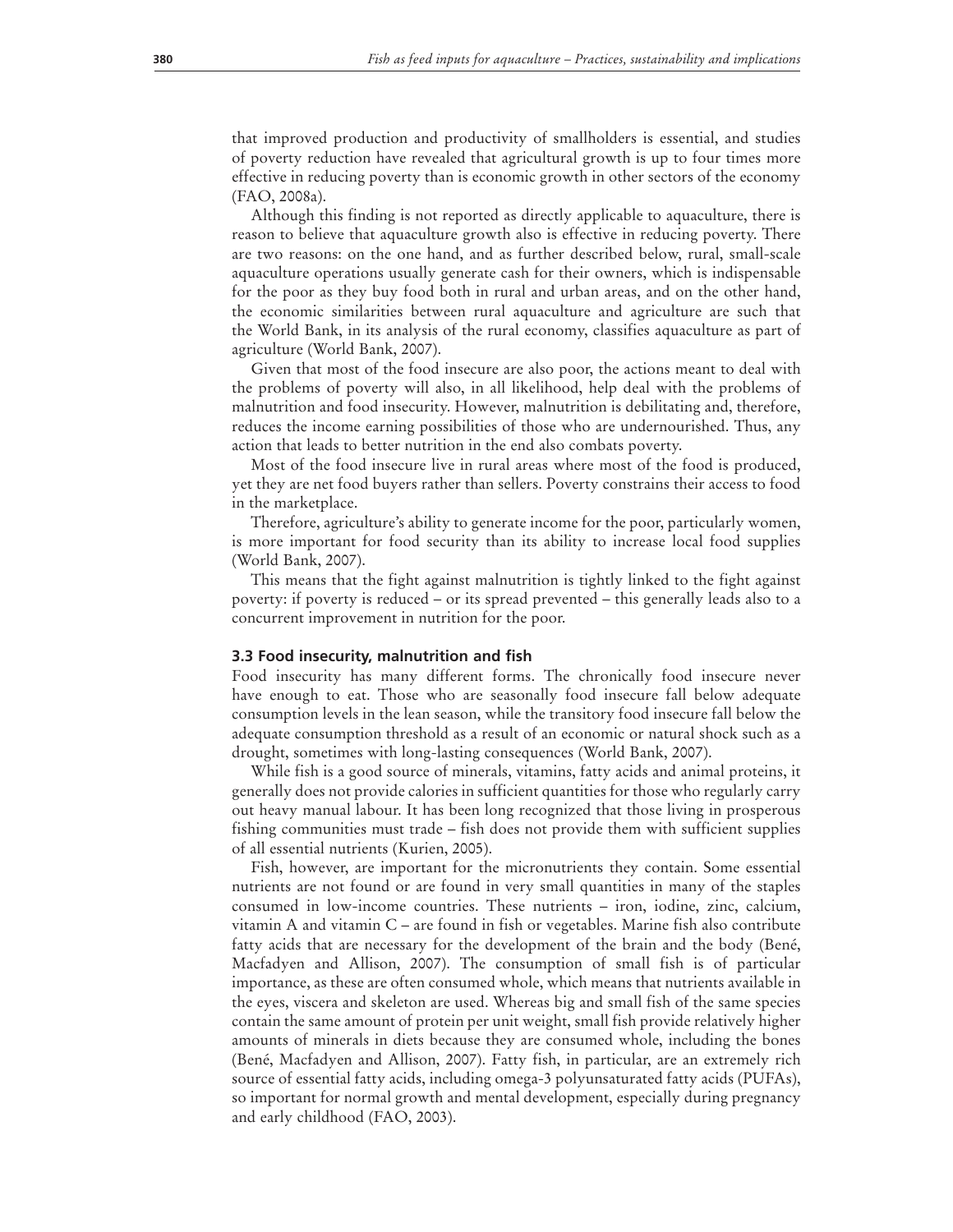that improved production and productivity of smallholders is essential, and studies of poverty reduction have revealed that agricultural growth is up to four times more effective in reducing poverty than is economic growth in other sectors of the economy (FAO, 2008a).

Although this finding is not reported as directly applicable to aquaculture, there is reason to believe that aquaculture growth also is effective in reducing poverty. There are two reasons: on the one hand, and as further described below, rural, small-scale aquaculture operations usually generate cash for their owners, which is indispensable for the poor as they buy food both in rural and urban areas, and on the other hand, the economic similarities between rural aquaculture and agriculture are such that the World Bank, in its analysis of the rural economy, classifies aquaculture as part of agriculture (World Bank, 2007).

Given that most of the food insecure are also poor, the actions meant to deal with the problems of poverty will also, in all likelihood, help deal with the problems of malnutrition and food insecurity. However, malnutrition is debilitating and, therefore, reduces the income earning possibilities of those who are undernourished. Thus, any action that leads to better nutrition in the end also combats poverty.

Most of the food insecure live in rural areas where most of the food is produced, yet they are net food buyers rather than sellers. Poverty constrains their access to food in the marketplace.

Therefore, agriculture's ability to generate income for the poor, particularly women, is more important for food security than its ability to increase local food supplies (World Bank, 2007).

This means that the fight against malnutrition is tightly linked to the fight against poverty: if poverty is reduced – or its spread prevented – this generally leads also to a concurrent improvement in nutrition for the poor.

### 3.3 Food insecurity, malnutrition and fish

Food insecurity has many different forms. The chronically food insecure never have enough to eat. Those who are seasonally food insecure fall below adequate consumption levels in the lean season, while the transitory food insecure fall below the adequate consumption threshold as a result of an economic or natural shock such as a drought, sometimes with long-lasting consequences (World Bank, 2007).

While fish is a good source of minerals, vitamins, fatty acids and animal proteins, it generally does not provide calories in sufficient quantities for those who regularly carry out heavy manual labour. It has been long recognized that those living in prosperous fishing communities must trade – fish does not provide them with sufficient supplies of all essential nutrients (Kurien, 2005).

Fish, however, are important for the micronutrients they contain. Some essential nutrients are not found or are found in very small quantities in many of the staples consumed in low-income countries. These nutrients – iron, iodine, zinc, calcium, vitamin A and vitamin C – are found in fish or vegetables. Marine fish also contribute fatty acids that are necessary for the development of the brain and the body (Bené, Macfadyen and Allison, 2007). The consumption of small fish is of particular importance, as these are often consumed whole, which means that nutrients available in the eyes, viscera and skeleton are used. Whereas big and small fish of the same species contain the same amount of protein per unit weight, small fish provide relatively higher amounts of minerals in diets because they are consumed whole, including the bones (Bené, Macfadyen and Allison, 2007). Fatty fish, in particular, are an extremely rich source of essential fatty acids, including omega-3 polyunsaturated fatty acids (PUFAs), so important for normal growth and mental development, especially during pregnancy and early childhood (FAO, 2003).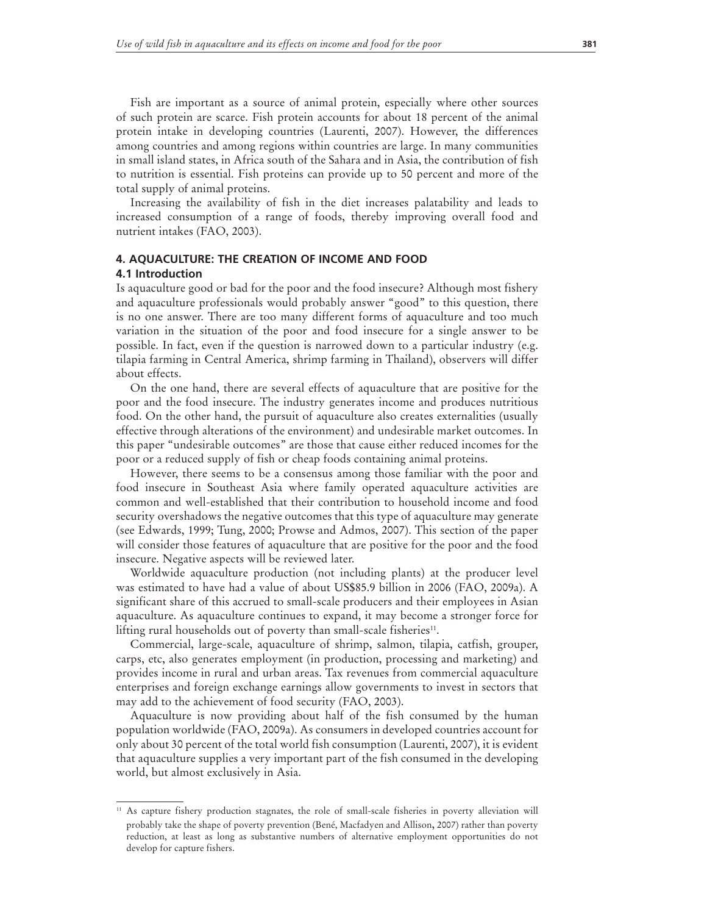Fish are important as a source of animal protein, especially where other sources of such protein are scarce. Fish protein accounts for about 18 percent of the animal protein intake in developing countries (Laurenti, 2007). However, the differences among countries and among regions within countries are large. In many communities in small island states, in Africa south of the Sahara and in Asia, the contribution of fish to nutrition is essential. Fish proteins can provide up to 50 percent and more of the total supply of animal proteins.

Increasing the availability of fish in the diet increases palatability and leads to increased consumption of a range of foods, thereby improving overall food and nutrient intakes (FAO, 2003).

## 4. AQUACULTURE: THE CREATION OF INCOME AND FOOD

### 4.1 Introduction

Is aquaculture good or bad for the poor and the food insecure? Although most fishery and aquaculture professionals would probably answer "good" to this question, there is no one answer. There are too many different forms of aquaculture and too much variation in the situation of the poor and food insecure for a single answer to be possible. In fact, even if the question is narrowed down to a particular industry (e.g. tilapia farming in Central America, shrimp farming in Thailand), observers will differ about effects.

On the one hand, there are several effects of aquaculture that are positive for the poor and the food insecure. The industry generates income and produces nutritious food. On the other hand, the pursuit of aquaculture also creates externalities (usually effective through alterations of the environment) and undesirable market outcomes. In this paper "undesirable outcomes" are those that cause either reduced incomes for the poor or a reduced supply of fish or cheap foods containing animal proteins.

However, there seems to be a consensus among those familiar with the poor and food insecure in Southeast Asia where family operated aquaculture activities are common and well-established that their contribution to household income and food security overshadows the negative outcomes that this type of aquaculture may generate (see Edwards, 1999; Tung, 2000; Prowse and Admos, 2007). This section of the paper will consider those features of aquaculture that are positive for the poor and the food insecure. Negative aspects will be reviewed later.

Worldwide aquaculture production (not including plants) at the producer level was estimated to have had a value of about US$85.9 billion in 2006 (FAO, 2009a). A significant share of this accrued to small-scale producers and their employees in Asian aquaculture. As aquaculture continues to expand, it may become a stronger force for lifting rural households out of poverty than small-scale fisheries[11].

Commercial, large-scale, aquaculture of shrimp, salmon, tilapia, catfish, grouper, carps, etc, also generates employment (in production, processing and marketing) and provides income in rural and urban areas. Tax revenues from commercial aquaculture enterprises and foreign exchange earnings allow governments to invest in sectors that may add to the achievement of food security (FAO, 2003).

Aquaculture is now providing about half of the fish consumed by the human population worldwide (FAO, 2009a). As consumers in developed countries account for only about 30 percent of the total world fish consumption (Laurenti, 2007), it is evident that aquaculture supplies a very important part of the fish consumed in the developing world, but almost exclusively in Asia.

---

[11] As capture fishery production stagnates, the role of small-scale fisheries in poverty alleviation will probably take the shape of poverty prevention (Bené, Macfadyen and Allison, 2007) rather than poverty reduction, at least as long as substantive numbers of alternative employment opportunities do not develop for capture fishers.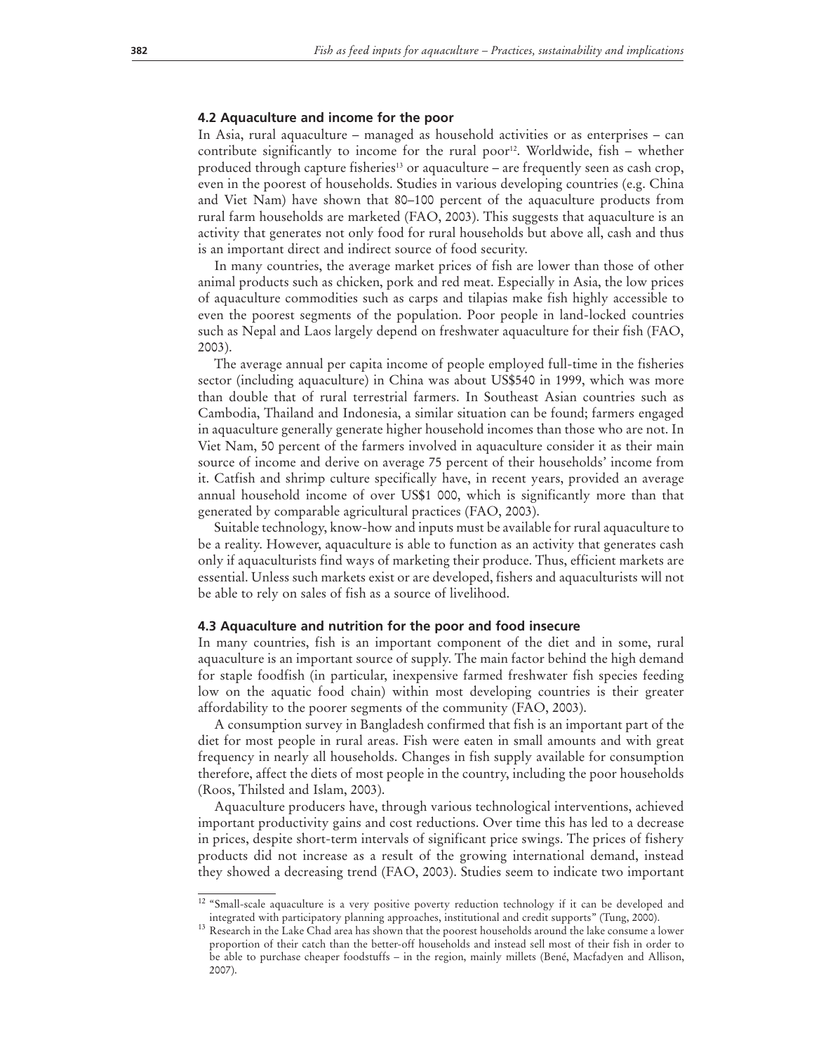### 4.2 Aquaculture and income for the poor

In Asia, rural aquaculture – managed as household activities or as enterprises – can contribute significantly to income for the rural poor[12]. Worldwide, fish – whether produced through capture fisheries[13] or aquaculture – are frequently seen as cash crop, even in the poorest of households. Studies in various developing countries (e.g. China and Viet Nam) have shown that 80–100 percent of the aquaculture products from rural farm households are marketed (FAO, 2003). This suggests that aquaculture is an activity that generates not only food for rural households but above all, cash and thus is an important direct and indirect source of food security.

In many countries, the average market prices of fish are lower than those of other animal products such as chicken, pork and red meat. Especially in Asia, the low prices of aquaculture commodities such as carps and tilapias make fish highly accessible to even the poorest segments of the population. Poor people in land-locked countries such as Nepal and Laos largely depend on freshwater aquaculture for their fish (FAO, 2003).

The average annual per capita income of people employed full-time in the fisheries sector (including aquaculture) in China was about US$540 in 1999, which was more than double that of rural terrestrial farmers. In Southeast Asian countries such as Cambodia, Thailand and Indonesia, a similar situation can be found; farmers engaged in aquaculture generally generate higher household incomes than those who are not. In Viet Nam, 50 percent of the farmers involved in aquaculture consider it as their main source of income and derive on average 75 percent of their households' income from it. Catfish and shrimp culture specifically have, in recent years, provided an average annual household income of over US$1 000, which is significantly more than that generated by comparable agricultural practices (FAO, 2003).

Suitable technology, know-how and inputs must be available for rural aquaculture to be a reality. However, aquaculture is able to function as an activity that generates cash only if aquaculturists find ways of marketing their produce. Thus, efficient markets are essential. Unless such markets exist or are developed, fishers and aquaculturists will not be able to rely on sales of fish as a source of livelihood.

### 4.3 Aquaculture and nutrition for the poor and food insecure

In many countries, fish is an important component of the diet and in some, rural aquaculture is an important source of supply. The main factor behind the high demand for staple foodfish (in particular, inexpensive farmed freshwater fish species feeding low on the aquatic food chain) within most developing countries is their greater affordability to the poorer segments of the community (FAO, 2003).

A consumption survey in Bangladesh confirmed that fish is an important part of the diet for most people in rural areas. Fish were eaten in small amounts and with great frequency in nearly all households. Changes in fish supply available for consumption therefore, affect the diets of most people in the country, including the poor households (Roos, Thilsted and Islam, 2003).

Aquaculture producers have, through various technological interventions, achieved important productivity gains and cost reductions. Over time this has led to a decrease in prices, despite short-term intervals of significant price swings. The prices of fishery products did not increase as a result of the growing international demand, instead they showed a decreasing trend (FAO, 2003). Studies seem to indicate two important

---

[12] "Small-scale aquaculture is a very positive poverty reduction technology if it can be developed and integrated with participatory planning approaches, institutional and credit supports" (Tung, 2000).

[13] Research in the Lake Chad area has shown that the poorest households around the lake consume a lower proportion of their catch than the better-off households and instead sell most of their fish in order to be able to purchase cheaper foodstuffs – in the region, mainly millets (Bené, Macfadyen and Allison, 2007).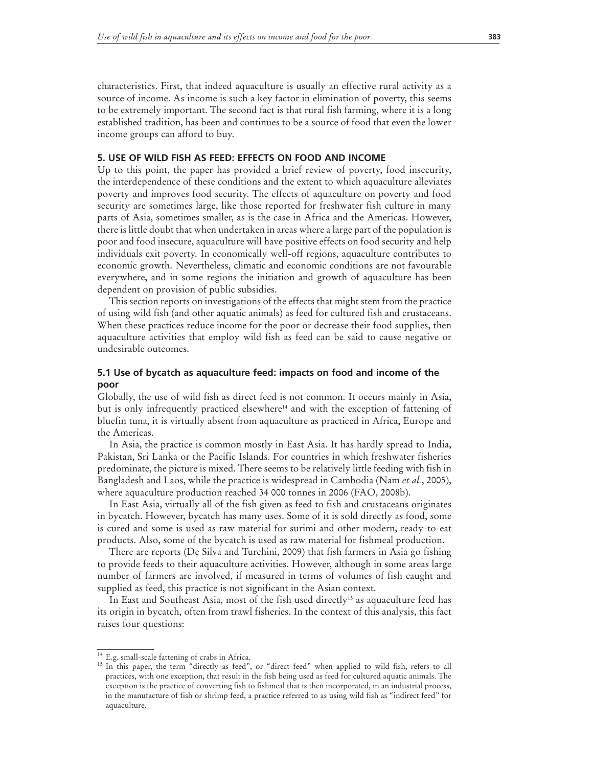characteristics. First, that indeed aquaculture is usually an effective rural activity as a source of income. As income is such a key factor in elimination of poverty, this seems to be extremely important. The second fact is that rural fish farming, where it is a long established tradition, has been and continues to be a source of food that even the lower income groups can afford to buy.

## 5. USE OF WILD FISH AS FEED: EFFECTS ON FOOD AND INCOME

Up to this point, the paper has provided a brief review of poverty, food insecurity, the interdependence of these conditions and the extent to which aquaculture alleviates poverty and improves food security. The effects of aquaculture on poverty and food security are sometimes large, like those reported for freshwater fish culture in many parts of Asia, sometimes smaller, as is the case in Africa and the Americas. However, there is little doubt that when undertaken in areas where a large part of the population is poor and food insecure, aquaculture will have positive effects on food security and help individuals exit poverty. In economically well-off regions, aquaculture contributes to economic growth. Nevertheless, climatic and economic conditions are not favourable everywhere, and in some regions the initiation and growth of aquaculture has been dependent on provision of public subsidies.

This section reports on investigations of the effects that might stem from the practice of using wild fish (and other aquatic animals) as feed for cultured fish and crustaceans. When these practices reduce income for the poor or decrease their food supplies, then aquaculture activities that employ wild fish as feed can be said to cause negative or undesirable outcomes.

### 5.1 Use of bycatch as aquaculture feed: impacts on food and income of the poor

Globally, the use of wild fish as direct feed is not common. It occurs mainly in Asia, but is only infrequently practiced elsewhere[14] and with the exception of fattening of bluefin tuna, it is virtually absent from aquaculture as practiced in Africa, Europe and the Americas.

In Asia, the practice is common mostly in East Asia. It has hardly spread to India, Pakistan, Sri Lanka or the Pacific Islands. For countries in which freshwater fisheries predominate, the picture is mixed. There seems to be relatively little feeding with fish in Bangladesh and Laos, while the practice is widespread in Cambodia (Nam *et al.*, 2005), where aquaculture production reached 34 000 tonnes in 2006 (FAO, 2008b).

In East Asia, virtually all of the fish given as feed to fish and crustaceans originates in bycatch. However, bycatch has many uses. Some of it is sold directly as food, some is cured and some is used as raw material for surimi and other modern, ready-to-eat products. Also, some of the bycatch is used as raw material for fishmeal production.

There are reports (De Silva and Turchini, 2009) that fish farmers in Asia go fishing to provide feeds to their aquaculture activities. However, although in some areas large number of farmers are involved, if measured in terms of volumes of fish caught and supplied as feed, this practice is not significant in the Asian context.

In East and Southeast Asia, most of the fish used directly[15] as aquaculture feed has its origin in bycatch, often from trawl fisheries. In the context of this analysis, this fact raises four questions:

---

[14] E.g. small-scale fattening of crabs in Africa.

[15] In this paper, the term "directly as feed", or "direct feed" when applied to wild fish, refers to all practices, with one exception, that result in the fish being used as feed for cultured aquatic animals. The exception is the practice of converting fish to fishmeal that is then incorporated, in an industrial process, in the manufacture of fish or shrimp feed, a practice referred to as using wild fish as "indirect feed" for aquaculture.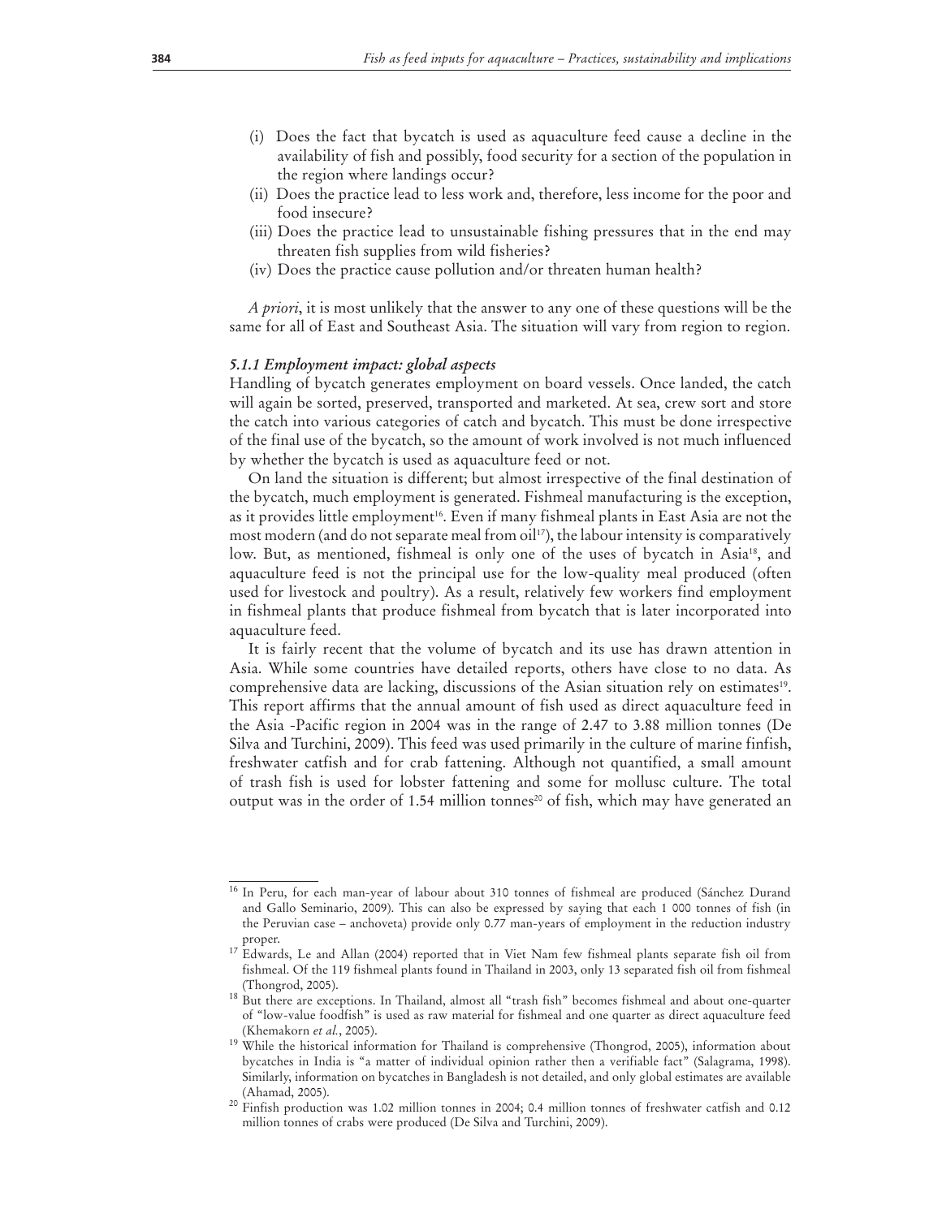(i) Does the fact that bycatch is used as aquaculture feed cause a decline in the availability of fish and possibly, food security for a section of the population in the region where landings occur?

(ii) Does the practice lead to less work and, therefore, less income for the poor and food insecure?

(iii) Does the practice lead to unsustainable fishing pressures that in the end may threaten fish supplies from wild fisheries?

(iv) Does the practice cause pollution and/or threaten human health?

*A priori*, it is most unlikely that the answer to any one of these questions will be the same for all of East and Southeast Asia. The situation will vary from region to region.

#### *5.1.1 Employment impact: global aspects*

Handling of bycatch generates employment on board vessels. Once landed, the catch will again be sorted, preserved, transported and marketed. At sea, crew sort and store the catch into various categories of catch and bycatch. This must be done irrespective of the final use of the bycatch, so the amount of work involved is not much influenced by whether the bycatch is used as aquaculture feed or not.

On land the situation is different; but almost irrespective of the final destination of the bycatch, much employment is generated. Fishmeal manufacturing is the exception, as it provides little employment[16]. Even if many fishmeal plants in East Asia are not the most modern (and do not separate meal from oil[17]), the labour intensity is comparatively low. But, as mentioned, fishmeal is only one of the uses of bycatch in Asia[18], and aquaculture feed is not the principal use for the low-quality meal produced (often used for livestock and poultry). As a result, relatively few workers find employment in fishmeal plants that produce fishmeal from bycatch that is later incorporated into aquaculture feed.

It is fairly recent that the volume of bycatch and its use has drawn attention in Asia. While some countries have detailed reports, others have close to no data. As comprehensive data are lacking, discussions of the Asian situation rely on estimates[19]. This report affirms that the annual amount of fish used as direct aquaculture feed in the Asia -Pacific region in 2004 was in the range of 2.47 to 3.88 million tonnes (De Silva and Turchini, 2009). This feed was used primarily in the culture of marine finfish, freshwater catfish and for crab fattening. Although not quantified, a small amount of trash fish is used for lobster fattening and some for mollusc culture. The total output was in the order of 1.54 million tonnes[20] of fish, which may have generated an

---

[16] In Peru, for each man-year of labour about 310 tonnes of fishmeal are produced (Sánchez Durand and Gallo Seminario, 2009). This can also be expressed by saying that each 1 000 tonnes of fish (in the Peruvian case – anchoveta) provide only 0.77 man-years of employment in the reduction industry proper.

[17] Edwards, Le and Allan (2004) reported that in Viet Nam few fishmeal plants separate fish oil from fishmeal. Of the 119 fishmeal plants found in Thailand in 2003, only 13 separated fish oil from fishmeal (Thongrod, 2005).

[18] But there are exceptions. In Thailand, almost all "trash fish" becomes fishmeal and about one-quarter of "low-value foodfish" is used as raw material for fishmeal and one quarter as direct aquaculture feed (Khemakorn *et al.*, 2005).

[19] While the historical information for Thailand is comprehensive (Thongrod, 2005), information about bycatches in India is "a matter of individual opinion rather then a verifiable fact" (Salagrama, 1998). Similarly, information on bycatches in Bangladesh is not detailed, and only global estimates are available (Ahamad, 2005).

[20] Finfish production was 1.02 million tonnes in 2004; 0.4 million tonnes of freshwater catfish and 0.12 million tonnes of crabs were produced (De Silva and Turchini, 2009).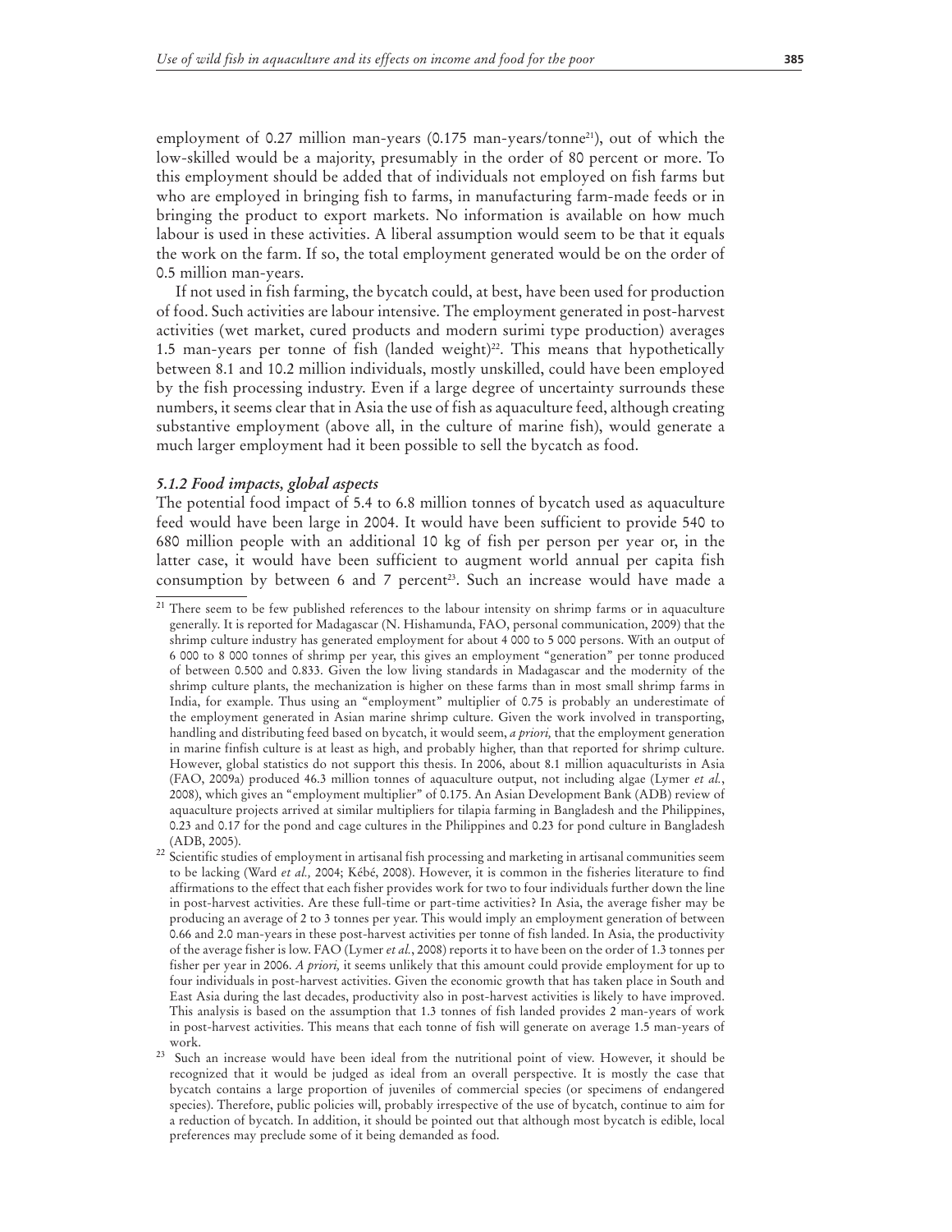employment of 0.27 million man-years (0.175 man-years/tonne[21]), out of which the low-skilled would be a majority, presumably in the order of 80 percent or more. To this employment should be added that of individuals not employed on fish farms but who are employed in bringing fish to farms, in manufacturing farm-made feeds or in bringing the product to export markets. No information is available on how much labour is used in these activities. A liberal assumption would seem to be that it equals the work on the farm. If so, the total employment generated would be on the order of 0.5 million man-years.

If not used in fish farming, the bycatch could, at best, have been used for production of food. Such activities are labour intensive. The employment generated in post-harvest activities (wet market, cured products and modern surimi type production) averages 1.5 man-years per tonne of fish (landed weight)[22]. This means that hypothetically between 8.1 and 10.2 million individuals, mostly unskilled, could have been employed by the fish processing industry. Even if a large degree of uncertainty surrounds these numbers, it seems clear that in Asia the use of fish as aquaculture feed, although creating substantive employment (above all, in the culture of marine fish), would generate a much larger employment had it been possible to sell the bycatch as food.

### *5.1.2 Food impacts, global aspects*

The potential food impact of 5.4 to 6.8 million tonnes of bycatch used as aquaculture feed would have been large in 2004. It would have been sufficient to provide 540 to 680 million people with an additional 10 kg of fish per person per year or, in the latter case, it would have been sufficient to augment world annual per capita fish consumption by between 6 and 7 percent[23]. Such an increase would have made a

---

[21] There seem to be few published references to the labour intensity on shrimp farms or in aquaculture generally. It is reported for Madagascar (N. Hishamunda, FAO, personal communication, 2009) that the shrimp culture industry has generated employment for about 4 000 to 5 000 persons. With an output of 6 000 to 8 000 tonnes of shrimp per year, this gives an employment "generation" per tonne produced of between 0.500 and 0.833. Given the low living standards in Madagascar and the modernity of the shrimp culture plants, the mechanization is higher on these farms than in most small shrimp farms in India, for example. Thus using an "employment" multiplier of 0.75 is probably an underestimate of the employment generated in Asian marine shrimp culture. Given the work involved in transporting, handling and distributing feed based on bycatch, it would seem, *a priori,* that the employment generation in marine finfish culture is at least as high, and probably higher, than that reported for shrimp culture. However, global statistics do not support this thesis. In 2006, about 8.1 million aquaculturists in Asia (FAO, 2009a) produced 46.3 million tonnes of aquaculture output, not including algae (Lymer *et al.*, 2008), which gives an "employment multiplier" of 0.175. An Asian Development Bank (ADB) review of aquaculture projects arrived at similar multipliers for tilapia farming in Bangladesh and the Philippines, 0.23 and 0.17 for the pond and cage cultures in the Philippines and 0.23 for pond culture in Bangladesh (ADB, 2005).

[22] Scientific studies of employment in artisanal fish processing and marketing in artisanal communities seem to be lacking (Ward *et al.,* 2004; Kébé, 2008). However, it is common in the fisheries literature to find affirmations to the effect that each fisher provides work for two to four individuals further down the line in post-harvest activities. Are these full-time or part-time activities? In Asia, the average fisher may be producing an average of 2 to 3 tonnes per year. This would imply an employment generation of between 0.66 and 2.0 man-years in these post-harvest activities per tonne of fish landed. In Asia, the productivity of the average fisher is low. FAO (Lymer *et al.*, 2008) reports it to have been on the order of 1.3 tonnes per fisher per year in 2006. *A priori,* it seems unlikely that this amount could provide employment for up to four individuals in post-harvest activities. Given the economic growth that has taken place in South and East Asia during the last decades, productivity also in post-harvest activities is likely to have improved. This analysis is based on the assumption that 1.3 tonnes of fish landed provides 2 man-years of work in post-harvest activities. This means that each tonne of fish will generate on average 1.5 man-years of work.

[23] Such an increase would have been ideal from the nutritional point of view. However, it should be recognized that it would be judged as ideal from an overall perspective. It is mostly the case that bycatch contains a large proportion of juveniles of commercial species (or specimens of endangered species). Therefore, public policies will, probably irrespective of the use of bycatch, continue to aim for a reduction of bycatch. In addition, it should be pointed out that although most bycatch is edible, local preferences may preclude some of it being demanded as food.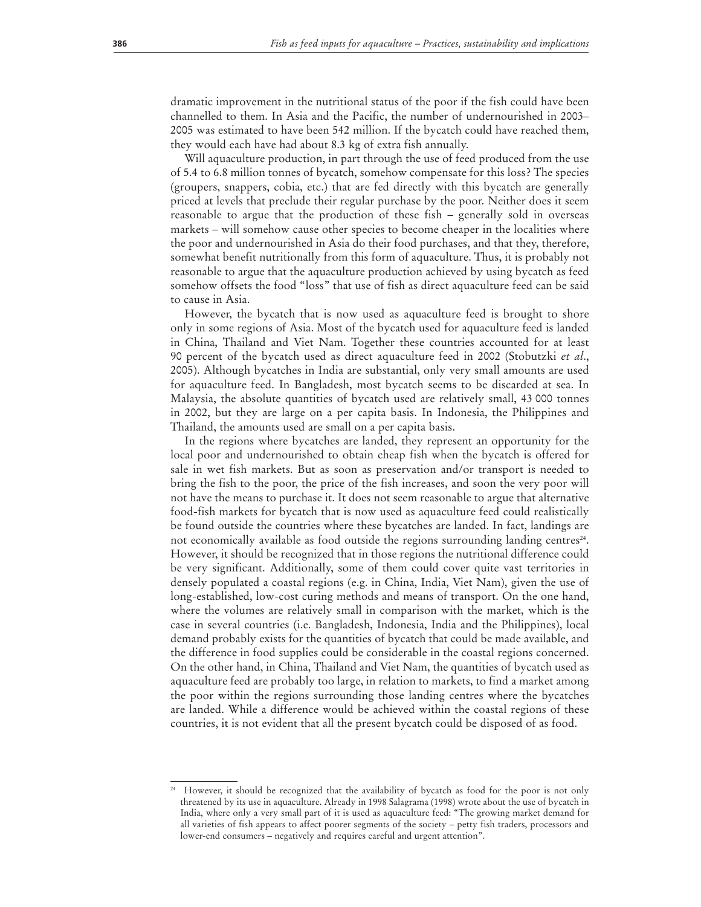dramatic improvement in the nutritional status of the poor if the fish could have been channelled to them. In Asia and the Pacific, the number of undernourished in 2003–2005 was estimated to have been 542 million. If the bycatch could have reached them, they would each have had about 8.3 kg of extra fish annually.

Will aquaculture production, in part through the use of feed produced from the use of 5.4 to 6.8 million tonnes of bycatch, somehow compensate for this loss? The species (groupers, snappers, cobia, etc.) that are fed directly with this bycatch are generally priced at levels that preclude their regular purchase by the poor. Neither does it seem reasonable to argue that the production of these fish – generally sold in overseas markets – will somehow cause other species to become cheaper in the localities where the poor and undernourished in Asia do their food purchases, and that they, therefore, somewhat benefit nutritionally from this form of aquaculture. Thus, it is probably not reasonable to argue that the aquaculture production achieved by using bycatch as feed somehow offsets the food "loss" that use of fish as direct aquaculture feed can be said to cause in Asia.

However, the bycatch that is now used as aquaculture feed is brought to shore only in some regions of Asia. Most of the bycatch used for aquaculture feed is landed in China, Thailand and Viet Nam. Together these countries accounted for at least 90 percent of the bycatch used as direct aquaculture feed in 2002 (Stobutzki *et al*., 2005). Although bycatches in India are substantial, only very small amounts are used for aquaculture feed. In Bangladesh, most bycatch seems to be discarded at sea. In Malaysia, the absolute quantities of bycatch used are relatively small, 43 000 tonnes in 2002, but they are large on a per capita basis. In Indonesia, the Philippines and Thailand, the amounts used are small on a per capita basis.

In the regions where bycatches are landed, they represent an opportunity for the local poor and undernourished to obtain cheap fish when the bycatch is offered for sale in wet fish markets. But as soon as preservation and/or transport is needed to bring the fish to the poor, the price of the fish increases, and soon the very poor will not have the means to purchase it. It does not seem reasonable to argue that alternative food-fish markets for bycatch that is now used as aquaculture feed could realistically be found outside the countries where these bycatches are landed. In fact, landings are not economically available as food outside the regions surrounding landing centres[24]. However, it should be recognized that in those regions the nutritional difference could be very significant. Additionally, some of them could cover quite vast territories in densely populated a coastal regions (e.g. in China, India, Viet Nam), given the use of long-established, low-cost curing methods and means of transport. On the one hand, where the volumes are relatively small in comparison with the market, which is the case in several countries (i.e. Bangladesh, Indonesia, India and the Philippines), local demand probably exists for the quantities of bycatch that could be made available, and the difference in food supplies could be considerable in the coastal regions concerned. On the other hand, in China, Thailand and Viet Nam, the quantities of bycatch used as aquaculture feed are probably too large, in relation to markets, to find a market among the poor within the regions surrounding those landing centres where the bycatches are landed. While a difference would be achieved within the coastal regions of these countries, it is not evident that all the present bycatch could be disposed of as food.

---

[24] However, it should be recognized that the availability of bycatch as food for the poor is not only threatened by its use in aquaculture. Already in 1998 Salagrama (1998) wrote about the use of bycatch in India, where only a very small part of it is used as aquaculture feed: "The growing market demand for all varieties of fish appears to affect poorer segments of the society – petty fish traders, processors and lower-end consumers – negatively and requires careful and urgent attention".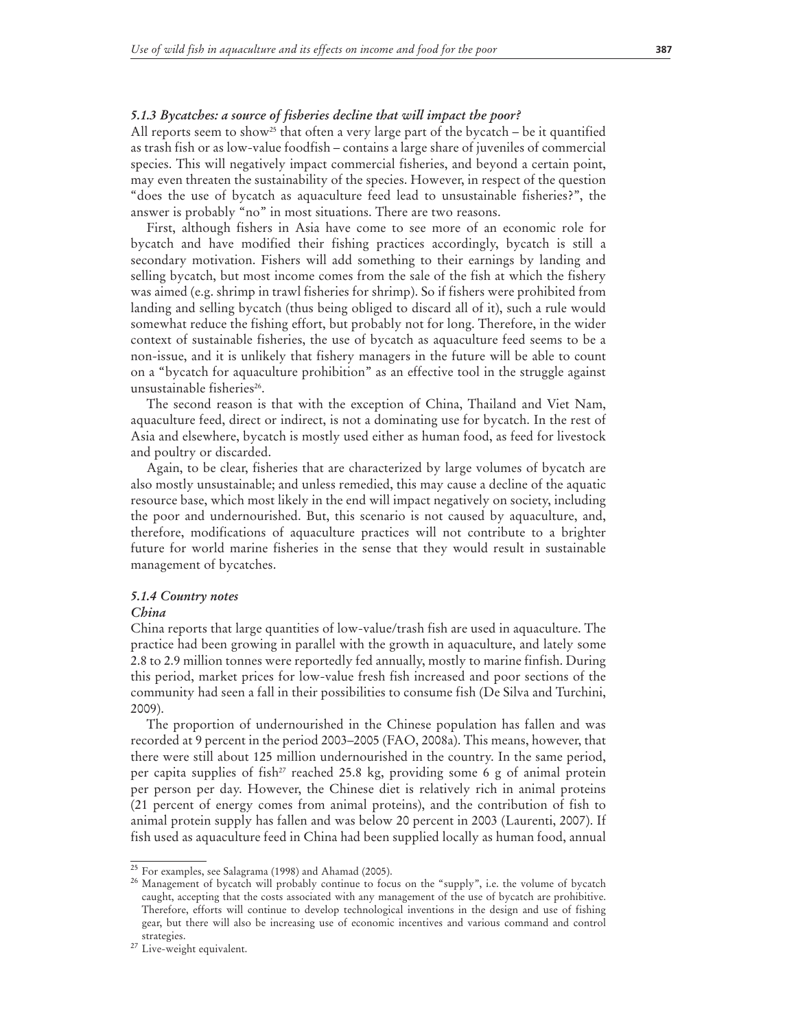### *5.1.3 Bycatches: a source of fisheries decline that will impact the poor?*

All reports seem to show[25] that often a very large part of the bycatch – be it quantified as trash fish or as low-value foodfish – contains a large share of juveniles of commercial species. This will negatively impact commercial fisheries, and beyond a certain point, may even threaten the sustainability of the species. However, in respect of the question "does the use of bycatch as aquaculture feed lead to unsustainable fisheries?", the answer is probably "no" in most situations. There are two reasons.

First, although fishers in Asia have come to see more of an economic role for bycatch and have modified their fishing practices accordingly, bycatch is still a secondary motivation. Fishers will add something to their earnings by landing and selling bycatch, but most income comes from the sale of the fish at which the fishery was aimed (e.g. shrimp in trawl fisheries for shrimp). So if fishers were prohibited from landing and selling bycatch (thus being obliged to discard all of it), such a rule would somewhat reduce the fishing effort, but probably not for long. Therefore, in the wider context of sustainable fisheries, the use of bycatch as aquaculture feed seems to be a non-issue, and it is unlikely that fishery managers in the future will be able to count on a "bycatch for aquaculture prohibition" as an effective tool in the struggle against unsustainable fisheries[26].

The second reason is that with the exception of China, Thailand and Viet Nam, aquaculture feed, direct or indirect, is not a dominating use for bycatch. In the rest of Asia and elsewhere, bycatch is mostly used either as human food, as feed for livestock and poultry or discarded.

Again, to be clear, fisheries that are characterized by large volumes of bycatch are also mostly unsustainable; and unless remedied, this may cause a decline of the aquatic resource base, which most likely in the end will impact negatively on society, including the poor and undernourished. But, this scenario is not caused by aquaculture, and, therefore, modifications of aquaculture practices will not contribute to a brighter future for world marine fisheries in the sense that they would result in sustainable management of bycatches.

### *5.1.4 Country notes*

#### *China*

China reports that large quantities of low-value/trash fish are used in aquaculture. The practice had been growing in parallel with the growth in aquaculture, and lately some 2.8 to 2.9 million tonnes were reportedly fed annually, mostly to marine finfish. During this period, market prices for low-value fresh fish increased and poor sections of the community had seen a fall in their possibilities to consume fish (De Silva and Turchini, 2009).

The proportion of undernourished in the Chinese population has fallen and was recorded at 9 percent in the period 2003–2005 (FAO, 2008a). This means, however, that there were still about 125 million undernourished in the country. In the same period, per capita supplies of fish[27] reached 25.8 kg, providing some 6 g of animal protein per person per day. However, the Chinese diet is relatively rich in animal proteins (21 percent of energy comes from animal proteins), and the contribution of fish to animal protein supply has fallen and was below 20 percent in 2003 (Laurenti, 2007). If fish used as aquaculture feed in China had been supplied locally as human food, annual

---

[25] For examples, see Salagrama (1998) and Ahamad (2005).

[26] Management of bycatch will probably continue to focus on the "supply", i.e. the volume of bycatch caught, accepting that the costs associated with any management of the use of bycatch are prohibitive. Therefore, efforts will continue to develop technological inventions in the design and use of fishing gear, but there will also be increasing use of economic incentives and various command and control strategies.

[27] Live-weight equivalent.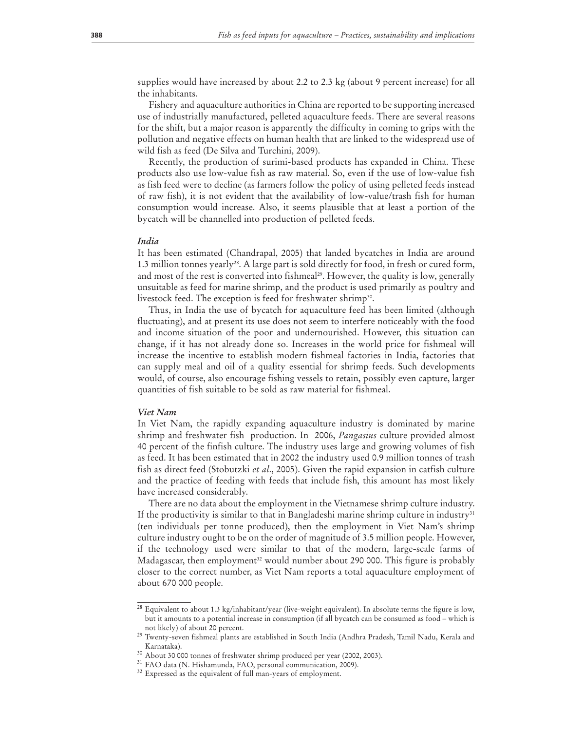supplies would have increased by about 2.2 to 2.3 kg (about 9 percent increase) for all the inhabitants.

Fishery and aquaculture authorities in China are reported to be supporting increased use of industrially manufactured, pelleted aquaculture feeds. There are several reasons for the shift, but a major reason is apparently the difficulty in coming to grips with the pollution and negative effects on human health that are linked to the widespread use of wild fish as feed (De Silva and Turchini, 2009).

Recently, the production of surimi-based products has expanded in China. These products also use low-value fish as raw material. So, even if the use of low-value fish as fish feed were to decline (as farmers follow the policy of using pelleted feeds instead of raw fish), it is not evident that the availability of low-value/trash fish for human consumption would increase. Also, it seems plausible that at least a portion of the bycatch will be channelled into production of pelleted feeds.

### *India*

It has been estimated (Chandrapal, 2005) that landed bycatches in India are around 1.3 million tonnes yearly[28]. A large part is sold directly for food, in fresh or cured form, and most of the rest is converted into fishmeal[29]. However, the quality is low, generally unsuitable as feed for marine shrimp, and the product is used primarily as poultry and livestock feed. The exception is feed for freshwater shrimp[30].

Thus, in India the use of bycatch for aquaculture feed has been limited (although fluctuating), and at present its use does not seem to interfere noticeably with the food and income situation of the poor and undernourished. However, this situation can change, if it has not already done so. Increases in the world price for fishmeal will increase the incentive to establish modern fishmeal factories in India, factories that can supply meal and oil of a quality essential for shrimp feeds. Such developments would, of course, also encourage fishing vessels to retain, possibly even capture, larger quantities of fish suitable to be sold as raw material for fishmeal.

### *Viet Nam*

In Viet Nam, the rapidly expanding aquaculture industry is dominated by marine shrimp and freshwater fish production. In 2006, *Pangasius* culture provided almost 40 percent of the finfish culture. The industry uses large and growing volumes of fish as feed. It has been estimated that in 2002 the industry used 0.9 million tonnes of trash fish as direct feed (Stobutzki *et al*., 2005). Given the rapid expansion in catfish culture and the practice of feeding with feeds that include fish, this amount has most likely have increased considerably.

There are no data about the employment in the Vietnamese shrimp culture industry. If the productivity is similar to that in Bangladeshi marine shrimp culture in industry[31] (ten individuals per tonne produced), then the employment in Viet Nam's shrimp culture industry ought to be on the order of magnitude of 3.5 million people. However, if the technology used were similar to that of the modern, large-scale farms of Madagascar, then employment[32] would number about 290 000. This figure is probably closer to the correct number, as Viet Nam reports a total aquaculture employment of about 670 000 people.

---

[28] Equivalent to about 1.3 kg/inhabitant/year (live-weight equivalent). In absolute terms the figure is low, but it amounts to a potential increase in consumption (if all bycatch can be consumed as food – which is not likely) of about 20 percent.

[29] Twenty-seven fishmeal plants are established in South India (Andhra Pradesh, Tamil Nadu, Kerala and Karnataka).

[30] About 30 000 tonnes of freshwater shrimp produced per year (2002, 2003).

[31] FAO data (N. Hishamunda, FAO, personal communication, 2009).

[32] Expressed as the equivalent of full man-years of employment.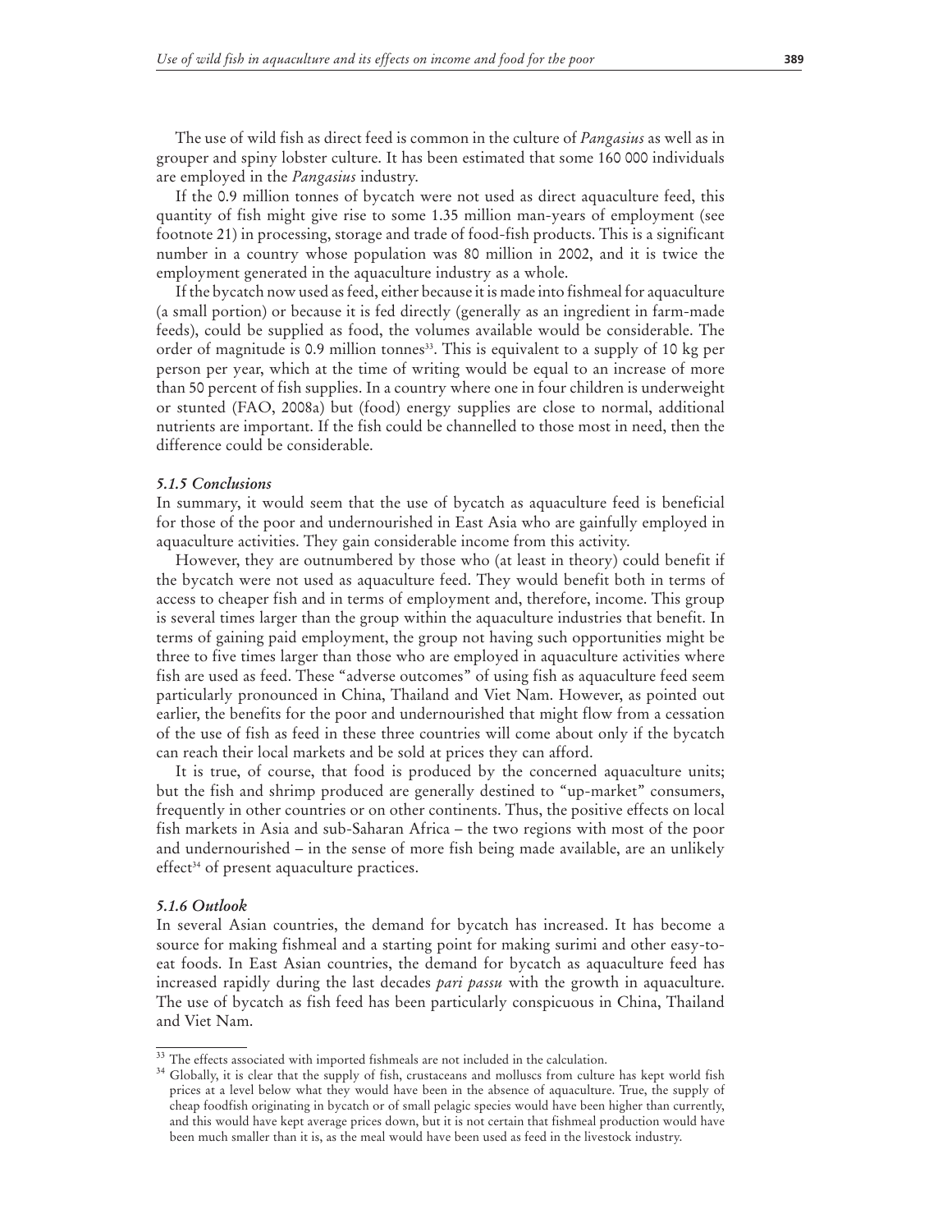The use of wild fish as direct feed is common in the culture of *Pangasius* as well as in grouper and spiny lobster culture. It has been estimated that some 160 000 individuals are employed in the *Pangasius* industry.

If the 0.9 million tonnes of bycatch were not used as direct aquaculture feed, this quantity of fish might give rise to some 1.35 million man-years of employment (see footnote 21) in processing, storage and trade of food-fish products. This is a significant number in a country whose population was 80 million in 2002, and it is twice the employment generated in the aquaculture industry as a whole.

If the bycatch now used as feed, either because it is made into fishmeal for aquaculture (a small portion) or because it is fed directly (generally as an ingredient in farm-made feeds), could be supplied as food, the volumes available would be considerable. The order of magnitude is 0.9 million tonnes[33]. This is equivalent to a supply of 10 kg per person per year, which at the time of writing would be equal to an increase of more than 50 percent of fish supplies. In a country where one in four children is underweight or stunted (FAO, 2008a) but (food) energy supplies are close to normal, additional nutrients are important. If the fish could be channelled to those most in need, then the difference could be considerable.

### *5.1.5 Conclusions*

In summary, it would seem that the use of bycatch as aquaculture feed is beneficial for those of the poor and undernourished in East Asia who are gainfully employed in aquaculture activities. They gain considerable income from this activity.

However, they are outnumbered by those who (at least in theory) could benefit if the bycatch were not used as aquaculture feed. They would benefit both in terms of access to cheaper fish and in terms of employment and, therefore, income. This group is several times larger than the group within the aquaculture industries that benefit. In terms of gaining paid employment, the group not having such opportunities might be three to five times larger than those who are employed in aquaculture activities where fish are used as feed. These "adverse outcomes" of using fish as aquaculture feed seem particularly pronounced in China, Thailand and Viet Nam. However, as pointed out earlier, the benefits for the poor and undernourished that might flow from a cessation of the use of fish as feed in these three countries will come about only if the bycatch can reach their local markets and be sold at prices they can afford.

It is true, of course, that food is produced by the concerned aquaculture units; but the fish and shrimp produced are generally destined to "up-market" consumers, frequently in other countries or on other continents. Thus, the positive effects on local fish markets in Asia and sub-Saharan Africa – the two regions with most of the poor and undernourished – in the sense of more fish being made available, are an unlikely effect[34] of present aquaculture practices.

### *5.1.6 Outlook*

In several Asian countries, the demand for bycatch has increased. It has become a source for making fishmeal and a starting point for making surimi and other easy-to-eat foods. In East Asian countries, the demand for bycatch as aquaculture feed has increased rapidly during the last decades *pari passu* with the growth in aquaculture. The use of bycatch as fish feed has been particularly conspicuous in China, Thailand and Viet Nam.

---

[33] The effects associated with imported fishmeals are not included in the calculation.

[34] Globally, it is clear that the supply of fish, crustaceans and molluscs from culture has kept world fish prices at a level below what they would have been in the absence of aquaculture. True, the supply of cheap foodfish originating in bycatch or of small pelagic species would have been higher than currently, and this would have kept average prices down, but it is not certain that fishmeal production would have been much smaller than it is, as the meal would have been used as feed in the livestock industry.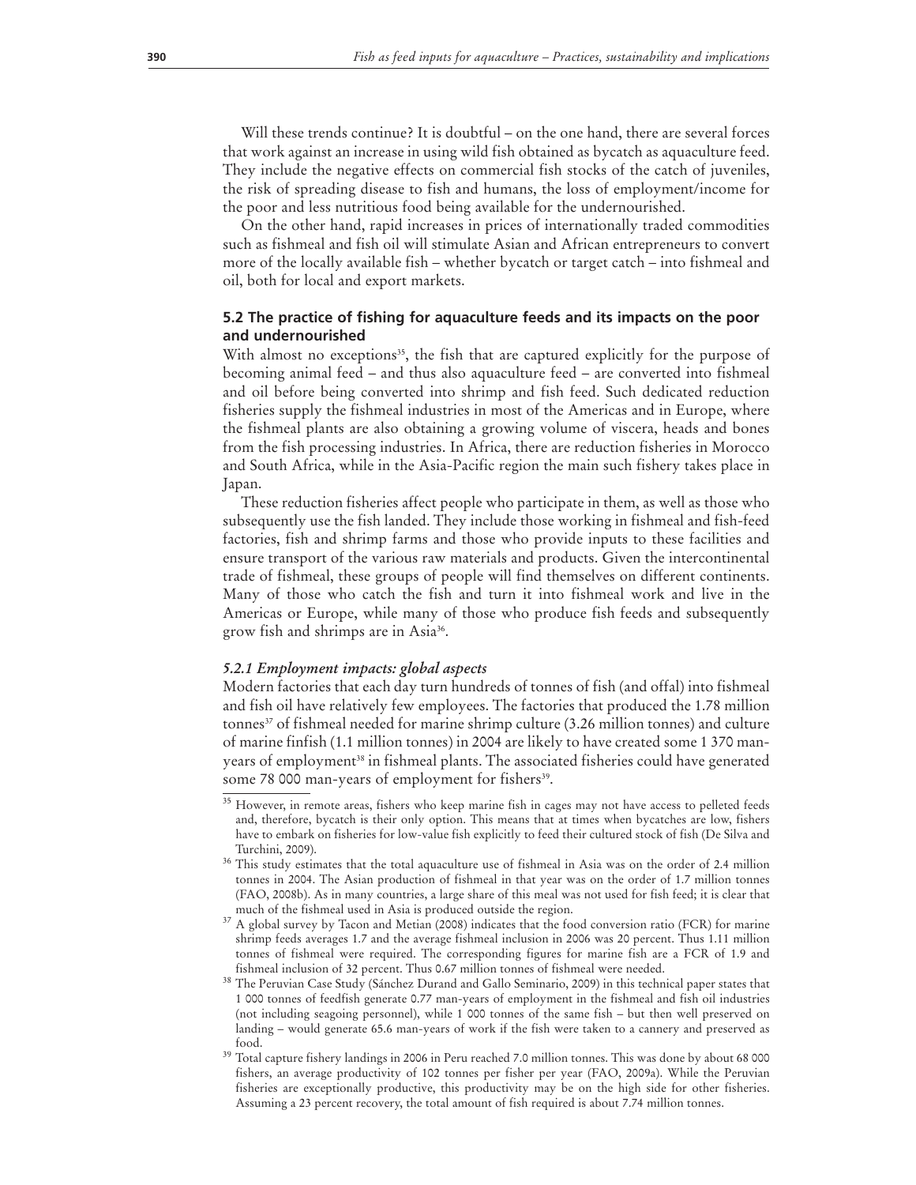Will these trends continue? It is doubtful – on the one hand, there are several forces that work against an increase in using wild fish obtained as bycatch as aquaculture feed. They include the negative effects on commercial fish stocks of the catch of juveniles, the risk of spreading disease to fish and humans, the loss of employment/income for the poor and less nutritious food being available for the undernourished.

On the other hand, rapid increases in prices of internationally traded commodities such as fishmeal and fish oil will stimulate Asian and African entrepreneurs to convert more of the locally available fish – whether bycatch or target catch – into fishmeal and oil, both for local and export markets.

### 5.2 The practice of fishing for aquaculture feeds and its impacts on the poor and undernourished

With almost no exceptions[35], the fish that are captured explicitly for the purpose of becoming animal feed – and thus also aquaculture feed – are converted into fishmeal and oil before being converted into shrimp and fish feed. Such dedicated reduction fisheries supply the fishmeal industries in most of the Americas and in Europe, where the fishmeal plants are also obtaining a growing volume of viscera, heads and bones from the fish processing industries. In Africa, there are reduction fisheries in Morocco and South Africa, while in the Asia-Pacific region the main such fishery takes place in Japan.

These reduction fisheries affect people who participate in them, as well as those who subsequently use the fish landed. They include those working in fishmeal and fish-feed factories, fish and shrimp farms and those who provide inputs to these facilities and ensure transport of the various raw materials and products. Given the intercontinental trade of fishmeal, these groups of people will find themselves on different continents. Many of those who catch the fish and turn it into fishmeal work and live in the Americas or Europe, while many of those who produce fish feeds and subsequently grow fish and shrimps are in Asia[36].

#### *5.2.1 Employment impacts: global aspects*

Modern factories that each day turn hundreds of tonnes of fish (and offal) into fishmeal and fish oil have relatively few employees. The factories that produced the 1.78 million tonnes[37] of fishmeal needed for marine shrimp culture (3.26 million tonnes) and culture of marine finfish (1.1 million tonnes) in 2004 are likely to have created some 1 370 man-years of employment[38] in fishmeal plants. The associated fisheries could have generated some 78 000 man-years of employment for fishers[39].

---

[35] However, in remote areas, fishers who keep marine fish in cages may not have access to pelleted feeds and, therefore, bycatch is their only option. This means that at times when bycatches are low, fishers have to embark on fisheries for low-value fish explicitly to feed their cultured stock of fish (De Silva and Turchini, 2009).

[36] This study estimates that the total aquaculture use of fishmeal in Asia was on the order of 2.4 million tonnes in 2004. The Asian production of fishmeal in that year was on the order of 1.7 million tonnes (FAO, 2008b). As in many countries, a large share of this meal was not used for fish feed; it is clear that much of the fishmeal used in Asia is produced outside the region.

[37] A global survey by Tacon and Metian (2008) indicates that the food conversion ratio (FCR) for marine shrimp feeds averages 1.7 and the average fishmeal inclusion in 2006 was 20 percent. Thus 1.11 million tonnes of fishmeal were required. The corresponding figures for marine fish are a FCR of 1.9 and fishmeal inclusion of 32 percent. Thus 0.67 million tonnes of fishmeal were needed.

[38] The Peruvian Case Study (Sánchez Durand and Gallo Seminario, 2009) in this technical paper states that 1 000 tonnes of feedfish generate 0.77 man-years of employment in the fishmeal and fish oil industries (not including seagoing personnel), while 1 000 tonnes of the same fish – but then well preserved on landing – would generate 65.6 man-years of work if the fish were taken to a cannery and preserved as food.

[39] Total capture fishery landings in 2006 in Peru reached 7.0 million tonnes. This was done by about 68 000 fishers, an average productivity of 102 tonnes per fisher per year (FAO, 2009a). While the Peruvian fisheries are exceptionally productive, this productivity may be on the high side for other fisheries. Assuming a 23 percent recovery, the total amount of fish required is about 7.74 million tonnes.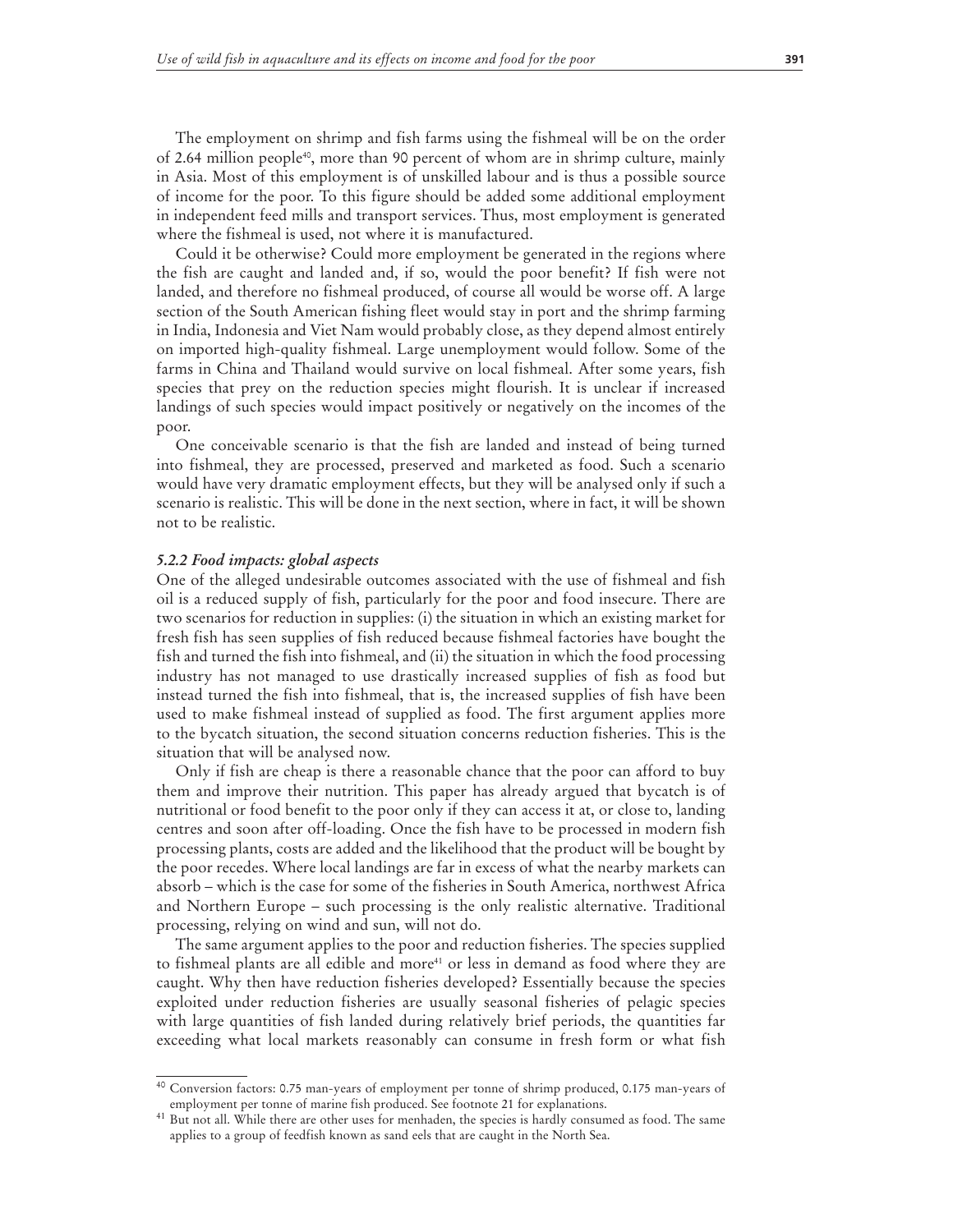The employment on shrimp and fish farms using the fishmeal will be on the order of 2.64 million people[40], more than 90 percent of whom are in shrimp culture, mainly in Asia. Most of this employment is of unskilled labour and is thus a possible source of income for the poor. To this figure should be added some additional employment in independent feed mills and transport services. Thus, most employment is generated where the fishmeal is used, not where it is manufactured.

Could it be otherwise? Could more employment be generated in the regions where the fish are caught and landed and, if so, would the poor benefit? If fish were not landed, and therefore no fishmeal produced, of course all would be worse off. A large section of the South American fishing fleet would stay in port and the shrimp farming in India, Indonesia and Viet Nam would probably close, as they depend almost entirely on imported high-quality fishmeal. Large unemployment would follow. Some of the farms in China and Thailand would survive on local fishmeal. After some years, fish species that prey on the reduction species might flourish. It is unclear if increased landings of such species would impact positively or negatively on the incomes of the poor.

One conceivable scenario is that the fish are landed and instead of being turned into fishmeal, they are processed, preserved and marketed as food. Such a scenario would have very dramatic employment effects, but they will be analysed only if such a scenario is realistic. This will be done in the next section, where in fact, it will be shown not to be realistic.

### *5.2.2 Food impacts: global aspects*

One of the alleged undesirable outcomes associated with the use of fishmeal and fish oil is a reduced supply of fish, particularly for the poor and food insecure. There are two scenarios for reduction in supplies: (i) the situation in which an existing market for fresh fish has seen supplies of fish reduced because fishmeal factories have bought the fish and turned the fish into fishmeal, and (ii) the situation in which the food processing industry has not managed to use drastically increased supplies of fish as food but instead turned the fish into fishmeal, that is, the increased supplies of fish have been used to make fishmeal instead of supplied as food. The first argument applies more to the bycatch situation, the second situation concerns reduction fisheries. This is the situation that will be analysed now.

Only if fish are cheap is there a reasonable chance that the poor can afford to buy them and improve their nutrition. This paper has already argued that bycatch is of nutritional or food benefit to the poor only if they can access it at, or close to, landing centres and soon after off-loading. Once the fish have to be processed in modern fish processing plants, costs are added and the likelihood that the product will be bought by the poor recedes. Where local landings are far in excess of what the nearby markets can absorb – which is the case for some of the fisheries in South America, northwest Africa and Northern Europe – such processing is the only realistic alternative. Traditional processing, relying on wind and sun, will not do.

The same argument applies to the poor and reduction fisheries. The species supplied to fishmeal plants are all edible and more[41] or less in demand as food where they are caught. Why then have reduction fisheries developed? Essentially because the species exploited under reduction fisheries are usually seasonal fisheries of pelagic species with large quantities of fish landed during relatively brief periods, the quantities far exceeding what local markets reasonably can consume in fresh form or what fish

---

[40] Conversion factors: 0.75 man-years of employment per tonne of shrimp produced, 0.175 man-years of employment per tonne of marine fish produced. See footnote 21 for explanations.

[41] But not all. While there are other uses for menhaden, the species is hardly consumed as food. The same applies to a group of feedfish known as sand eels that are caught in the North Sea.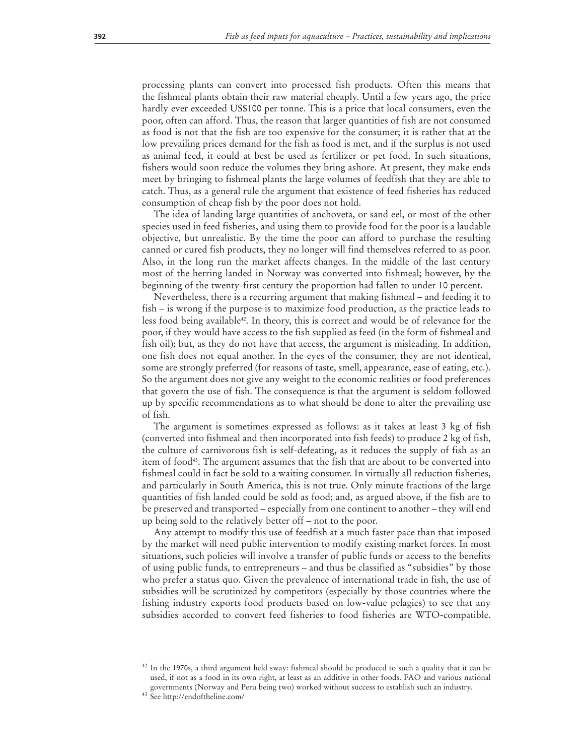processing plants can convert into processed fish products. Often this means that the fishmeal plants obtain their raw material cheaply. Until a few years ago, the price hardly ever exceeded US$100 per tonne. This is a price that local consumers, even the poor, often can afford. Thus, the reason that larger quantities of fish are not consumed as food is not that the fish are too expensive for the consumer; it is rather that at the low prevailing prices demand for the fish as food is met, and if the surplus is not used as animal feed, it could at best be used as fertilizer or pet food. In such situations, fishers would soon reduce the volumes they bring ashore. At present, they make ends meet by bringing to fishmeal plants the large volumes of feedfish that they are able to catch. Thus, as a general rule the argument that existence of feed fisheries has reduced consumption of cheap fish by the poor does not hold.

The idea of landing large quantities of anchoveta, or sand eel, or most of the other species used in feed fisheries, and using them to provide food for the poor is a laudable objective, but unrealistic. By the time the poor can afford to purchase the resulting canned or cured fish products, they no longer will find themselves referred to as poor. Also, in the long run the market affects changes. In the middle of the last century most of the herring landed in Norway was converted into fishmeal; however, by the beginning of the twenty-first century the proportion had fallen to under 10 percent.

Nevertheless, there is a recurring argument that making fishmeal – and feeding it to fish – is wrong if the purpose is to maximize food production, as the practice leads to less food being available[42]. In theory, this is correct and would be of relevance for the poor, if they would have access to the fish supplied as feed (in the form of fishmeal and fish oil); but, as they do not have that access, the argument is misleading. In addition, one fish does not equal another. In the eyes of the consumer, they are not identical, some are strongly preferred (for reasons of taste, smell, appearance, ease of eating, etc.). So the argument does not give any weight to the economic realities or food preferences that govern the use of fish. The consequence is that the argument is seldom followed up by specific recommendations as to what should be done to alter the prevailing use of fish.

The argument is sometimes expressed as follows: as it takes at least 3 kg of fish (converted into fishmeal and then incorporated into fish feeds) to produce 2 kg of fish, the culture of carnivorous fish is self-defeating, as it reduces the supply of fish as an item of food[43]. The argument assumes that the fish that are about to be converted into fishmeal could in fact be sold to a waiting consumer. In virtually all reduction fisheries, and particularly in South America, this is not true. Only minute fractions of the large quantities of fish landed could be sold as food; and, as argued above, if the fish are to be preserved and transported – especially from one continent to another – they will end up being sold to the relatively better off – not to the poor.

Any attempt to modify this use of feedfish at a much faster pace than that imposed by the market will need public intervention to modify existing market forces. In most situations, such policies will involve a transfer of public funds or access to the benefits of using public funds, to entrepreneurs – and thus be classified as "subsidies" by those who prefer a status quo. Given the prevalence of international trade in fish, the use of subsidies will be scrutinized by competitors (especially by those countries where the fishing industry exports food products based on low-value pelagics) to see that any subsidies accorded to convert feed fisheries to food fisheries are WTO-compatible.

---

[42] In the 1970s, a third argument held sway: fishmeal should be produced to such a quality that it can be used, if not as a food in its own right, at least as an additive in other foods. FAO and various national governments (Norway and Peru being two) worked without success to establish such an industry.

[43] See http://endoftheline.com/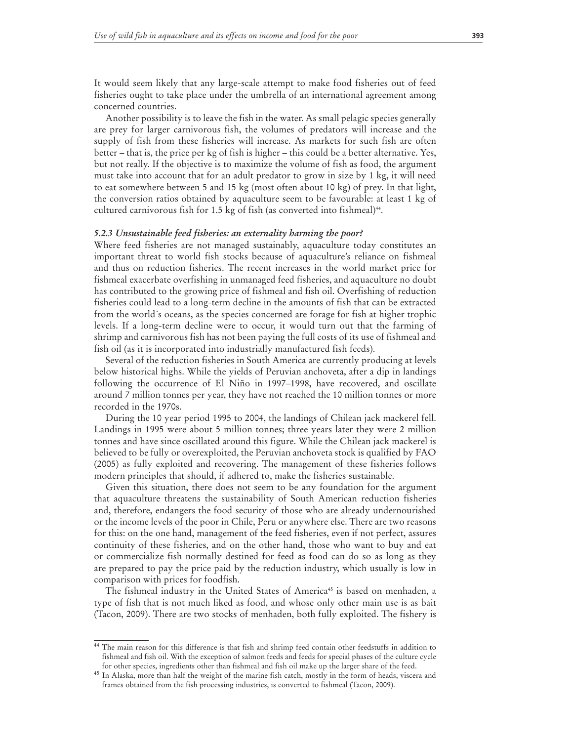It would seem likely that any large-scale attempt to make food fisheries out of feed fisheries ought to take place under the umbrella of an international agreement among concerned countries.

Another possibility is to leave the fish in the water. As small pelagic species generally are prey for larger carnivorous fish, the volumes of predators will increase and the supply of fish from these fisheries will increase. As markets for such fish are often better – that is, the price per kg of fish is higher – this could be a better alternative. Yes, but not really. If the objective is to maximize the volume of fish as food, the argument must take into account that for an adult predator to grow in size by 1 kg, it will need to eat somewhere between 5 and 15 kg (most often about 10 kg) of prey. In that light, the conversion ratios obtained by aquaculture seem to be favourable: at least 1 kg of cultured carnivorous fish for 1.5 kg of fish (as converted into fishmeal)[44].

### *5.2.3 Unsustainable feed fisheries: an externality harming the poor?*

Where feed fisheries are not managed sustainably, aquaculture today constitutes an important threat to world fish stocks because of aquaculture's reliance on fishmeal and thus on reduction fisheries. The recent increases in the world market price for fishmeal exacerbate overfishing in unmanaged feed fisheries, and aquaculture no doubt has contributed to the growing price of fishmeal and fish oil. Overfishing of reduction fisheries could lead to a long-term decline in the amounts of fish that can be extracted from the world´s oceans, as the species concerned are forage for fish at higher trophic levels. If a long-term decline were to occur, it would turn out that the farming of shrimp and carnivorous fish has not been paying the full costs of its use of fishmeal and fish oil (as it is incorporated into industrially manufactured fish feeds).

Several of the reduction fisheries in South America are currently producing at levels below historical highs. While the yields of Peruvian anchoveta, after a dip in landings following the occurrence of El Niño in 1997–1998, have recovered, and oscillate around 7 million tonnes per year, they have not reached the 10 million tonnes or more recorded in the 1970s.

During the 10 year period 1995 to 2004, the landings of Chilean jack mackerel fell. Landings in 1995 were about 5 million tonnes; three years later they were 2 million tonnes and have since oscillated around this figure. While the Chilean jack mackerel is believed to be fully or overexploited, the Peruvian anchoveta stock is qualified by FAO (2005) as fully exploited and recovering. The management of these fisheries follows modern principles that should, if adhered to, make the fisheries sustainable.

Given this situation, there does not seem to be any foundation for the argument that aquaculture threatens the sustainability of South American reduction fisheries and, therefore, endangers the food security of those who are already undernourished or the income levels of the poor in Chile, Peru or anywhere else. There are two reasons for this: on the one hand, management of the feed fisheries, even if not perfect, assures continuity of these fisheries, and on the other hand, those who want to buy and eat or commercialize fish normally destined for feed as food can do so as long as they are prepared to pay the price paid by the reduction industry, which usually is low in comparison with prices for foodfish.

The fishmeal industry in the United States of America[45] is based on menhaden, a type of fish that is not much liked as food, and whose only other main use is as bait (Tacon, 2009). There are two stocks of menhaden, both fully exploited. The fishery is

---

[44] The main reason for this difference is that fish and shrimp feed contain other feedstuffs in addition to fishmeal and fish oil. With the exception of salmon feeds and feeds for special phases of the culture cycle for other species, ingredients other than fishmeal and fish oil make up the larger share of the feed.

[45] In Alaska, more than half the weight of the marine fish catch, mostly in the form of heads, viscera and frames obtained from the fish processing industries, is converted to fishmeal (Tacon, 2009).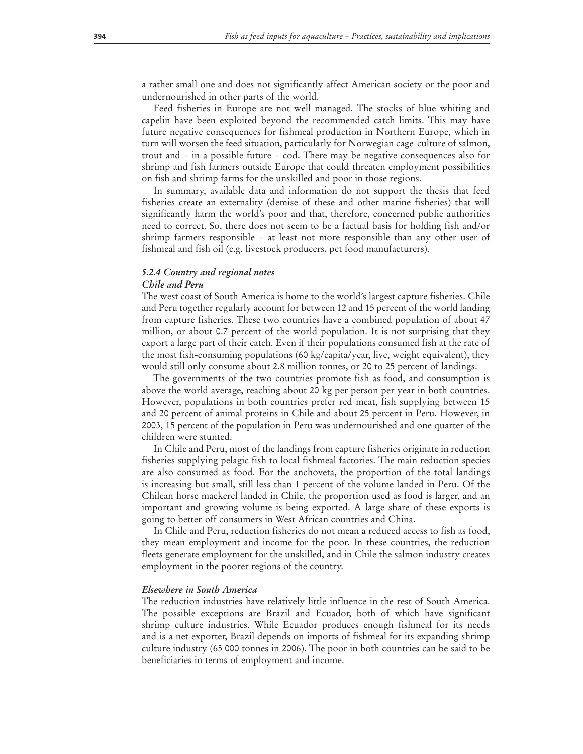a rather small one and does not significantly affect American society or the poor and undernourished in other parts of the world.

Feed fisheries in Europe are not well managed. The stocks of blue whiting and capelin have been exploited beyond the recommended catch limits. This may have future negative consequences for fishmeal production in Northern Europe, which in turn will worsen the feed situation, particularly for Norwegian cage-culture of salmon, trout and – in a possible future – cod. There may be negative consequences also for shrimp and fish farmers outside Europe that could threaten employment possibilities on fish and shrimp farms for the unskilled and poor in those regions.

In summary, available data and information do not support the thesis that feed fisheries create an externality (demise of these and other marine fisheries) that will significantly harm the world's poor and that, therefore, concerned public authorities need to correct. So, there does not seem to be a factual basis for holding fish and/or shrimp farmers responsible – at least not more responsible than any other user of fishmeal and fish oil (e.g. livestock producers, pet food manufacturers).

### *5.2.4 Country and regional notes*

#### *Chile and Peru*

The west coast of South America is home to the world's largest capture fisheries. Chile and Peru together regularly account for between 12 and 15 percent of the world landing from capture fisheries. These two countries have a combined population of about 47 million, or about 0.7 percent of the world population. It is not surprising that they export a large part of their catch. Even if their populations consumed fish at the rate of the most fish-consuming populations (60 kg/capita/year, live, weight equivalent), they would still only consume about 2.8 million tonnes, or 20 to 25 percent of landings.

The governments of the two countries promote fish as food, and consumption is above the world average, reaching about 20 kg per person per year in both countries. However, populations in both countries prefer red meat, fish supplying between 15 and 20 percent of animal proteins in Chile and about 25 percent in Peru. However, in 2003, 15 percent of the population in Peru was undernourished and one quarter of the children were stunted.

In Chile and Peru, most of the landings from capture fisheries originate in reduction fisheries supplying pelagic fish to local fishmeal factories. The main reduction species are also consumed as food. For the anchoveta, the proportion of the total landings is increasing but small, still less than 1 percent of the volume landed in Peru. Of the Chilean horse mackerel landed in Chile, the proportion used as food is larger, and an important and growing volume is being exported. A large share of these exports is going to better-off consumers in West African countries and China.

In Chile and Peru, reduction fisheries do not mean a reduced access to fish as food, they mean employment and income for the poor. In these countries, the reduction fleets generate employment for the unskilled, and in Chile the salmon industry creates employment in the poorer regions of the country.

#### *Elsewhere in South America*

The reduction industries have relatively little influence in the rest of South America. The possible exceptions are Brazil and Ecuador, both of which have significant shrimp culture industries. While Ecuador produces enough fishmeal for its needs and is a net exporter, Brazil depends on imports of fishmeal for its expanding shrimp culture industry (65 000 tonnes in 2006). The poor in both countries can be said to be beneficiaries in terms of employment and income.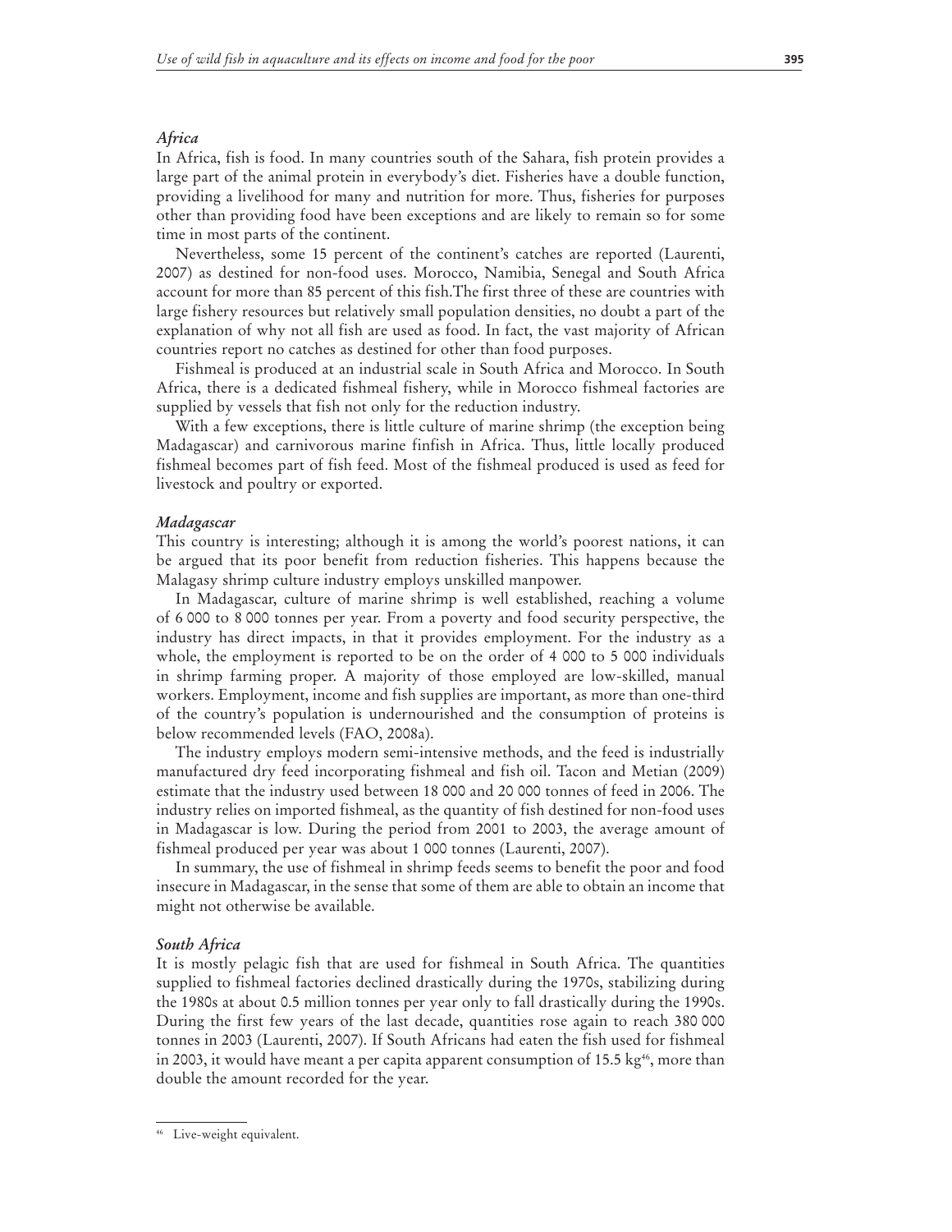### *Africa*

In Africa, fish is food. In many countries south of the Sahara, fish protein provides a large part of the animal protein in everybody's diet. Fisheries have a double function, providing a livelihood for many and nutrition for more. Thus, fisheries for purposes other than providing food have been exceptions and are likely to remain so for some time in most parts of the continent.

Nevertheless, some 15 percent of the continent's catches are reported (Laurenti, 2007) as destined for non-food uses. Morocco, Namibia, Senegal and South Africa account for more than 85 percent of this fish.The first three of these are countries with large fishery resources but relatively small population densities, no doubt a part of the explanation of why not all fish are used as food. In fact, the vast majority of African countries report no catches as destined for other than food purposes.

Fishmeal is produced at an industrial scale in South Africa and Morocco. In South Africa, there is a dedicated fishmeal fishery, while in Morocco fishmeal factories are supplied by vessels that fish not only for the reduction industry.

With a few exceptions, there is little culture of marine shrimp (the exception being Madagascar) and carnivorous marine finfish in Africa. Thus, little locally produced fishmeal becomes part of fish feed. Most of the fishmeal produced is used as feed for livestock and poultry or exported.

### *Madagascar*

This country is interesting; although it is among the world's poorest nations, it can be argued that its poor benefit from reduction fisheries. This happens because the Malagasy shrimp culture industry employs unskilled manpower.

In Madagascar, culture of marine shrimp is well established, reaching a volume of 6 000 to 8 000 tonnes per year. From a poverty and food security perspective, the industry has direct impacts, in that it provides employment. For the industry as a whole, the employment is reported to be on the order of 4 000 to 5 000 individuals in shrimp farming proper. A majority of those employed are low-skilled, manual workers. Employment, income and fish supplies are important, as more than one-third of the country's population is undernourished and the consumption of proteins is below recommended levels (FAO, 2008a).

The industry employs modern semi-intensive methods, and the feed is industrially manufactured dry feed incorporating fishmeal and fish oil. Tacon and Metian (2009) estimate that the industry used between 18 000 and 20 000 tonnes of feed in 2006. The industry relies on imported fishmeal, as the quantity of fish destined for non-food uses in Madagascar is low. During the period from 2001 to 2003, the average amount of fishmeal produced per year was about 1 000 tonnes (Laurenti, 2007).

In summary, the use of fishmeal in shrimp feeds seems to benefit the poor and food insecure in Madagascar, in the sense that some of them are able to obtain an income that might not otherwise be available.

### *South Africa*

It is mostly pelagic fish that are used for fishmeal in South Africa. The quantities supplied to fishmeal factories declined drastically during the 1970s, stabilizing during the 1980s at about 0.5 million tonnes per year only to fall drastically during the 1990s. During the first few years of the last decade, quantities rose again to reach 380 000 tonnes in 2003 (Laurenti, 2007). If South Africans had eaten the fish used for fishmeal in 2003, it would have meant a per capita apparent consumption of 15.5 kg[46], more than double the amount recorded for the year.

---

[46] Live-weight equivalent.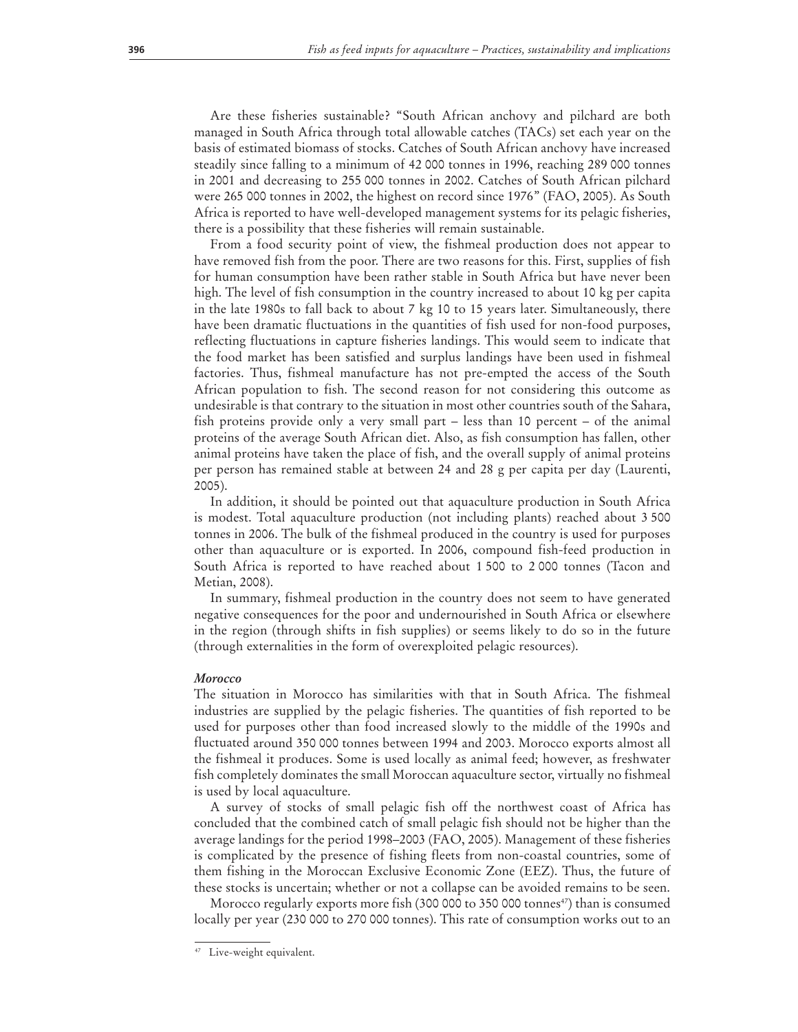Are these fisheries sustainable? "South African anchovy and pilchard are both managed in South Africa through total allowable catches (TACs) set each year on the basis of estimated biomass of stocks. Catches of South African anchovy have increased steadily since falling to a minimum of 42 000 tonnes in 1996, reaching 289 000 tonnes in 2001 and decreasing to 255 000 tonnes in 2002. Catches of South African pilchard were 265 000 tonnes in 2002, the highest on record since 1976" (FAO, 2005). As South Africa is reported to have well-developed management systems for its pelagic fisheries, there is a possibility that these fisheries will remain sustainable.

From a food security point of view, the fishmeal production does not appear to have removed fish from the poor. There are two reasons for this. First, supplies of fish for human consumption have been rather stable in South Africa but have never been high. The level of fish consumption in the country increased to about 10 kg per capita in the late 1980s to fall back to about 7 kg 10 to 15 years later. Simultaneously, there have been dramatic fluctuations in the quantities of fish used for non-food purposes, reflecting fluctuations in capture fisheries landings. This would seem to indicate that the food market has been satisfied and surplus landings have been used in fishmeal factories. Thus, fishmeal manufacture has not pre-empted the access of the South African population to fish. The second reason for not considering this outcome as undesirable is that contrary to the situation in most other countries south of the Sahara, fish proteins provide only a very small part – less than 10 percent – of the animal proteins of the average South African diet. Also, as fish consumption has fallen, other animal proteins have taken the place of fish, and the overall supply of animal proteins per person has remained stable at between 24 and 28 g per capita per day (Laurenti, 2005).

In addition, it should be pointed out that aquaculture production in South Africa is modest. Total aquaculture production (not including plants) reached about 3 500 tonnes in 2006. The bulk of the fishmeal produced in the country is used for purposes other than aquaculture or is exported. In 2006, compound fish-feed production in South Africa is reported to have reached about 1 500 to 2 000 tonnes (Tacon and Metian, 2008).

In summary, fishmeal production in the country does not seem to have generated negative consequences for the poor and undernourished in South Africa or elsewhere in the region (through shifts in fish supplies) or seems likely to do so in the future (through externalities in the form of overexploited pelagic resources).

#### *Morocco*

The situation in Morocco has similarities with that in South Africa. The fishmeal industries are supplied by the pelagic fisheries. The quantities of fish reported to be used for purposes other than food increased slowly to the middle of the 1990s and fluctuated around 350 000 tonnes between 1994 and 2003. Morocco exports almost all the fishmeal it produces. Some is used locally as animal feed; however, as freshwater fish completely dominates the small Moroccan aquaculture sector, virtually no fishmeal is used by local aquaculture.

A survey of stocks of small pelagic fish off the northwest coast of Africa has concluded that the combined catch of small pelagic fish should not be higher than the average landings for the period 1998–2003 (FAO, 2005). Management of these fisheries is complicated by the presence of fishing fleets from non-coastal countries, some of them fishing in the Moroccan Exclusive Economic Zone (EEZ). Thus, the future of these stocks is uncertain; whether or not a collapse can be avoided remains to be seen.

Morocco regularly exports more fish (300 000 to 350 000 tonnes[47]) than is consumed locally per year (230 000 to 270 000 tonnes). This rate of consumption works out to an

[47] Live-weight equivalent.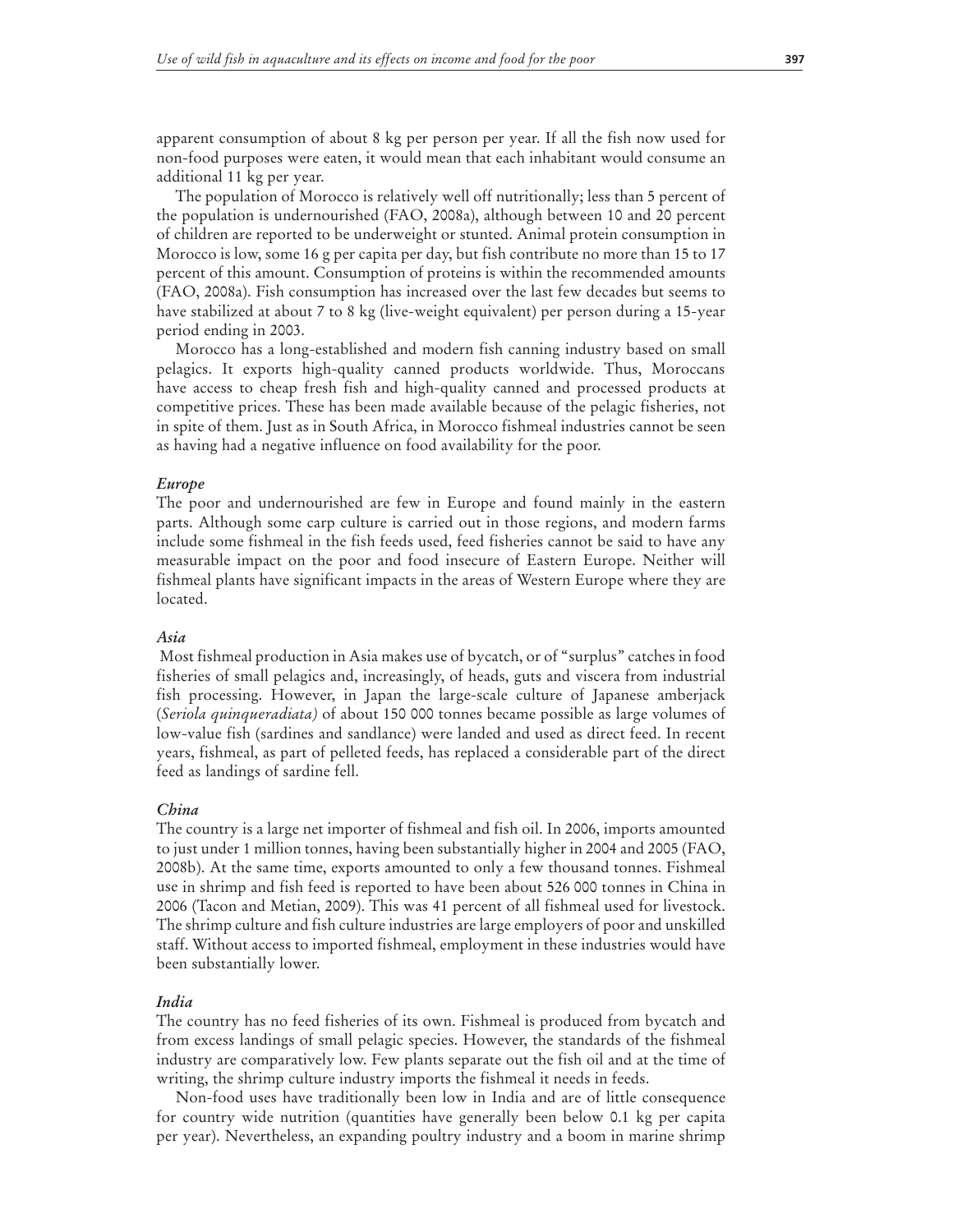apparent consumption of about 8 kg per person per year. If all the fish now used for non-food purposes were eaten, it would mean that each inhabitant would consume an additional 11 kg per year.

The population of Morocco is relatively well off nutritionally; less than 5 percent of the population is undernourished (FAO, 2008a), although between 10 and 20 percent of children are reported to be underweight or stunted. Animal protein consumption in Morocco is low, some 16 g per capita per day, but fish contribute no more than 15 to 17 percent of this amount. Consumption of proteins is within the recommended amounts (FAO, 2008a). Fish consumption has increased over the last few decades but seems to have stabilized at about 7 to 8 kg (live-weight equivalent) per person during a 15-year period ending in 2003.

Morocco has a long-established and modern fish canning industry based on small pelagics. It exports high-quality canned products worldwide. Thus, Moroccans have access to cheap fresh fish and high-quality canned and processed products at competitive prices. These has been made available because of the pelagic fisheries, not in spite of them. Just as in South Africa, in Morocco fishmeal industries cannot be seen as having had a negative influence on food availability for the poor.

#### *Europe*

The poor and undernourished are few in Europe and found mainly in the eastern parts. Although some carp culture is carried out in those regions, and modern farms include some fishmeal in the fish feeds used, feed fisheries cannot be said to have any measurable impact on the poor and food insecure of Eastern Europe. Neither will fishmeal plants have significant impacts in the areas of Western Europe where they are located.

#### *Asia*

Most fishmeal production in Asia makes use of bycatch, or of "surplus" catches in food fisheries of small pelagics and, increasingly, of heads, guts and viscera from industrial fish processing. However, in Japan the large-scale culture of Japanese amberjack (*Seriola quinqueradiata)* of about 150 000 tonnes became possible as large volumes of low-value fish (sardines and sandlance) were landed and used as direct feed. In recent years, fishmeal, as part of pelleted feeds, has replaced a considerable part of the direct feed as landings of sardine fell.

#### *China*

The country is a large net importer of fishmeal and fish oil. In 2006, imports amounted to just under 1 million tonnes, having been substantially higher in 2004 and 2005 (FAO, 2008b). At the same time, exports amounted to only a few thousand tonnes. Fishmeal use in shrimp and fish feed is reported to have been about 526 000 tonnes in China in 2006 (Tacon and Metian, 2009). This was 41 percent of all fishmeal used for livestock. The shrimp culture and fish culture industries are large employers of poor and unskilled staff. Without access to imported fishmeal, employment in these industries would have been substantially lower.

#### *India*

The country has no feed fisheries of its own. Fishmeal is produced from bycatch and from excess landings of small pelagic species. However, the standards of the fishmeal industry are comparatively low. Few plants separate out the fish oil and at the time of writing, the shrimp culture industry imports the fishmeal it needs in feeds.

Non-food uses have traditionally been low in India and are of little consequence for country wide nutrition (quantities have generally been below 0.1 kg per capita per year). Nevertheless, an expanding poultry industry and a boom in marine shrimp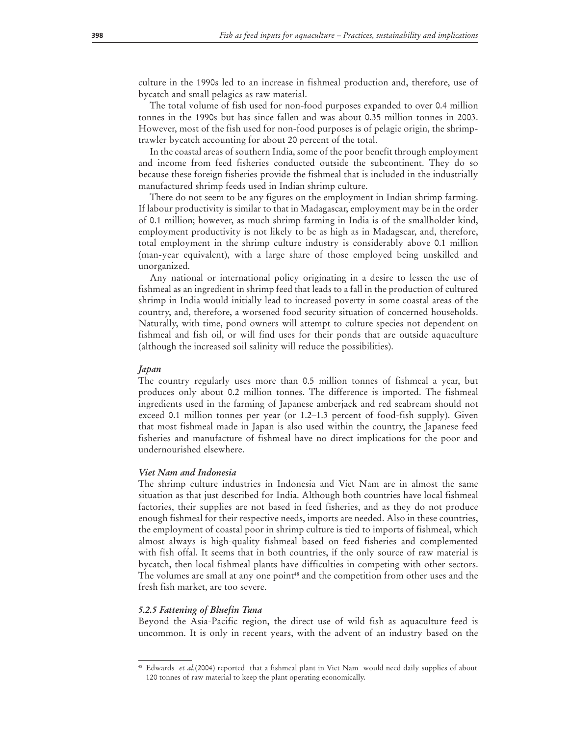culture in the 1990s led to an increase in fishmeal production and, therefore, use of bycatch and small pelagics as raw material.

The total volume of fish used for non-food purposes expanded to over 0.4 million tonnes in the 1990s but has since fallen and was about 0.35 million tonnes in 2003. However, most of the fish used for non-food purposes is of pelagic origin, the shrimp-trawler bycatch accounting for about 20 percent of the total.

In the coastal areas of southern India, some of the poor benefit through employment and income from feed fisheries conducted outside the subcontinent. They do so because these foreign fisheries provide the fishmeal that is included in the industrially manufactured shrimp feeds used in Indian shrimp culture.

There do not seem to be any figures on the employment in Indian shrimp farming. If labour productivity is similar to that in Madagascar, employment may be in the order of 0.1 million; however, as much shrimp farming in India is of the smallholder kind, employment productivity is not likely to be as high as in Madagscar, and, therefore, total employment in the shrimp culture industry is considerably above 0.1 million (man-year equivalent), with a large share of those employed being unskilled and unorganized.

Any national or international policy originating in a desire to lessen the use of fishmeal as an ingredient in shrimp feed that leads to a fall in the production of cultured shrimp in India would initially lead to increased poverty in some coastal areas of the country, and, therefore, a worsened food security situation of concerned households. Naturally, with time, pond owners will attempt to culture species not dependent on fishmeal and fish oil, or will find uses for their ponds that are outside aquaculture (although the increased soil salinity will reduce the possibilities).

#### *Japan*

The country regularly uses more than 0.5 million tonnes of fishmeal a year, but produces only about 0.2 million tonnes. The difference is imported. The fishmeal ingredients used in the farming of Japanese amberjack and red seabream should not exceed 0.1 million tonnes per year (or 1.2–1.3 percent of food-fish supply). Given that most fishmeal made in Japan is also used within the country, the Japanese feed fisheries and manufacture of fishmeal have no direct implications for the poor and undernourished elsewhere.

#### *Viet Nam and Indonesia*

The shrimp culture industries in Indonesia and Viet Nam are in almost the same situation as that just described for India. Although both countries have local fishmeal factories, their supplies are not based in feed fisheries, and as they do not produce enough fishmeal for their respective needs, imports are needed. Also in these countries, the employment of coastal poor in shrimp culture is tied to imports of fishmeal, which almost always is high-quality fishmeal based on feed fisheries and complemented with fish offal. It seems that in both countries, if the only source of raw material is bycatch, then local fishmeal plants have difficulties in competing with other sectors. The volumes are small at any one point[48] and the competition from other uses and the fresh fish market, are too severe.

### *5.2.5 Fattening of Bluefin Tuna*

Beyond the Asia-Pacific region, the direct use of wild fish as aquaculture feed is uncommon. It is only in recent years, with the advent of an industry based on the

---

[48] Edwards *et al.*(2004) reported that a fishmeal plant in Viet Nam would need daily supplies of about 120 tonnes of raw material to keep the plant operating economically.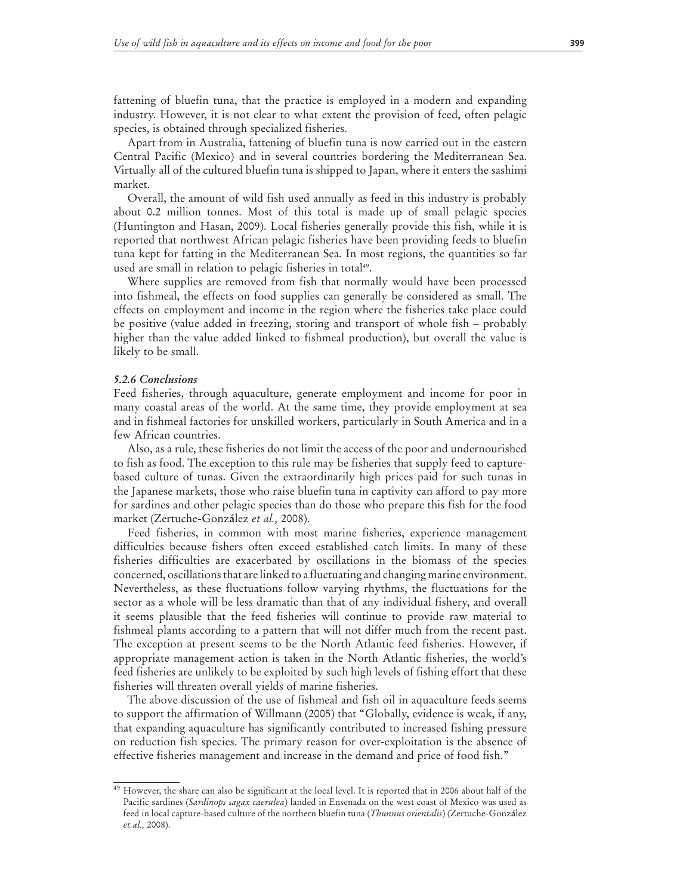fattening of bluefin tuna, that the practice is employed in a modern and expanding industry. However, it is not clear to what extent the provision of feed, often pelagic species, is obtained through specialized fisheries.

Apart from in Australia, fattening of bluefin tuna is now carried out in the eastern Central Pacific (Mexico) and in several countries bordering the Mediterranean Sea. Virtually all of the cultured bluefin tuna is shipped to Japan, where it enters the sashimi market.

Overall, the amount of wild fish used annually as feed in this industry is probably about 0.2 million tonnes. Most of this total is made up of small pelagic species (Huntington and Hasan, 2009). Local fisheries generally provide this fish, while it is reported that northwest African pelagic fisheries have been providing feeds to bluefin tuna kept for fatting in the Mediterranean Sea. In most regions, the quantities so far used are small in relation to pelagic fisheries in total[49].

Where supplies are removed from fish that normally would have been processed into fishmeal, the effects on food supplies can generally be considered as small. The effects on employment and income in the region where the fisheries take place could be positive (value added in freezing, storing and transport of whole fish – probably higher than the value added linked to fishmeal production), but overall the value is likely to be small.

#### *5.2.6 Conclusions*

Feed fisheries, through aquaculture, generate employment and income for poor in many coastal areas of the world. At the same time, they provide employment at sea and in fishmeal factories for unskilled workers, particularly in South America and in a few African countries.

Also, as a rule, these fisheries do not limit the access of the poor and undernourished to fish as food. The exception to this rule may be fisheries that supply feed to capture-based culture of tunas. Given the extraordinarily high prices paid for such tunas in the Japanese markets, those who raise bluefin tuna in captivity can afford to pay more for sardines and other pelagic species than do those who prepare this fish for the food market (Zertuche-González *et al.,* 2008).

Feed fisheries, in common with most marine fisheries, experience management difficulties because fishers often exceed established catch limits. In many of these fisheries difficulties are exacerbated by oscillations in the biomass of the species concerned, oscillations that are linked to a fluctuating and changing marine environment. Nevertheless, as these fluctuations follow varying rhythms, the fluctuations for the sector as a whole will be less dramatic than that of any individual fishery, and overall it seems plausible that the feed fisheries will continue to provide raw material to fishmeal plants according to a pattern that will not differ much from the recent past. The exception at present seems to be the North Atlantic feed fisheries. However, if appropriate management action is taken in the North Atlantic fisheries, the world's feed fisheries are unlikely to be exploited by such high levels of fishing effort that these fisheries will threaten overall yields of marine fisheries.

The above discussion of the use of fishmeal and fish oil in aquaculture feeds seems to support the affirmation of Willmann (2005) that "Globally, evidence is weak, if any, that expanding aquaculture has significantly contributed to increased fishing pressure on reduction fish species. The primary reason for over-exploitation is the absence of effective fisheries management and increase in the demand and price of food fish."

---

[49] However, the share can also be significant at the local level. It is reported that in 2006 about half of the Pacific sardines (*Sardinops sagax caerulea*) landed in Ensenada on the west coast of Mexico was used as feed in local capture-based culture of the northern bluefin tuna (*Thunnus orientalis*) (Zertuche-González *et al.,* 2008).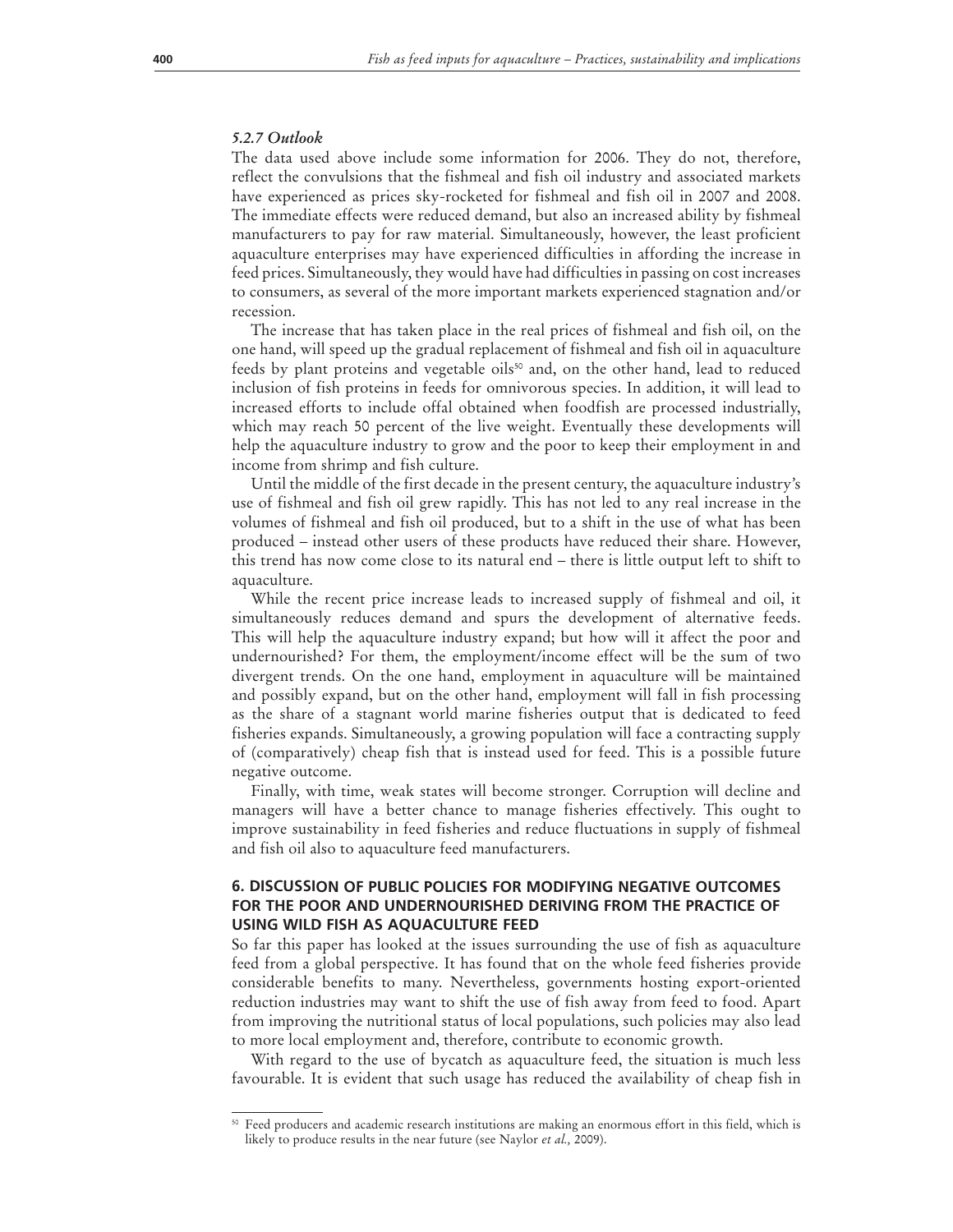### *5.2.7 Outlook*

The data used above include some information for 2006. They do not, therefore, reflect the convulsions that the fishmeal and fish oil industry and associated markets have experienced as prices sky-rocketed for fishmeal and fish oil in 2007 and 2008. The immediate effects were reduced demand, but also an increased ability by fishmeal manufacturers to pay for raw material. Simultaneously, however, the least proficient aquaculture enterprises may have experienced difficulties in affording the increase in feed prices. Simultaneously, they would have had difficulties in passing on cost increases to consumers, as several of the more important markets experienced stagnation and/or recession.

The increase that has taken place in the real prices of fishmeal and fish oil, on the one hand, will speed up the gradual replacement of fishmeal and fish oil in aquaculture feeds by plant proteins and vegetable oils[50] and, on the other hand, lead to reduced inclusion of fish proteins in feeds for omnivorous species. In addition, it will lead to increased efforts to include offal obtained when foodfish are processed industrially, which may reach 50 percent of the live weight. Eventually these developments will help the aquaculture industry to grow and the poor to keep their employment in and income from shrimp and fish culture.

Until the middle of the first decade in the present century, the aquaculture industry's use of fishmeal and fish oil grew rapidly. This has not led to any real increase in the volumes of fishmeal and fish oil produced, but to a shift in the use of what has been produced – instead other users of these products have reduced their share. However, this trend has now come close to its natural end – there is little output left to shift to aquaculture.

While the recent price increase leads to increased supply of fishmeal and oil, it simultaneously reduces demand and spurs the development of alternative feeds. This will help the aquaculture industry expand; but how will it affect the poor and undernourished? For them, the employment/income effect will be the sum of two divergent trends. On the one hand, employment in aquaculture will be maintained and possibly expand, but on the other hand, employment will fall in fish processing as the share of a stagnant world marine fisheries output that is dedicated to feed fisheries expands. Simultaneously, a growing population will face a contracting supply of (comparatively) cheap fish that is instead used for feed. This is a possible future negative outcome.

Finally, with time, weak states will become stronger. Corruption will decline and managers will have a better chance to manage fisheries effectively. This ought to improve sustainability in feed fisheries and reduce fluctuations in supply of fishmeal and fish oil also to aquaculture feed manufacturers.

## 6. DISCUSSION OF PUBLIC POLICIES FOR MODIFYING NEGATIVE OUTCOMES FOR THE POOR AND UNDERNOURISHED DERIVING FROM THE PRACTICE OF USING WILD FISH AS AQUACULTURE FEED

So far this paper has looked at the issues surrounding the use of fish as aquaculture feed from a global perspective. It has found that on the whole feed fisheries provide considerable benefits to many. Nevertheless, governments hosting export-oriented reduction industries may want to shift the use of fish away from feed to food. Apart from improving the nutritional status of local populations, such policies may also lead to more local employment and, therefore, contribute to economic growth.

With regard to the use of bycatch as aquaculture feed, the situation is much less favourable. It is evident that such usage has reduced the availability of cheap fish in

[50] Feed producers and academic research institutions are making an enormous effort in this field, which is likely to produce results in the near future (see Naylor *et al.,* 2009).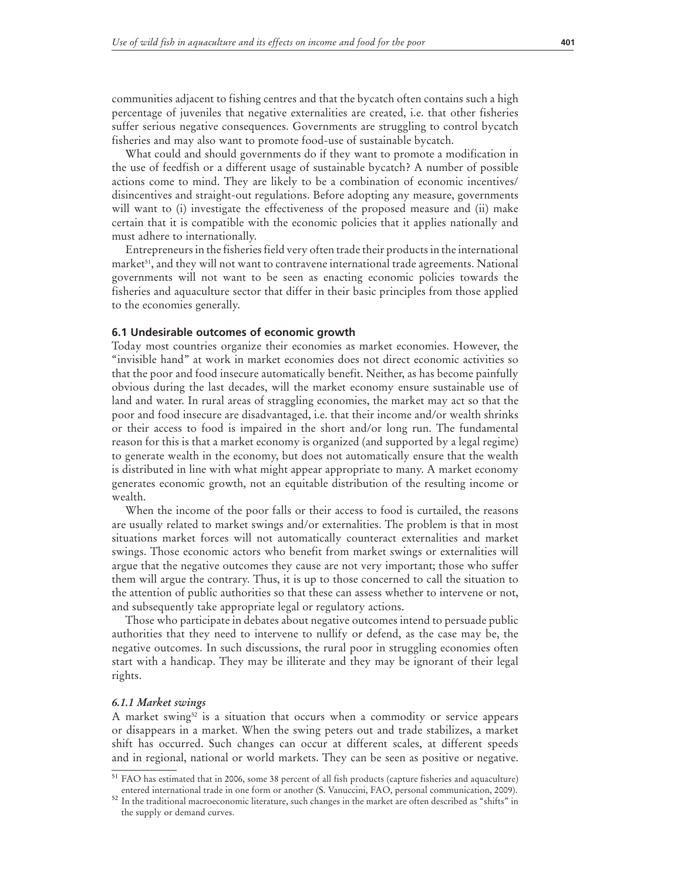communities adjacent to fishing centres and that the bycatch often contains such a high percentage of juveniles that negative externalities are created, i.e. that other fisheries suffer serious negative consequences. Governments are struggling to control bycatch fisheries and may also want to promote food-use of sustainable bycatch.

What could and should governments do if they want to promote a modification in the use of feedfish or a different usage of sustainable bycatch? A number of possible actions come to mind. They are likely to be a combination of economic incentives/disincentives and straight-out regulations. Before adopting any measure, governments will want to (i) investigate the effectiveness of the proposed measure and (ii) make certain that it is compatible with the economic policies that it applies nationally and must adhere to internationally.

Entrepreneurs in the fisheries field very often trade their products in the international market[51], and they will not want to contravene international trade agreements. National governments will not want to be seen as enacting economic policies towards the fisheries and aquaculture sector that differ in their basic principles from those applied to the economies generally.

### 6.1 Undesirable outcomes of economic growth

Today most countries organize their economies as market economies. However, the "invisible hand" at work in market economies does not direct economic activities so that the poor and food insecure automatically benefit. Neither, as has become painfully obvious during the last decades, will the market economy ensure sustainable use of land and water. In rural areas of straggling economies, the market may act so that the poor and food insecure are disadvantaged, i.e. that their income and/or wealth shrinks or their access to food is impaired in the short and/or long run. The fundamental reason for this is that a market economy is organized (and supported by a legal regime) to generate wealth in the economy, but does not automatically ensure that the wealth is distributed in line with what might appear appropriate to many. A market economy generates economic growth, not an equitable distribution of the resulting income or wealth.

When the income of the poor falls or their access to food is curtailed, the reasons are usually related to market swings and/or externalities. The problem is that in most situations market forces will not automatically counteract externalities and market swings. Those economic actors who benefit from market swings or externalities will argue that the negative outcomes they cause are not very important; those who suffer them will argue the contrary. Thus, it is up to those concerned to call the situation to the attention of public authorities so that these can assess whether to intervene or not, and subsequently take appropriate legal or regulatory actions.

Those who participate in debates about negative outcomes intend to persuade public authorities that they need to intervene to nullify or defend, as the case may be, the negative outcomes. In such discussions, the rural poor in struggling economies often start with a handicap. They may be illiterate and they may be ignorant of their legal rights.

#### *6.1.1 Market swings*

A market swing[52] is a situation that occurs when a commodity or service appears or disappears in a market. When the swing peters out and trade stabilizes, a market shift has occurred. Such changes can occur at different scales, at different speeds and in regional, national or world markets. They can be seen as positive or negative.

---

[51] FAO has estimated that in 2006, some 38 percent of all fish products (capture fisheries and aquaculture) entered international trade in one form or another (S. Vanuccini, FAO, personal communication, 2009).

[52] In the traditional macroeconomic literature, such changes in the market are often described as "shifts" in the supply or demand curves.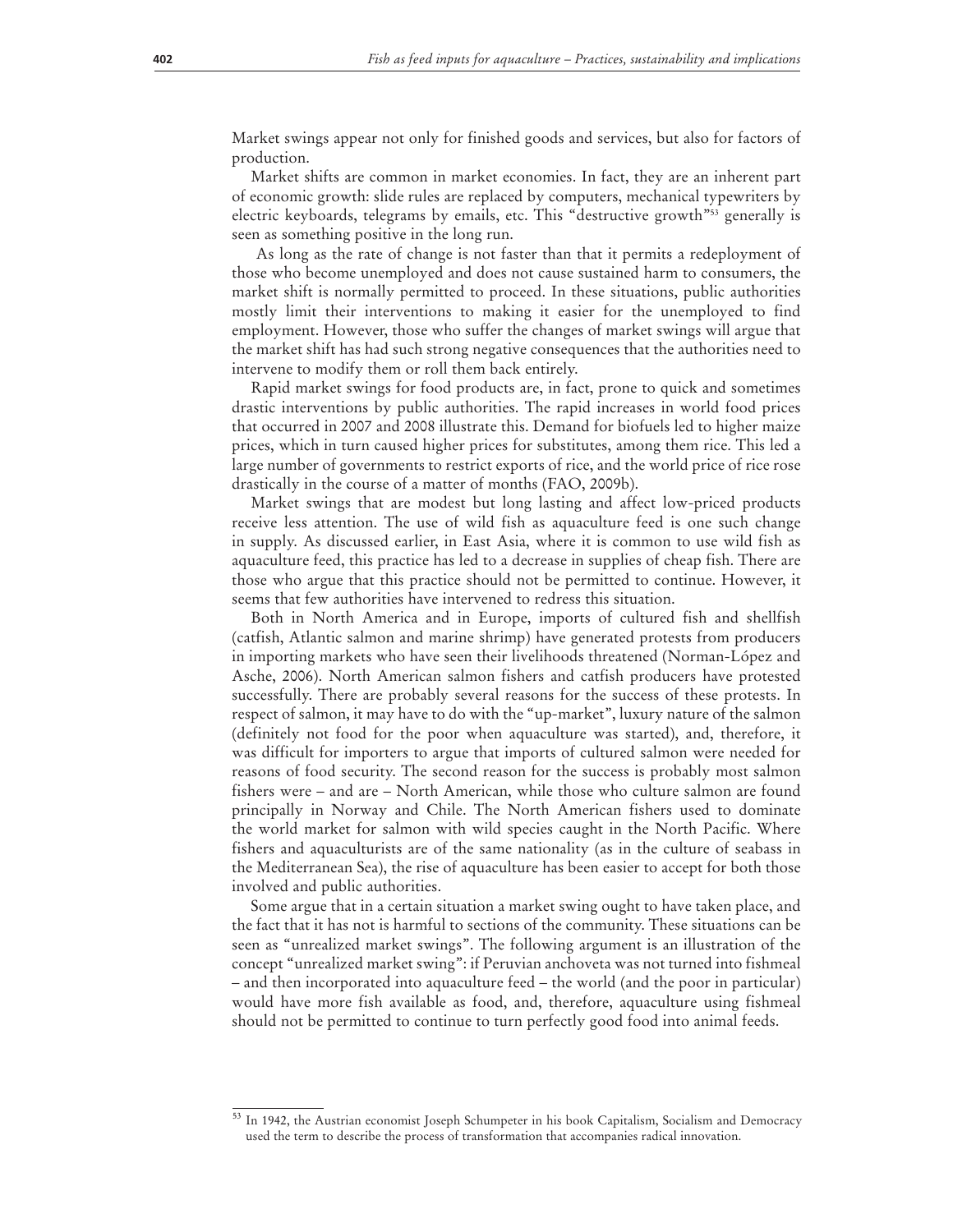Market swings appear not only for finished goods and services, but also for factors of production.

Market shifts are common in market economies. In fact, they are an inherent part of economic growth: slide rules are replaced by computers, mechanical typewriters by electric keyboards, telegrams by emails, etc. This "destructive growth"[53] generally is seen as something positive in the long run.

As long as the rate of change is not faster than that it permits a redeployment of those who become unemployed and does not cause sustained harm to consumers, the market shift is normally permitted to proceed. In these situations, public authorities mostly limit their interventions to making it easier for the unemployed to find employment. However, those who suffer the changes of market swings will argue that the market shift has had such strong negative consequences that the authorities need to intervene to modify them or roll them back entirely.

Rapid market swings for food products are, in fact, prone to quick and sometimes drastic interventions by public authorities. The rapid increases in world food prices that occurred in 2007 and 2008 illustrate this. Demand for biofuels led to higher maize prices, which in turn caused higher prices for substitutes, among them rice. This led a large number of governments to restrict exports of rice, and the world price of rice rose drastically in the course of a matter of months (FAO, 2009b).

Market swings that are modest but long lasting and affect low-priced products receive less attention. The use of wild fish as aquaculture feed is one such change in supply. As discussed earlier, in East Asia, where it is common to use wild fish as aquaculture feed, this practice has led to a decrease in supplies of cheap fish. There are those who argue that this practice should not be permitted to continue. However, it seems that few authorities have intervened to redress this situation.

Both in North America and in Europe, imports of cultured fish and shellfish (catfish, Atlantic salmon and marine shrimp) have generated protests from producers in importing markets who have seen their livelihoods threatened (Norman-López and Asche, 2006). North American salmon fishers and catfish producers have protested successfully. There are probably several reasons for the success of these protests. In respect of salmon, it may have to do with the "up-market", luxury nature of the salmon (definitely not food for the poor when aquaculture was started), and, therefore, it was difficult for importers to argue that imports of cultured salmon were needed for reasons of food security. The second reason for the success is probably most salmon fishers were – and are – North American, while those who culture salmon are found principally in Norway and Chile. The North American fishers used to dominate the world market for salmon with wild species caught in the North Pacific. Where fishers and aquaculturists are of the same nationality (as in the culture of seabass in the Mediterranean Sea), the rise of aquaculture has been easier to accept for both those involved and public authorities.

Some argue that in a certain situation a market swing ought to have taken place, and the fact that it has not is harmful to sections of the community. These situations can be seen as "unrealized market swings". The following argument is an illustration of the concept "unrealized market swing": if Peruvian anchoveta was not turned into fishmeal – and then incorporated into aquaculture feed – the world (and the poor in particular) would have more fish available as food, and, therefore, aquaculture using fishmeal should not be permitted to continue to turn perfectly good food into animal feeds.

---

[53] In 1942, the Austrian economist Joseph Schumpeter in his book Capitalism, Socialism and Democracy used the term to describe the process of transformation that accompanies radical innovation.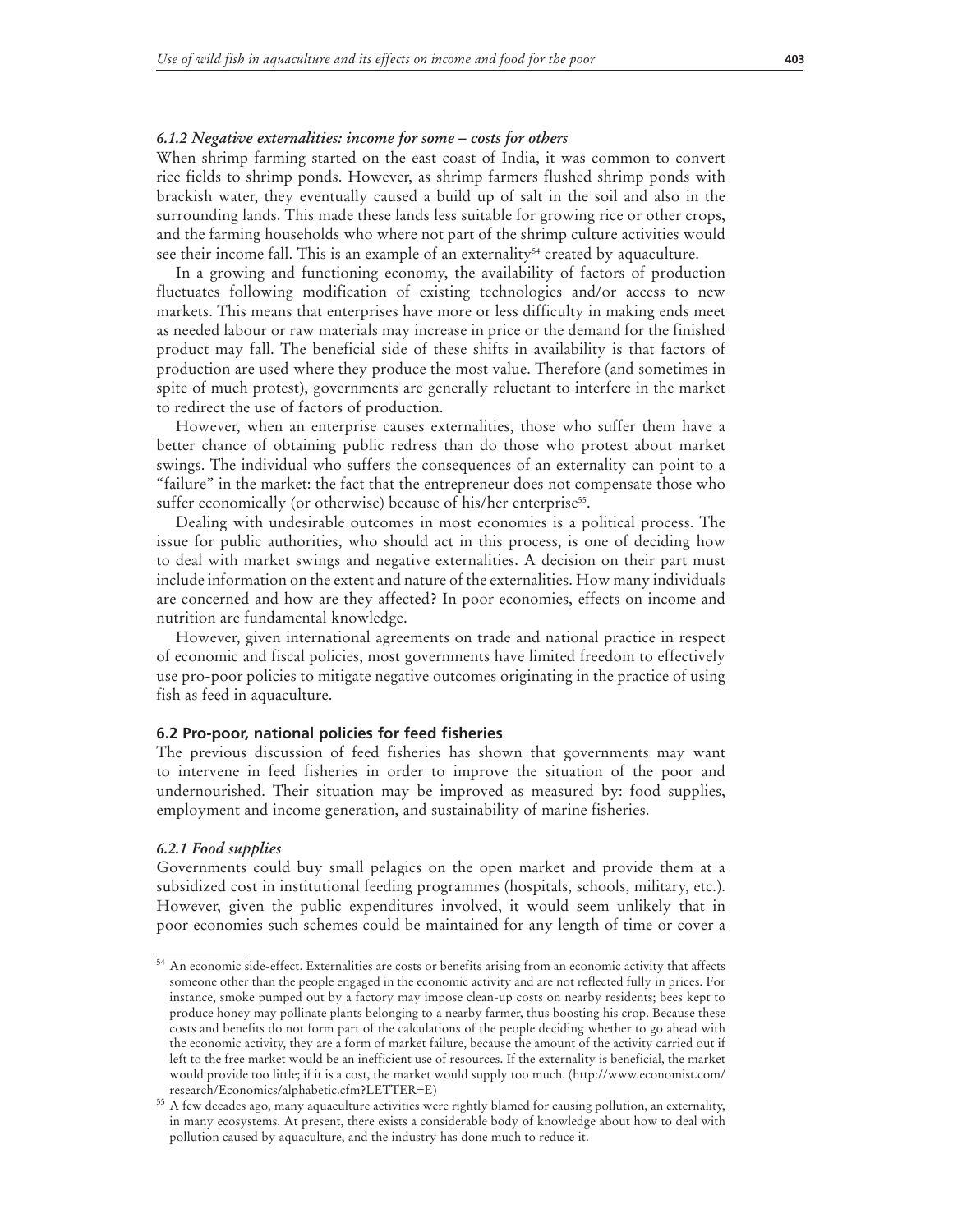#### *6.1.2 Negative externalities: income for some – costs for others*

When shrimp farming started on the east coast of India, it was common to convert rice fields to shrimp ponds. However, as shrimp farmers flushed shrimp ponds with brackish water, they eventually caused a build up of salt in the soil and also in the surrounding lands. This made these lands less suitable for growing rice or other crops, and the farming households who where not part of the shrimp culture activities would see their income fall. This is an example of an externality[54] created by aquaculture.

In a growing and functioning economy, the availability of factors of production fluctuates following modification of existing technologies and/or access to new markets. This means that enterprises have more or less difficulty in making ends meet as needed labour or raw materials may increase in price or the demand for the finished product may fall. The beneficial side of these shifts in availability is that factors of production are used where they produce the most value. Therefore (and sometimes in spite of much protest), governments are generally reluctant to interfere in the market to redirect the use of factors of production.

However, when an enterprise causes externalities, those who suffer them have a better chance of obtaining public redress than do those who protest about market swings. The individual who suffers the consequences of an externality can point to a "failure" in the market: the fact that the entrepreneur does not compensate those who suffer economically (or otherwise) because of his/her enterprise[55].

Dealing with undesirable outcomes in most economies is a political process. The issue for public authorities, who should act in this process, is one of deciding how to deal with market swings and negative externalities. A decision on their part must include information on the extent and nature of the externalities. How many individuals are concerned and how are they affected? In poor economies, effects on income and nutrition are fundamental knowledge.

However, given international agreements on trade and national practice in respect of economic and fiscal policies, most governments have limited freedom to effectively use pro-poor policies to mitigate negative outcomes originating in the practice of using fish as feed in aquaculture.

### 6.2 Pro-poor, national policies for feed fisheries

The previous discussion of feed fisheries has shown that governments may want to intervene in feed fisheries in order to improve the situation of the poor and undernourished. Their situation may be improved as measured by: food supplies, employment and income generation, and sustainability of marine fisheries.

#### *6.2.1 Food supplies*

Governments could buy small pelagics on the open market and provide them at a subsidized cost in institutional feeding programmes (hospitals, schools, military, etc.). However, given the public expenditures involved, it would seem unlikely that in poor economies such schemes could be maintained for any length of time or cover a

---

[54] An economic side-effect. Externalities are costs or benefits arising from an economic activity that affects someone other than the people engaged in the economic activity and are not reflected fully in prices. For instance, smoke pumped out by a factory may impose clean-up costs on nearby residents; bees kept to produce honey may pollinate plants belonging to a nearby farmer, thus boosting his crop. Because these costs and benefits do not form part of the calculations of the people deciding whether to go ahead with the economic activity, they are a form of market failure, because the amount of the activity carried out if left to the free market would be an inefficient use of resources. If the externality is beneficial, the market would provide too little; if it is a cost, the market would supply too much. (http://www.economist.com/research/Economics/alphabetic.cfm?LETTER=E)

[55] A few decades ago, many aquaculture activities were rightly blamed for causing pollution, an externality, in many ecosystems. At present, there exists a considerable body of knowledge about how to deal with pollution caused by aquaculture, and the industry has done much to reduce it.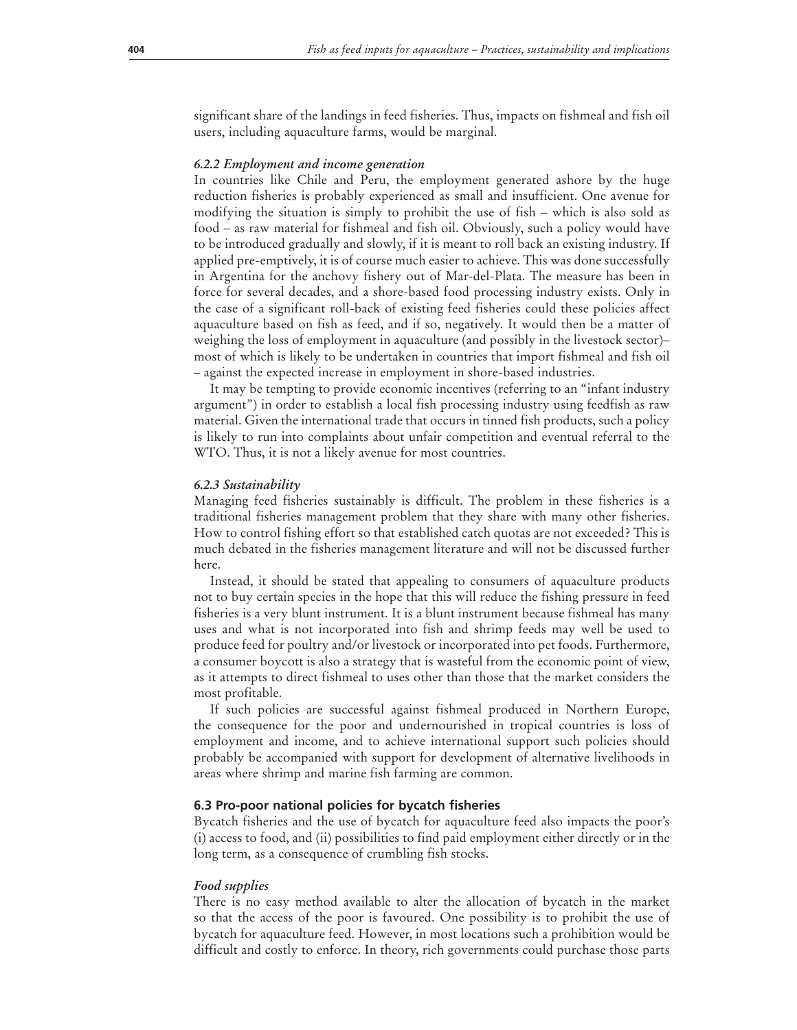significant share of the landings in feed fisheries. Thus, impacts on fishmeal and fish oil users, including aquaculture farms, would be marginal.

#### *6.2.2 Employment and income generation*

In countries like Chile and Peru, the employment generated ashore by the huge reduction fisheries is probably experienced as small and insufficient. One avenue for modifying the situation is simply to prohibit the use of fish – which is also sold as food – as raw material for fishmeal and fish oil. Obviously, such a policy would have to be introduced gradually and slowly, if it is meant to roll back an existing industry. If applied pre-emptively, it is of course much easier to achieve. This was done successfully in Argentina for the anchovy fishery out of Mar-del-Plata. The measure has been in force for several decades, and a shore-based food processing industry exists. Only in the case of a significant roll-back of existing feed fisheries could these policies affect aquaculture based on fish as feed, and if so, negatively. It would then be a matter of weighing the loss of employment in aquaculture (and possibly in the livestock sector)– most of which is likely to be undertaken in countries that import fishmeal and fish oil – against the expected increase in employment in shore-based industries.

It may be tempting to provide economic incentives (referring to an "infant industry argument") in order to establish a local fish processing industry using feedfish as raw material. Given the international trade that occurs in tinned fish products, such a policy is likely to run into complaints about unfair competition and eventual referral to the WTO. Thus, it is not a likely avenue for most countries.

#### *6.2.3 Sustainability*

Managing feed fisheries sustainably is difficult. The problem in these fisheries is a traditional fisheries management problem that they share with many other fisheries. How to control fishing effort so that established catch quotas are not exceeded? This is much debated in the fisheries management literature and will not be discussed further here.

Instead, it should be stated that appealing to consumers of aquaculture products not to buy certain species in the hope that this will reduce the fishing pressure in feed fisheries is a very blunt instrument. It is a blunt instrument because fishmeal has many uses and what is not incorporated into fish and shrimp feeds may well be used to produce feed for poultry and/or livestock or incorporated into pet foods. Furthermore, a consumer boycott is also a strategy that is wasteful from the economic point of view, as it attempts to direct fishmeal to uses other than those that the market considers the most profitable.

If such policies are successful against fishmeal produced in Northern Europe, the consequence for the poor and undernourished in tropical countries is loss of employment and income, and to achieve international support such policies should probably be accompanied with support for development of alternative livelihoods in areas where shrimp and marine fish farming are common.

### 6.3 Pro-poor national policies for bycatch fisheries

Bycatch fisheries and the use of bycatch for aquaculture feed also impacts the poor's (i) access to food, and (ii) possibilities to find paid employment either directly or in the long term, as a consequence of crumbling fish stocks.

#### *Food supplies*

There is no easy method available to alter the allocation of bycatch in the market so that the access of the poor is favoured. One possibility is to prohibit the use of bycatch for aquaculture feed. However, in most locations such a prohibition would be difficult and costly to enforce. In theory, rich governments could purchase those parts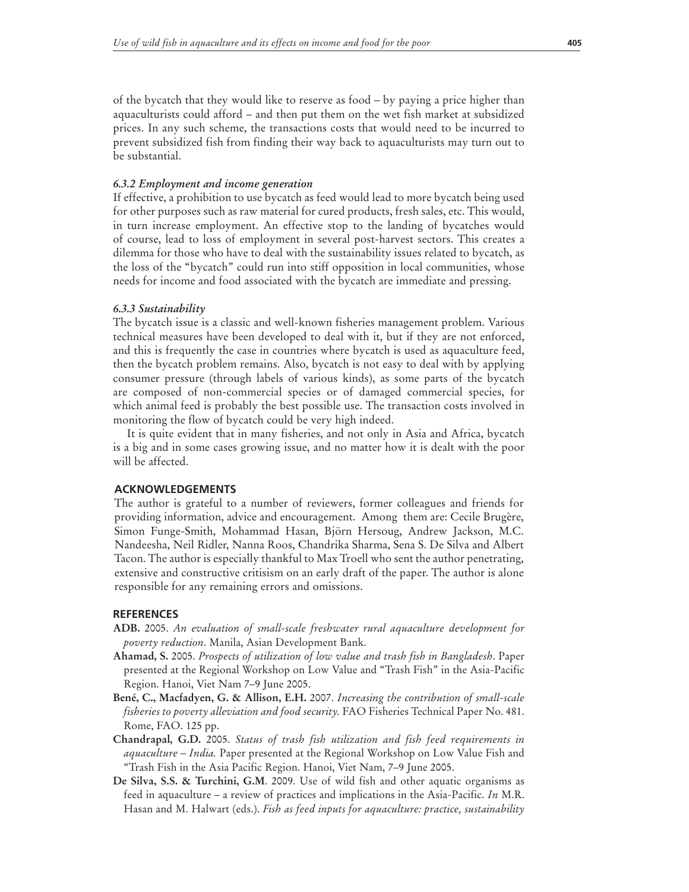of the bycatch that they would like to reserve as food – by paying a price higher than aquaculturists could afford – and then put them on the wet fish market at subsidized prices. In any such scheme, the transactions costs that would need to be incurred to prevent subsidized fish from finding their way back to aquaculturists may turn out to be substantial.

### *6.3.2 Employment and income generation*

If effective, a prohibition to use bycatch as feed would lead to more bycatch being used for other purposes such as raw material for cured products, fresh sales, etc. This would, in turn increase employment. An effective stop to the landing of bycatches would of course, lead to loss of employment in several post-harvest sectors. This creates a dilemma for those who have to deal with the sustainability issues related to bycatch, as the loss of the "bycatch" could run into stiff opposition in local communities, whose needs for income and food associated with the bycatch are immediate and pressing.

### *6.3.3 Sustainability*

The bycatch issue is a classic and well-known fisheries management problem. Various technical measures have been developed to deal with it, but if they are not enforced, and this is frequently the case in countries where bycatch is used as aquaculture feed, then the bycatch problem remains. Also, bycatch is not easy to deal with by applying consumer pressure (through labels of various kinds), as some parts of the bycatch are composed of non-commercial species or of damaged commercial species, for which animal feed is probably the best possible use. The transaction costs involved in monitoring the flow of bycatch could be very high indeed.

It is quite evident that in many fisheries, and not only in Asia and Africa, bycatch is a big and in some cases growing issue, and no matter how it is dealt with the poor will be affected.

## ACKNOWLEDGEMENTS

The author is grateful to a number of reviewers, former colleagues and friends for providing information, advice and encouragement. Among them are: Cecile Brugère, Simon Funge-Smith, Mohammad Hasan, Björn Hersoug, Andrew Jackson, M.C. Nandeesha, Neil Ridler, Nanna Roos, Chandrika Sharma, Sena S. De Silva and Albert Tacon. The author is especially thankful to Max Troell who sent the author penetrating, extensive and constructive critisism on an early draft of the paper. The author is alone responsible for any remaining errors and omissions.

## REFERENCES

**ADB.** 2005. *An evaluation of small-scale freshwater rural aquaculture development for poverty reduction*. Manila, Asian Development Bank.

**Ahamad, S.** 2005. *Prospects of utilization of low value and trash fish in Bangladesh*. Paper presented at the Regional Workshop on Low Value and "Trash Fish" in the Asia-Pacific Region. Hanoi, Viet Nam 7–9 June 2005.

**Bené, C., Macfadyen, G. & Allison, E.H.** 2007. *Increasing the contribution of small-scale fisheries to poverty alleviation and food security.* FAO Fisheries Technical Paper No. 481. Rome, FAO. 125 pp.

**Chandrapal, G.D.** 2005. *Status of trash fish utilization and fish feed requirements in aquaculture – India.* Paper presented at the Regional Workshop on Low Value Fish and "Trash Fish in the Asia Pacific Region. Hanoi, Viet Nam, 7–9 June 2005.

**De Silva, S.S. & Turchini, G.M**. 2009. Use of wild fish and other aquatic organisms as feed in aquaculture – a review of practices and implications in the Asia-Pacific. *In* M.R. Hasan and M. Halwart (eds.). *Fish as feed inputs for aquaculture: practice, sustainability*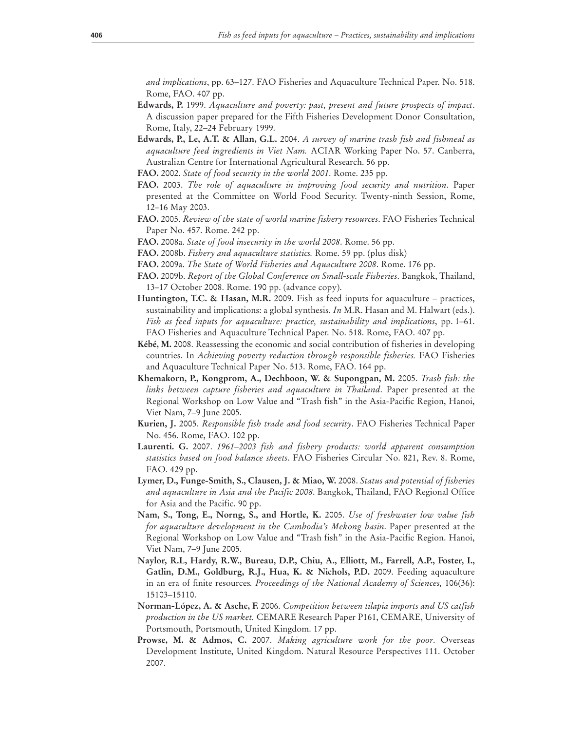*and implications*, pp. 63–127. FAO Fisheries and Aquaculture Technical Paper. No. 518. Rome, FAO. 407 pp.

**Edwards, P.** 1999. *Aquaculture and poverty: past, present and future prospects of impact*. A discussion paper prepared for the Fifth Fisheries Development Donor Consultation, Rome, Italy, 22–24 February 1999.

**Edwards, P., Le, A.T. & Allan, G.L.** 2004. *A survey of marine trash fish and fishmeal as aquaculture feed ingredients in Viet Nam.* ACIAR Working Paper No. 57. Canberra, Australian Centre for International Agricultural Research. 56 pp.

**FAO.** 2002. *State of food security in the world 2001*. Rome. 235 pp.

**FAO.** 2003. *The role of aquaculture in improving food security and nutrition*. Paper presented at the Committee on World Food Security. Twenty-ninth Session, Rome, 12–16 May 2003.

**FAO.** 2005. *Review of the state of world marine fishery resources*. FAO Fisheries Technical Paper No. 457. Rome. 242 pp.

**FAO.** 2008a. *State of food insecurity in the world 2008*. Rome. 56 pp.

**FAO.** 2008b. *Fishery and aquaculture statistics.* Rome. 59 pp. (plus disk)

**FAO.** 2009a. *The State of World Fisheries and Aquaculture 2008*. Rome. 176 pp.

**FAO.** 2009b. *Report of the Global Conference on Small-scale Fisheries*. Bangkok, Thailand, 13–17 October 2008. Rome. 190 pp. (advance copy).

**Huntington, T.C. & Hasan, M.R.** 2009. Fish as feed inputs for aquaculture – practices, sustainability and implications: a global synthesis. *In* M.R. Hasan and M. Halwart (eds.). *Fish as feed inputs for aquaculture: practice, sustainability and implications*, pp. 1–61. FAO Fisheries and Aquaculture Technical Paper. No. 518. Rome, FAO. 407 pp.

**Kébé, M.** 2008. Reassessing the economic and social contribution of fisheries in developing countries. In *Achieving poverty reduction through responsible fisheries.* FAO Fisheries and Aquaculture Technical Paper No. 513. Rome, FAO. 164 pp.

**Khemakorn, P., Kongprom, A., Dechboon, W. & Supongpan, M.** 2005. *Trash fish: the links between capture fisheries and aquaculture in Thailand*. Paper presented at the Regional Workshop on Low Value and "Trash fish" in the Asia-Pacific Region, Hanoi, Viet Nam, 7–9 June 2005.

**Kurien, J.** 2005. *Responsible fish trade and food security*. FAO Fisheries Technical Paper No. 456. Rome, FAO. 102 pp.

**Laurenti. G.** 2007. *1961–2003 fish and fishery products: world apparent consumption statistics based on food balance sheets*. FAO Fisheries Circular No. 821, Rev. 8. Rome, FAO. 429 pp.

**Lymer, D., Funge-Smith, S., Clausen, J. & Miao, W.** 2008. *Status and potential of fisheries and aquaculture in Asia and the Pacific 2008*. Bangkok, Thailand, FAO Regional Office for Asia and the Pacific. 90 pp.

**Nam, S., Tong, E., Norng, S., and Hortle, K.** 2005. *Use of freshwater low value fish for aquaculture development in the Cambodia's Mekong basin*. Paper presented at the Regional Workshop on Low Value and "Trash fish" in the Asia-Pacific Region. Hanoi, Viet Nam, 7–9 June 2005.

**Naylor, R.L, Hardy, R.W., Bureau, D.P., Chiu, A., Elliott, M., Farrell, A.P., Foster, I., Gatlin, D.M., Goldburg, R.J., Hua, K. & Nichols, P.D.** 2009. Feeding aquaculture in an era of finite resources*. Proceedings of the National Academy of Sciences,* 106(36): 15103–15110.

**Norman-López, A. & Asche, F.** 2006. *Competition between tilapia imports and US catfish production in the US market.* CEMARE Research Paper P161, CEMARE, University of Portsmouth, Portsmouth, United Kingdom. 17 pp.

**Prowse, M. & Admos, C.** 2007. *Making agriculture work for the poor*. Overseas Development Institute, United Kingdom. Natural Resource Perspectives 111. October 2007.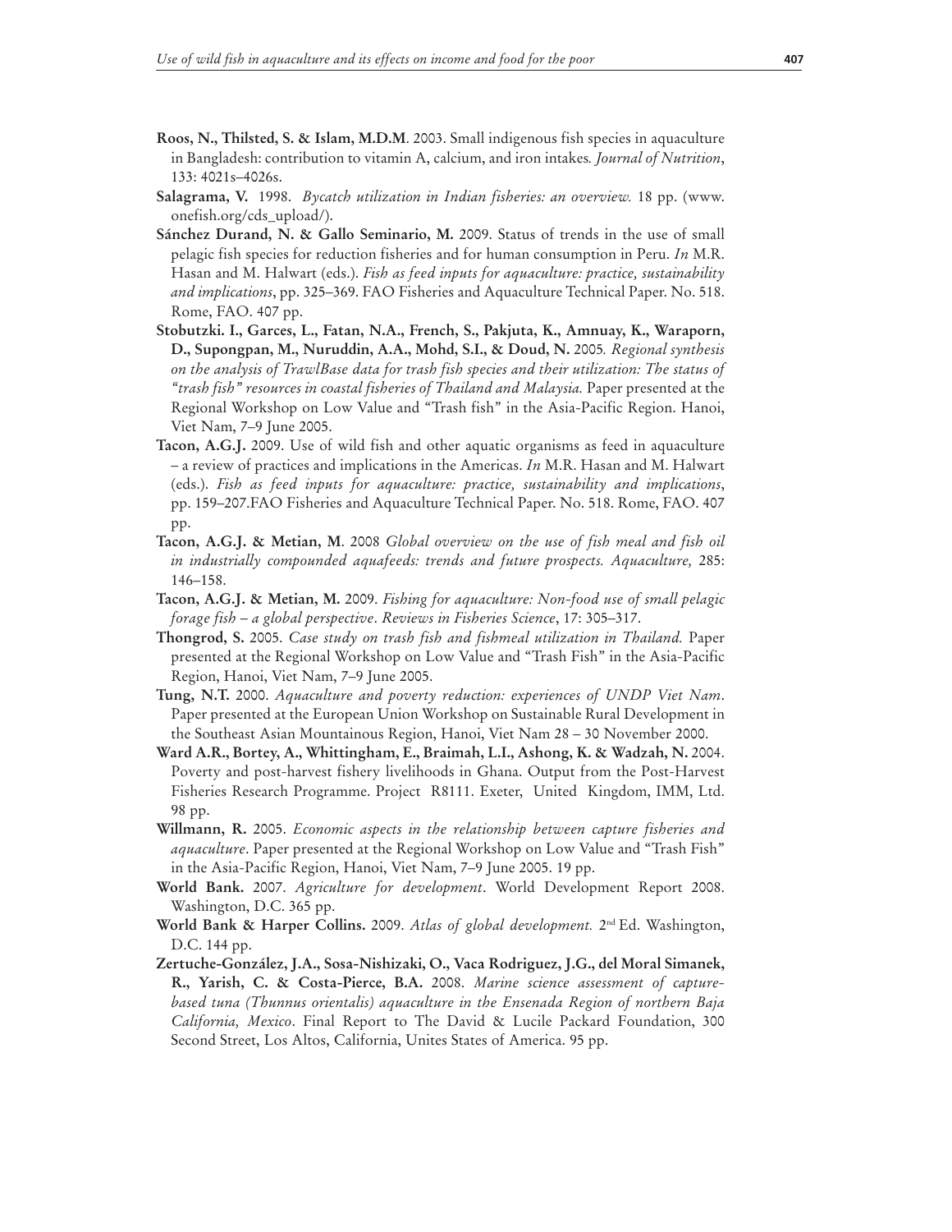**Roos, N., Thilsted, S. & Islam, M.D.M**. 2003. Small indigenous fish species in aquaculture in Bangladesh: contribution to vitamin A, calcium, and iron intakes*. Journal of Nutrition*, 133: 4021s–4026s.

**Salagrama, V.** 1998. *Bycatch utilization in Indian fisheries: an overview.* 18 pp. (www.onefish.org/cds_upload/).

**Sánchez Durand, N. & Gallo Seminario, M.** 2009. Status of trends in the use of small pelagic fish species for reduction fisheries and for human consumption in Peru. *In* M.R. Hasan and M. Halwart (eds.). *Fish as feed inputs for aquaculture: practice, sustainability and implications*, pp. 325–369. FAO Fisheries and Aquaculture Technical Paper. No. 518. Rome, FAO. 407 pp.

**Stobutzki. I., Garces, L., Fatan, N.A., French, S., Pakjuta, K., Amnuay, K., Waraporn, D., Supongpan, M., Nuruddin, A.A., Mohd, S.I., & Doud, N.** 2005*. Regional synthesis on the analysis of TrawlBase data for trash fish species and their utilization: The status of "trash fish" resources in coastal fisheries of Thailand and Malaysia.* Paper presented at the Regional Workshop on Low Value and "Trash fish" in the Asia-Pacific Region. Hanoi, Viet Nam, 7–9 June 2005.

**Tacon, A.G.J.** 2009. Use of wild fish and other aquatic organisms as feed in aquaculture – a review of practices and implications in the Americas. *In* M.R. Hasan and M. Halwart (eds.). *Fish as feed inputs for aquaculture: practice, sustainability and implications*, pp. 159–207.FAO Fisheries and Aquaculture Technical Paper. No. 518. Rome, FAO. 407 pp.

**Tacon, A.G.J. & Metian, M**. 2008 *Global overview on the use of fish meal and fish oil in industrially compounded aquafeeds: trends and future prospects. Aquaculture,* 285: 146–158.

**Tacon, A.G.J. & Metian, M.** 2009. *Fishing for aquaculture: Non-food use of small pelagic forage fish – a global perspective*. *Reviews in Fisheries Science*, 17: 305–317.

**Thongrod, S.** 2005. *Case study on trash fish and fishmeal utilization in Thailand.* Paper presented at the Regional Workshop on Low Value and "Trash Fish" in the Asia-Pacific Region, Hanoi, Viet Nam, 7–9 June 2005.

**Tung, N.T.** 2000. *Aquaculture and poverty reduction: experiences of UNDP Viet Nam*. Paper presented at the European Union Workshop on Sustainable Rural Development in the Southeast Asian Mountainous Region, Hanoi, Viet Nam 28 – 30 November 2000.

**Ward A.R., Bortey, A., Whittingham, E., Braimah, L.I., Ashong, K. & Wadzah, N.** 2004. Poverty and post-harvest fishery livelihoods in Ghana. Output from the Post-Harvest Fisheries Research Programme. Project R8111. Exeter, United Kingdom, IMM, Ltd. 98 pp.

**Willmann, R.** 2005. *Economic aspects in the relationship between capture fisheries and aquaculture*. Paper presented at the Regional Workshop on Low Value and "Trash Fish" in the Asia-Pacific Region, Hanoi, Viet Nam, 7–9 June 2005. 19 pp.

**World Bank.** 2007. *Agriculture for development*. World Development Report 2008. Washington, D.C. 365 pp.

**World Bank & Harper Collins.** 2009. *Atlas of global development.* 2nd Ed. Washington, D.C. 144 pp.

**Zertuche-González, J.A., Sosa-Nishizaki, O., Vaca Rodriguez, J.G., del Moral Simanek, R., Yarish, C. & Costa-Pierce, B.A.** 2008. *Marine science assessment of capture-based tuna (Thunnus orientalis) aquaculture in the Ensenada Region of northern Baja California, Mexico*. Final Report to The David & Lucile Packard Foundation, 300 Second Street, Los Altos, California, Unites States of America. 95 pp.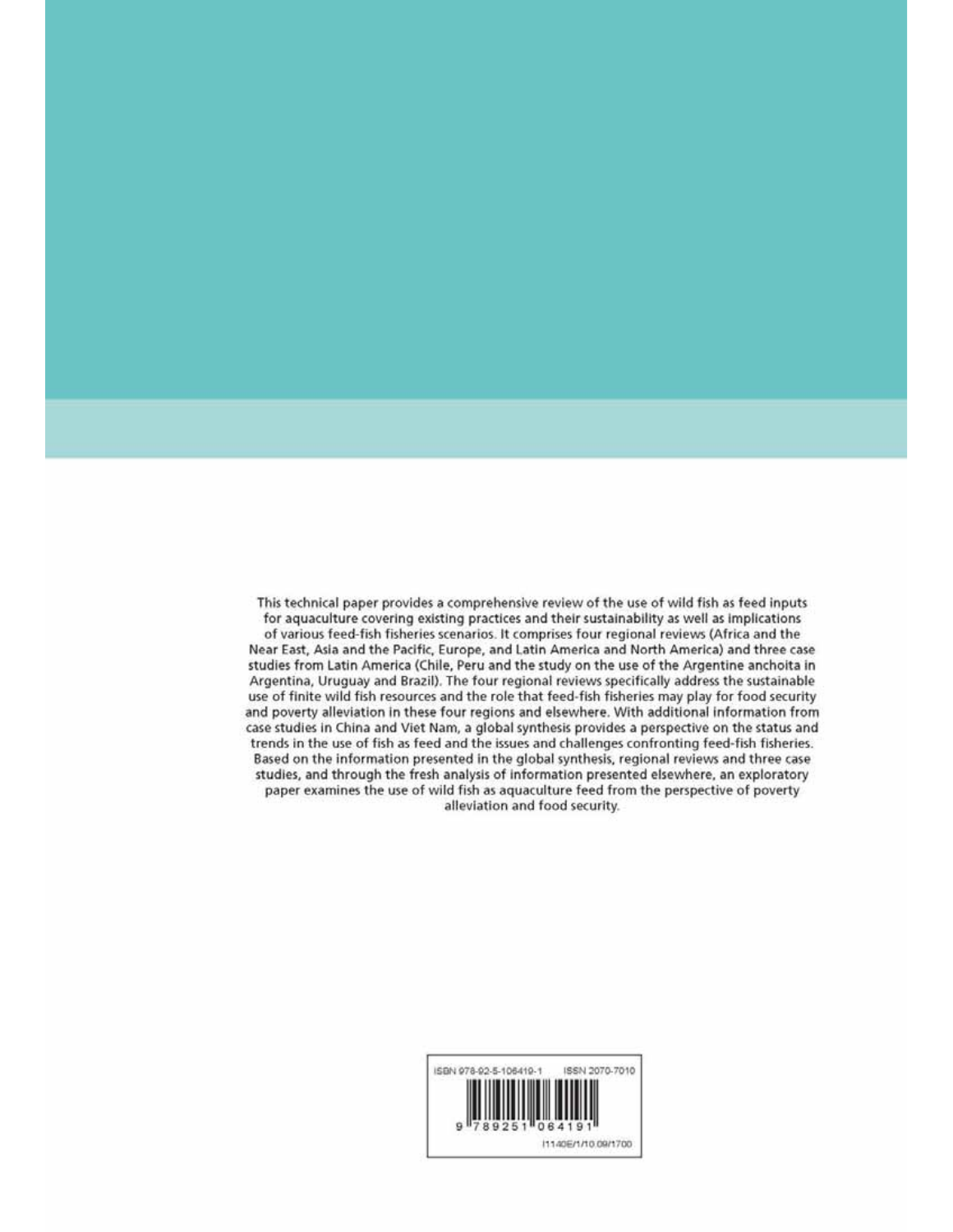This technical paper provides a comprehensive review of the use of wild fish as feed inputs for aquaculture covering existing practices and their sustainability as well as implications of various feed-fish fisheries scenarios. It comprises four regional reviews (Africa and the Near East, Asia and the Pacific, Europe, and Latin America and North America) and three case studies from Latin America (Chile, Peru and the study on the use of the Argentine anchoita in Argentina, Uruguay and Brazil). The four regional reviews specifically address the sustainable use of finite wild fish resources and the role that feed-fish fisheries may play for food security and poverty alleviation in these four regions and elsewhere. With additional information from case studies in China and Viet Nam, a global synthesis provides a perspective on the status and trends in the use of fish as feed and the issues and challenges confronting feed-fish fisheries. Based on the information presented in the global synthesis, regional reviews and three case studies, and through the fresh analysis of information presented elsewhere, an exploratory paper examines the use of wild fish as aquaculture feed from the perspective of poverty alleviation and food security.

ISBN 978-92-5-106419-1 ISSN 2070-7010

9 789251 064191

I1140E/1/10.09/1700